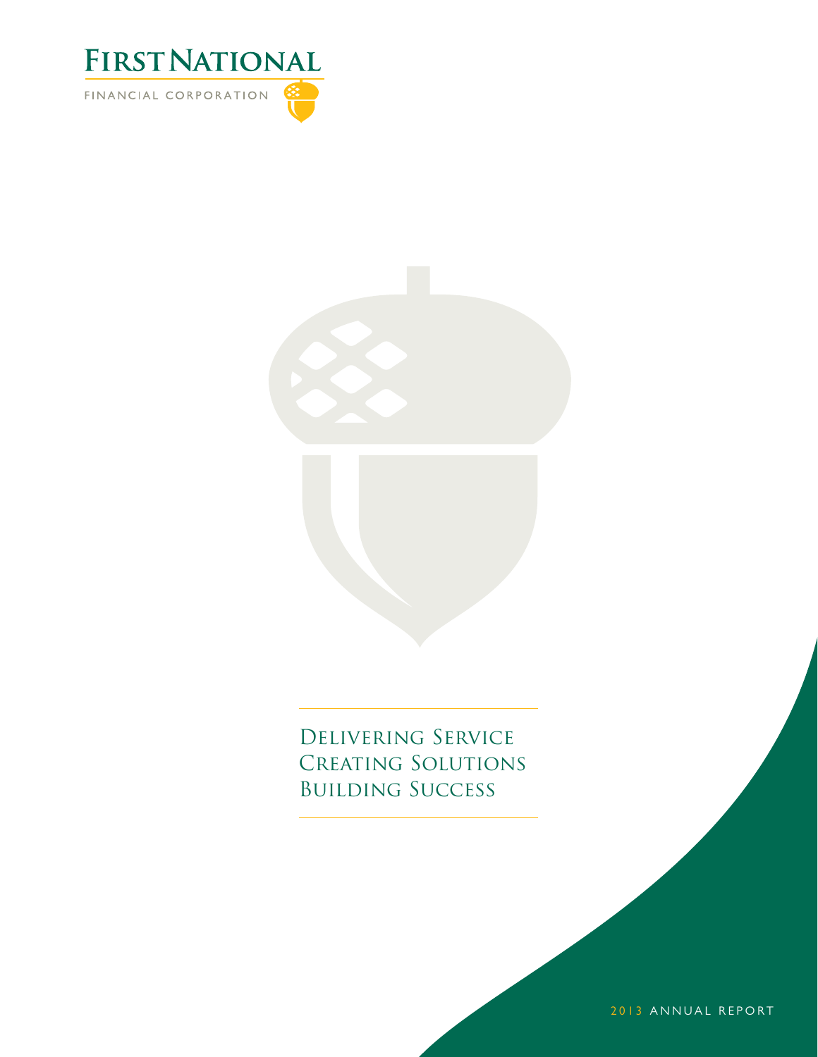# First National

FINANCIAL CORPORATION

Delivering Service
Creating Solutions
Building Success

2013 ANNUAL REPORT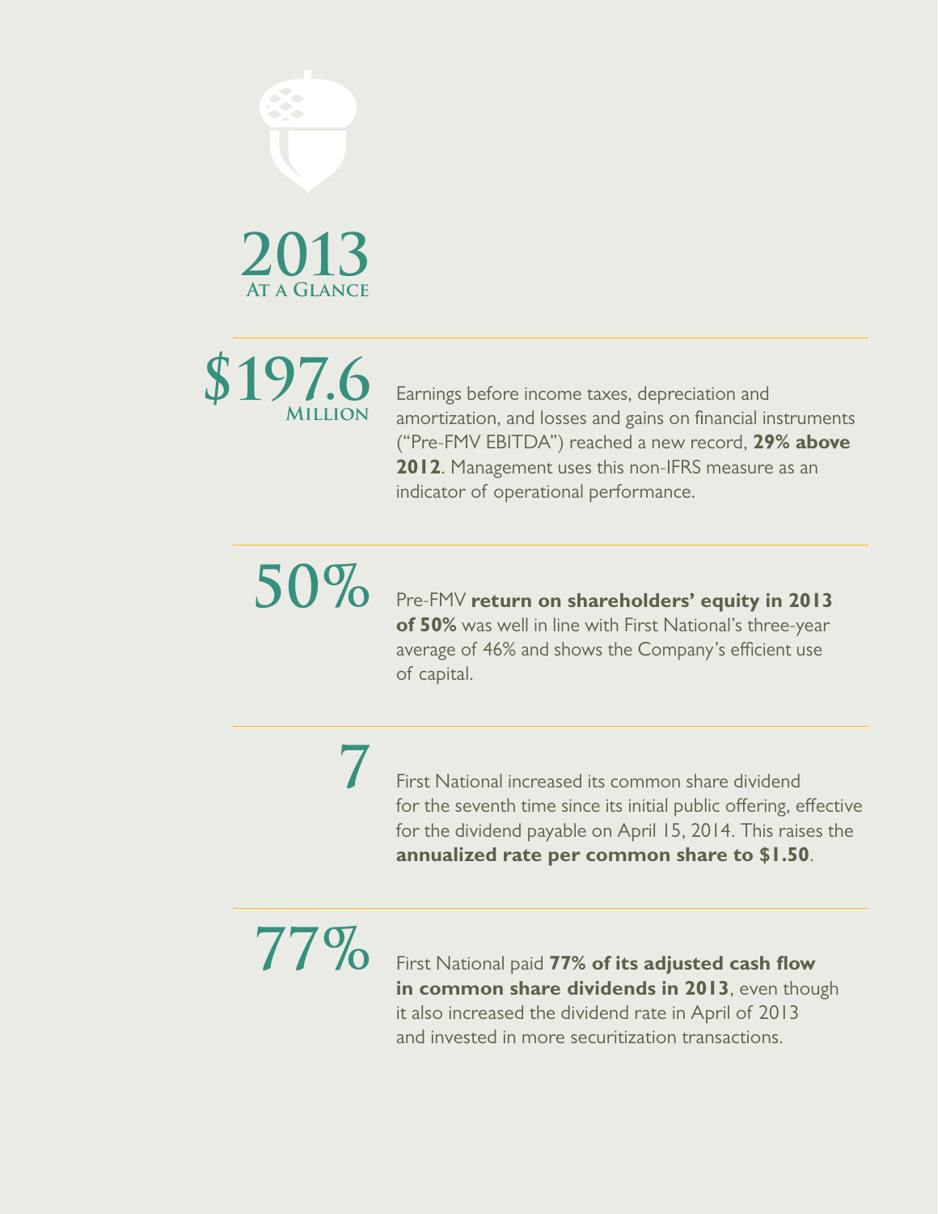# 2013
## At a Glance

**$197.6 Million**

Earnings before income taxes, depreciation and amortization, and losses and gains on financial instruments ("Pre-FMV EBITDA") reached a new record, **29% above 2012**. Management uses this non-IFRS measure as an indicator of operational performance.

**50%**

Pre-FMV **return on shareholders' equity in 2013 of 50%** was well in line with First National's three-year average of 46% and shows the Company's efficient use of capital.

**7**

First National increased its common share dividend for the seventh time since its initial public offering, effective for the dividend payable on April 15, 2014. This raises the **annualized rate per common share to $1.50**.

**77%**

First National paid **77% of its adjusted cash flow in common share dividends in 2013**, even though it also increased the dividend rate in April of 2013 and invested in more securitization transactions.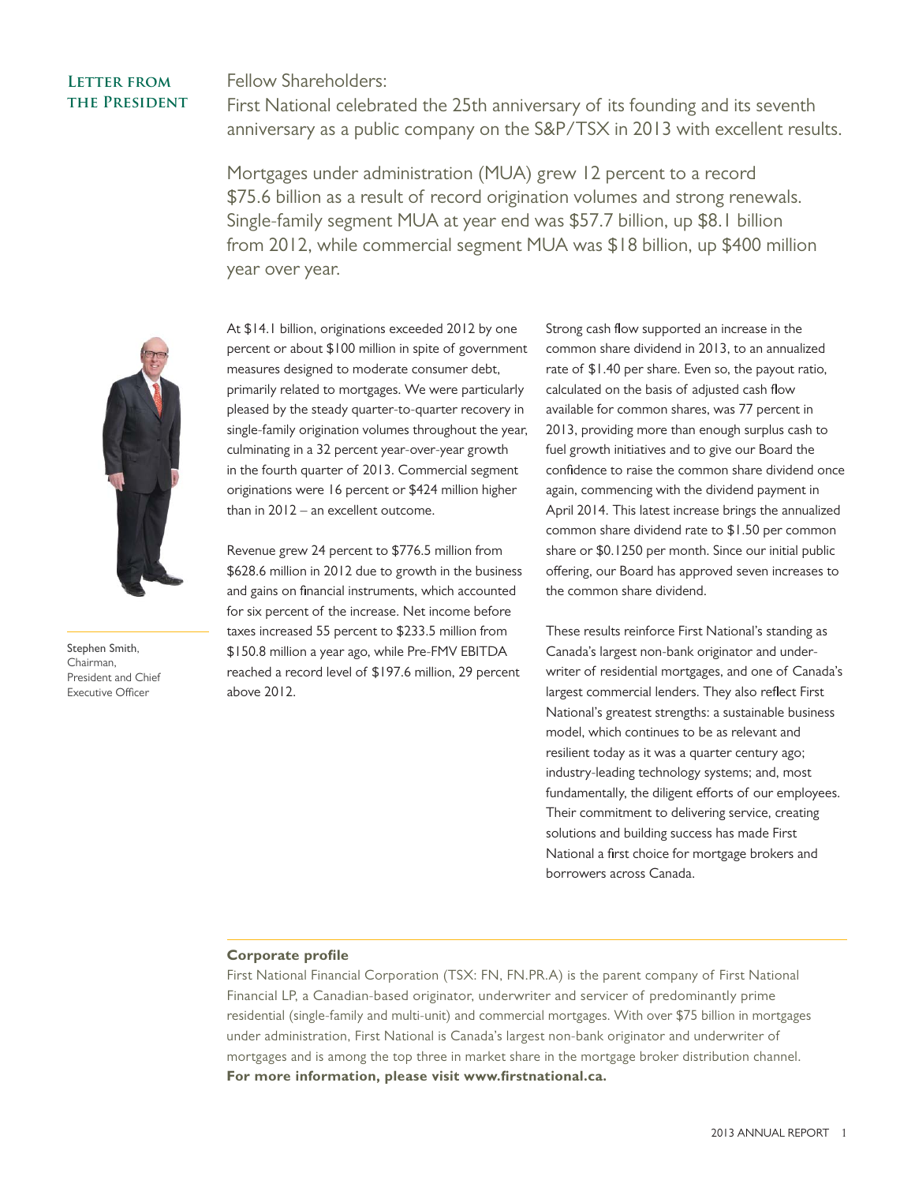# Letter from the President

Fellow Shareholders:

First National celebrated the 25th anniversary of its founding and its seventh anniversary as a public company on the S&P/TSX in 2013 with excellent results.

Mortgages under administration (MUA) grew 12 percent to a record $75.6 billion as a result of record origination volumes and strong renewals. Single-family segment MUA at year end was $57.7 billion, up $8.1 billion from 2012, while commercial segment MUA was $18 billion, up $400 million year over year.

Stephen Smith, Chairman, President and Chief Executive Officer

At $14.1 billion, originations exceeded 2012 by one percent or about $100 million in spite of government measures designed to moderate consumer debt, primarily related to mortgages. We were particularly pleased by the steady quarter-to-quarter recovery in single-family origination volumes throughout the year, culminating in a 32 percent year-over-year growth in the fourth quarter of 2013. Commercial segment originations were 16 percent or $424 million higher than in 2012 – an excellent outcome.

Revenue grew 24 percent to $776.5 million from $628.6 million in 2012 due to growth in the business and gains on financial instruments, which accounted for six percent of the increase. Net income before taxes increased 55 percent to $233.5 million from $150.8 million a year ago, while Pre-FMV EBITDA reached a record level of $197.6 million, 29 percent above 2012.

Strong cash flow supported an increase in the common share dividend in 2013, to an annualized rate of $1.40 per share. Even so, the payout ratio, calculated on the basis of adjusted cash flow available for common shares, was 77 percent in 2013, providing more than enough surplus cash to fuel growth initiatives and to give our Board the confidence to raise the common share dividend once again, commencing with the dividend payment in April 2014. This latest increase brings the annualized common share dividend rate to $1.50 per common share or $0.1250 per month. Since our initial public offering, our Board has approved seven increases to the common share dividend.

These results reinforce First National's standing as Canada's largest non-bank originator and underwriter of residential mortgages, and one of Canada's largest commercial lenders. They also reflect First National's greatest strengths: a sustainable business model, which continues to be as relevant and resilient today as it was a quarter century ago; industry-leading technology systems; and, most fundamentally, the diligent efforts of our employees. Their commitment to delivering service, creating solutions and building success has made First National a first choice for mortgage brokers and borrowers across Canada.

**Corporate profile**

First National Financial Corporation (TSX: FN, FN.PR.A) is the parent company of First National Financial LP, a Canadian-based originator, underwriter and servicer of predominantly prime residential (single-family and multi-unit) and commercial mortgages. With over $75 billion in mortgages under administration, First National is Canada's largest non-bank originator and underwriter of mortgages and is among the top three in market share in the mortgage broker distribution channel.

**For more information, please visit www.firstnational.ca.**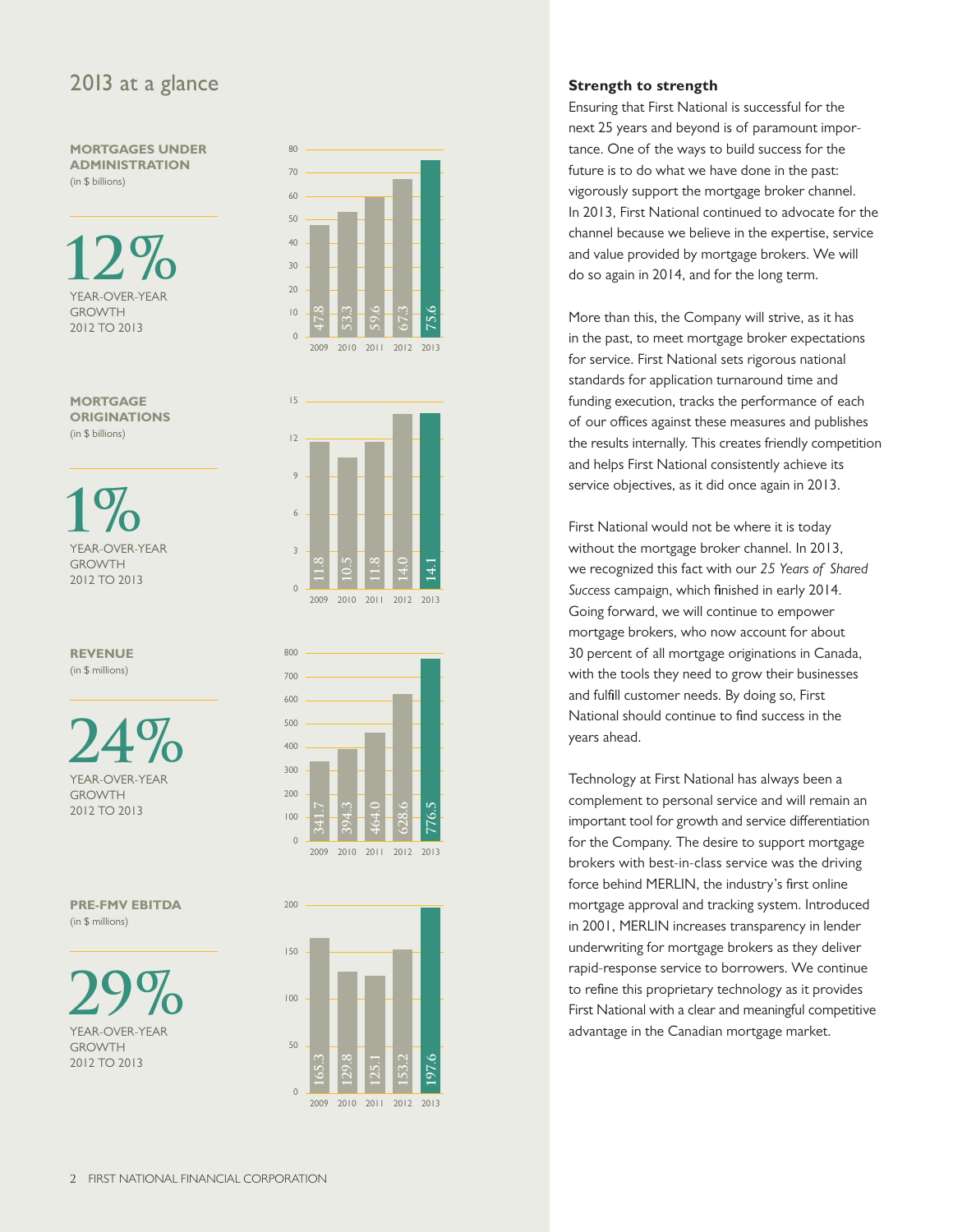## 2013 at a glance

**MORTGAGES UNDER ADMINISTRATION**
(in $ billions)

**12%**
YEAR-OVER-YEAR GROWTH 2012 TO 2013

| 2009 | 2010 | 2011 | 2012 | 2013 |
|---|---|---|---|---|
| 47.8 | 53.3 | 59.6 | 67.3 | 75.6 |

**MORTGAGE ORIGINATIONS**
(in $ billions)

**1%**
YEAR-OVER-YEAR GROWTH 2012 TO 2013

| 2009 | 2010 | 2011 | 2012 | 2013 |
|---|---|---|---|---|
| 11.8 | 10.5 | 11.8 | 14.0 | 14.1 |

**REVENUE**
(in $ millions)

**24%**
YEAR-OVER-YEAR GROWTH 2012 TO 2013

| 2009 | 2010 | 2011 | 2012 | 2013 |
|---|---|---|---|---|
| 341.7 | 394.3 | 464.0 | 628.6 | 776.5 |

**PRE-FMV EBITDA**
(in $ millions)

**29%**
YEAR-OVER-YEAR GROWTH 2012 TO 2013

| 2009 | 2010 | 2011 | 2012 | 2013 |
|---|---|---|---|---|
| 165.3 | 129.8 | 125.1 | 153.2 | 197.6 |

**Strength to strength**

Ensuring that First National is successful for the next 25 years and beyond is of paramount importance. One of the ways to build success for the future is to do what we have done in the past: vigorously support the mortgage broker channel. In 2013, First National continued to advocate for the channel because we believe in the expertise, service and value provided by mortgage brokers. We will do so again in 2014, and for the long term.

More than this, the Company will strive, as it has in the past, to meet mortgage broker expectations for service. First National sets rigorous national standards for application turnaround time and funding execution, tracks the performance of each of our offices against these measures and publishes the results internally. This creates friendly competition and helps First National consistently achieve its service objectives, as it did once again in 2013.

First National would not be where it is today without the mortgage broker channel. In 2013, we recognized this fact with our *25 Years of Shared Success* campaign, which finished in early 2014. Going forward, we will continue to empower mortgage brokers, who now account for about 30 percent of all mortgage originations in Canada, with the tools they need to grow their businesses and fulfill customer needs. By doing so, First National should continue to find success in the years ahead.

Technology at First National has always been a complement to personal service and will remain an important tool for growth and service differentiation for the Company. The desire to support mortgage brokers with best-in-class service was the driving force behind MERLIN, the industry's first online mortgage approval and tracking system. Introduced in 2001, MERLIN increases transparency in lender underwriting for mortgage brokers as they deliver rapid-response service to borrowers. We continue to refine this proprietary technology as it provides First National with a clear and meaningful competitive advantage in the Canadian mortgage market.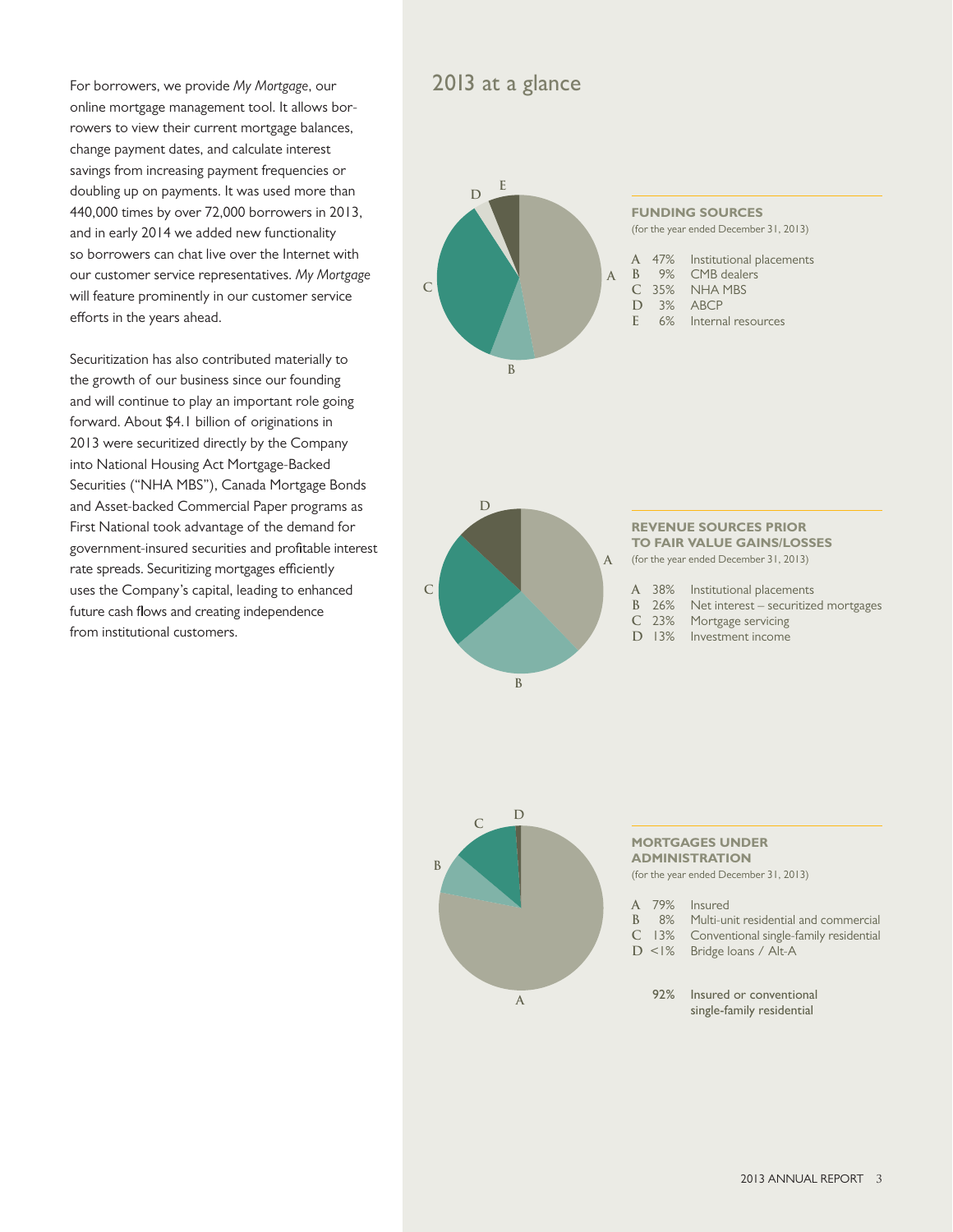For borrowers, we provide *My Mortgage*, our online mortgage management tool. It allows borrowers to view their current mortgage balances, change payment dates, and calculate interest savings from increasing payment frequencies or doubling up on payments. It was used more than 440,000 times by over 72,000 borrowers in 2013, and in early 2014 we added new functionality so borrowers can chat live over the Internet with our customer service representatives. *My Mortgage* will feature prominently in our customer service efforts in the years ahead.

Securitization has also contributed materially to the growth of our business since our founding and will continue to play an important role going forward. About $4.1 billion of originations in 2013 were securitized directly by the Company into National Housing Act Mortgage-Backed Securities ("NHA MBS"), Canada Mortgage Bonds and Asset-backed Commercial Paper programs as First National took advantage of the demand for government-insured securities and profitable interest rate spreads. Securitizing mortgages efficiently uses the Company's capital, leading to enhanced future cash flows and creating independence from institutional customers.

## 2013 at a glance

### FUNDING SOURCES

(for the year ended December 31, 2013)

| | | |
|---|---|---|
| A | 47% | Institutional placements |
| B | 9% | CMB dealers |
| C | 35% | NHA MBS |
| D | 3% | ABCP |
| E | 6% | Internal resources |

### REVENUE SOURCES PRIOR TO FAIR VALUE GAINS/LOSSES

(for the year ended December 31, 2013)

| | | |
|---|---|---|
| A | 38% | Institutional placements |
| B | 26% | Net interest – securitized mortgages |
| C | 23% | Mortgage servicing |
| D | 13% | Investment income |

### MORTGAGES UNDER ADMINISTRATION

(for the year ended December 31, 2013)

| | | |
|---|---|---|
| A | 79% | Insured |
| B | 8% | Multi-unit residential and commercial |
| C | 13% | Conventional single-family residential |
| D | <1% | Bridge loans / Alt-A |

**92%** Insured or conventional single-family residential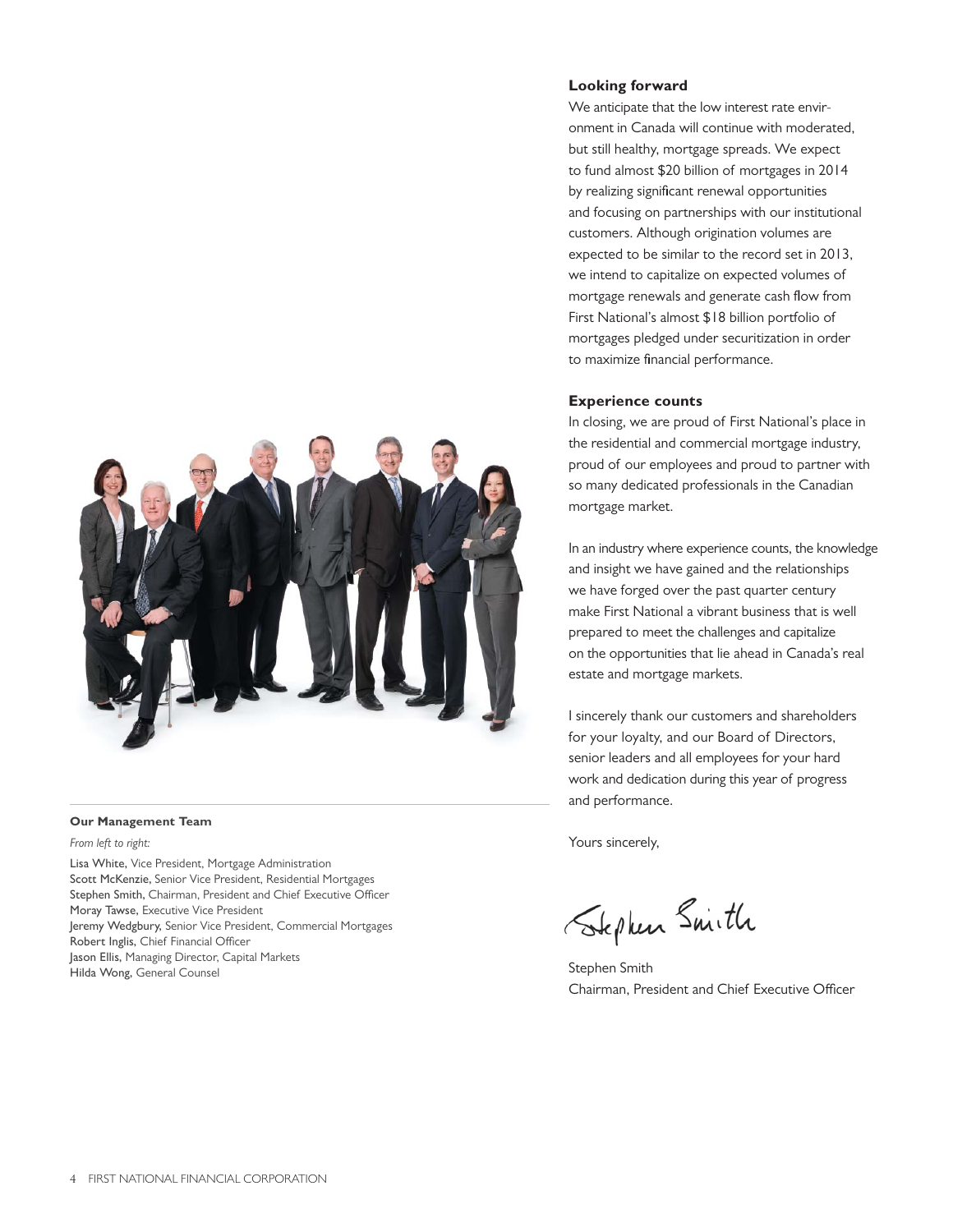## Looking forward

We anticipate that the low interest rate environment in Canada will continue with moderated, but still healthy, mortgage spreads. We expect to fund almost $20 billion of mortgages in 2014 by realizing significant renewal opportunities and focusing on partnerships with our institutional customers. Although origination volumes are expected to be similar to the record set in 2013, we intend to capitalize on expected volumes of mortgage renewals and generate cash flow from First National's almost $18 billion portfolio of mortgages pledged under securitization in order to maximize financial performance.

## Experience counts

In closing, we are proud of First National's place in the residential and commercial mortgage industry, proud of our employees and proud to partner with so many dedicated professionals in the Canadian mortgage market.

In an industry where experience counts, the knowledge and insight we have gained and the relationships we have forged over the past quarter century make First National a vibrant business that is well prepared to meet the challenges and capitalize on the opportunities that lie ahead in Canada's real estate and mortgage markets.

I sincerely thank our customers and shareholders for your loyalty, and our Board of Directors, senior leaders and all employees for your hard work and dedication during this year of progress and performance.

Yours sincerely,

Stephen Smith
Chairman, President and Chief Executive Officer

**Our Management Team**

*From left to right:*

Lisa White, Vice President, Mortgage Administration
Scott McKenzie, Senior Vice President, Residential Mortgages
Stephen Smith, Chairman, President and Chief Executive Officer
Moray Tawse, Executive Vice President
Jeremy Wedgbury, Senior Vice President, Commercial Mortgages
Robert Inglis, Chief Financial Officer
Jason Ellis, Managing Director, Capital Markets
Hilda Wong, General Counsel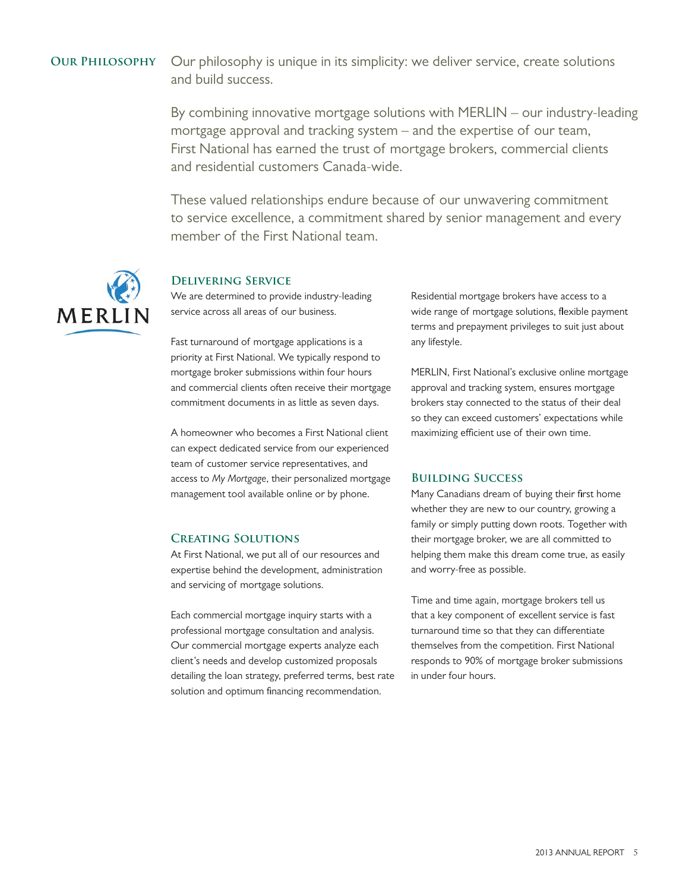## Our Philosophy

Our philosophy is unique in its simplicity: we deliver service, create solutions and build success.

By combining innovative mortgage solutions with MERLIN – our industry-leading mortgage approval and tracking system – and the expertise of our team, First National has earned the trust of mortgage brokers, commercial clients and residential customers Canada-wide.

These valued relationships endure because of our unwavering commitment to service excellence, a commitment shared by senior management and every member of the First National team.

MERLIN

### Delivering Service

We are determined to provide industry-leading service across all areas of our business.

Fast turnaround of mortgage applications is a priority at First National. We typically respond to mortgage broker submissions within four hours and commercial clients often receive their mortgage commitment documents in as little as seven days.

A homeowner who becomes a First National client can expect dedicated service from our experienced team of customer service representatives, and access to *My Mortgage*, their personalized mortgage management tool available online or by phone.

### Creating Solutions

At First National, we put all of our resources and expertise behind the development, administration and servicing of mortgage solutions.

Each commercial mortgage inquiry starts with a professional mortgage consultation and analysis. Our commercial mortgage experts analyze each client's needs and develop customized proposals detailing the loan strategy, preferred terms, best rate solution and optimum financing recommendation.

Residential mortgage brokers have access to a wide range of mortgage solutions, flexible payment terms and prepayment privileges to suit just about any lifestyle.

MERLIN, First National's exclusive online mortgage approval and tracking system, ensures mortgage brokers stay connected to the status of their deal so they can exceed customers' expectations while maximizing efficient use of their own time.

### Building Success

Many Canadians dream of buying their first home whether they are new to our country, growing a family or simply putting down roots. Together with their mortgage broker, we are all committed to helping them make this dream come true, as easily and worry-free as possible.

Time and time again, mortgage brokers tell us that a key component of excellent service is fast turnaround time so that they can differentiate themselves from the competition. First National responds to 90% of mortgage broker submissions in under four hours.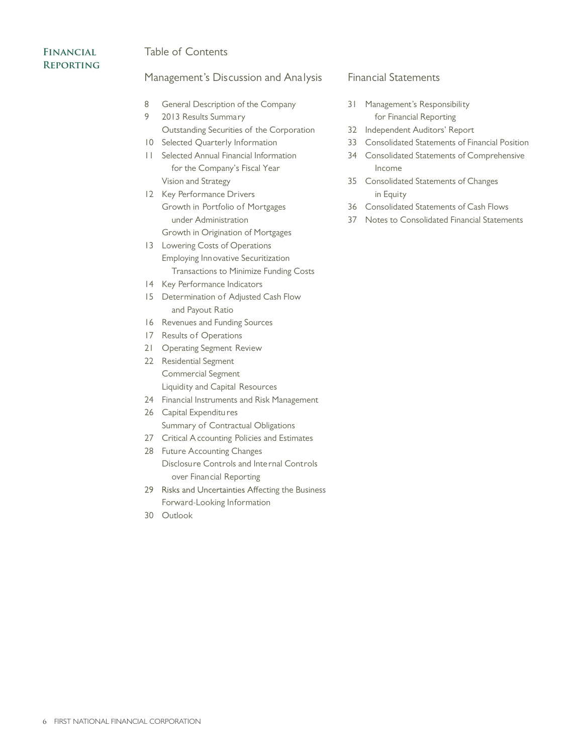# Financial Reporting

## Table of Contents

### Management's Discussion and Analysis

8 General Description of the Company
9 2013 Results Summary
Outstanding Securities of the Corporation
10 Selected Quarterly Information
11 Selected Annual Financial Information for the Company's Fiscal Year
Vision and Strategy
12 Key Performance Drivers
Growth in Portfolio of Mortgages under Administration
Growth in Origination of Mortgages
13 Lowering Costs of Operations
Employing Innovative Securitization Transactions to Minimize Funding Costs
14 Key Performance Indicators
15 Determination of Adjusted Cash Flow and Payout Ratio
16 Revenues and Funding Sources
17 Results of Operations
21 Operating Segment Review
22 Residential Segment
Commercial Segment
Liquidity and Capital Resources
24 Financial Instruments and Risk Management
26 Capital Expenditures
Summary of Contractual Obligations
27 Critical Accounting Policies and Estimates
28 Future Accounting Changes
Disclosure Controls and Internal Controls over Financial Reporting
29 Risks and Uncertainties Affecting the Business
Forward-Looking Information
30 Outlook

### Financial Statements

31 Management's Responsibility for Financial Reporting
32 Independent Auditors' Report
33 Consolidated Statements of Financial Position
34 Consolidated Statements of Comprehensive Income
35 Consolidated Statements of Changes in Equity
36 Consolidated Statements of Cash Flows
37 Notes to Consolidated Financial Statements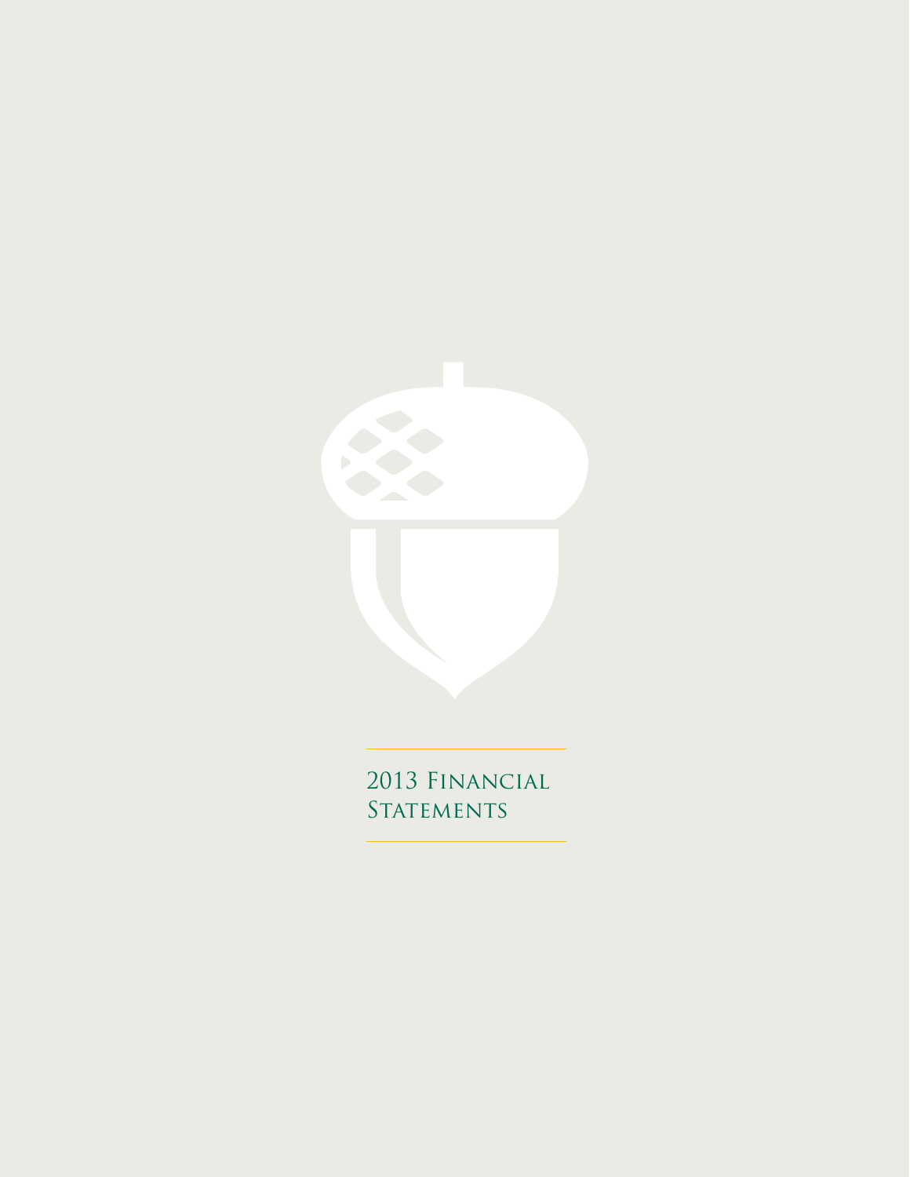# 2013 Financial Statements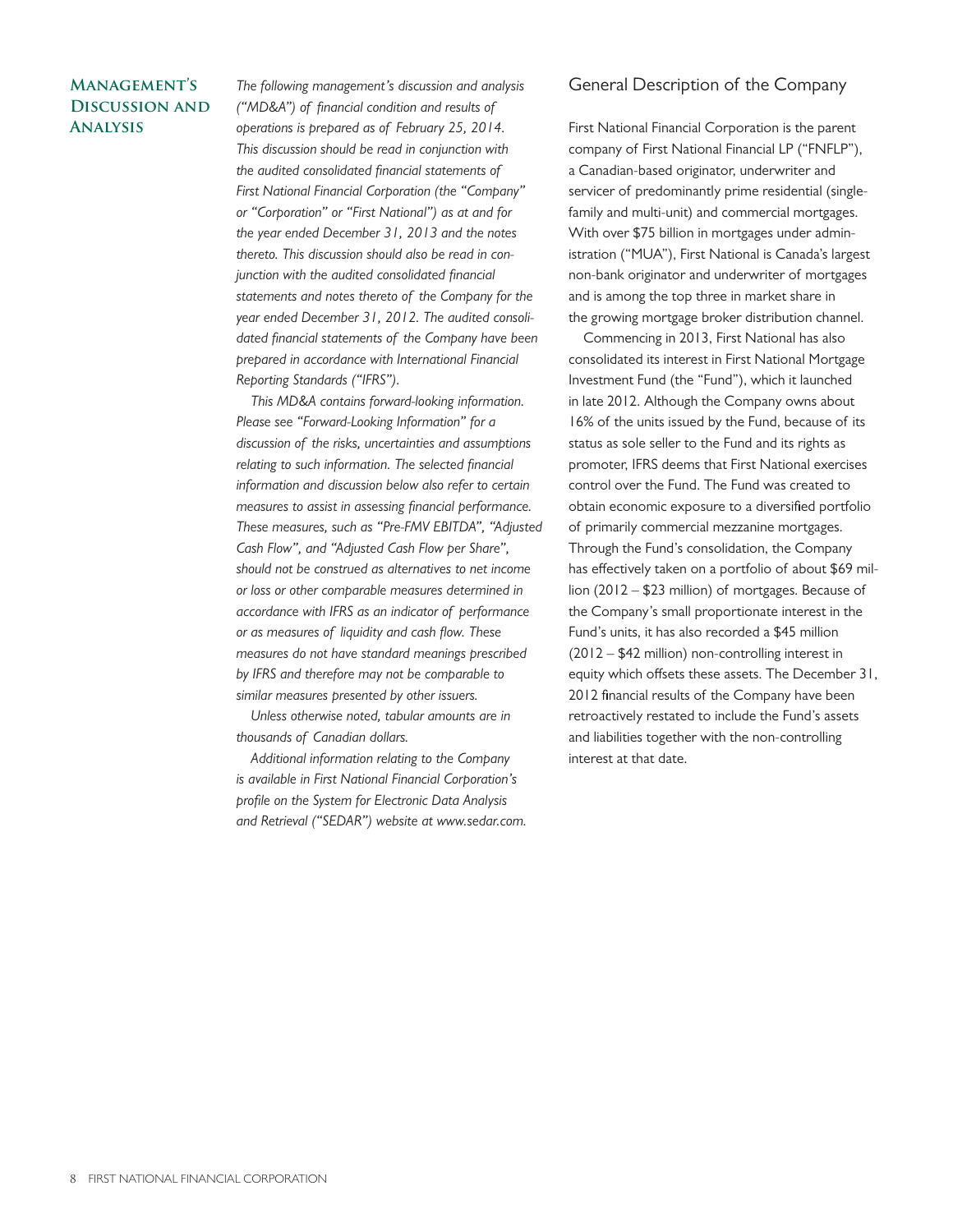# Management's Discussion and Analysis

*The following management's discussion and analysis ("MD&A") of financial condition and results of operations is prepared as of February 25, 2014. This discussion should be read in conjunction with the audited consolidated financial statements of First National Financial Corporation (the "Company" or "Corporation" or "First National") as at and for the year ended December 31, 2013 and the notes thereto. This discussion should also be read in conjunction with the audited consolidated financial statements and notes thereto of the Company for the year ended December 31, 2012. The audited consolidated financial statements of the Company have been prepared in accordance with International Financial Reporting Standards ("IFRS").*

*This MD&A contains forward-looking information. Please see "Forward-Looking Information" for a discussion of the risks, uncertainties and assumptions relating to such information. The selected financial information and discussion below also refer to certain measures to assist in assessing financial performance. These measures, such as "Pre-FMV EBITDA", "Adjusted Cash Flow", and "Adjusted Cash Flow per Share", should not be construed as alternatives to net income or loss or other comparable measures determined in accordance with IFRS as an indicator of performance or as measures of liquidity and cash flow. These measures do not have standard meanings prescribed by IFRS and therefore may not be comparable to similar measures presented by other issuers.*

*Unless otherwise noted, tabular amounts are in thousands of Canadian dollars.*

*Additional information relating to the Company is available in First National Financial Corporation's profile on the System for Electronic Data Analysis and Retrieval ("SEDAR") website at www.sedar.com.*

## General Description of the Company

First National Financial Corporation is the parent company of First National Financial LP ("FNFLP"), a Canadian-based originator, underwriter and servicer of predominantly prime residential (single-family and multi-unit) and commercial mortgages. With over $75 billion in mortgages under administration ("MUA"), First National is Canada's largest non-bank originator and underwriter of mortgages and is among the top three in market share in the growing mortgage broker distribution channel.

Commencing in 2013, First National has also consolidated its interest in First National Mortgage Investment Fund (the "Fund"), which it launched in late 2012. Although the Company owns about 16% of the units issued by the Fund, because of its status as sole seller to the Fund and its rights as promoter, IFRS deems that First National exercises control over the Fund. The Fund was created to obtain economic exposure to a diversified portfolio of primarily commercial mezzanine mortgages. Through the Fund's consolidation, the Company has effectively taken on a portfolio of about $69 million (2012 – $23 million) of mortgages. Because of the Company's small proportionate interest in the Fund's units, it has also recorded a $45 million (2012 – $42 million) non-controlling interest in equity which offsets these assets. The December 31, 2012 financial results of the Company have been retroactively restated to include the Fund's assets and liabilities together with the non-controlling interest at that date.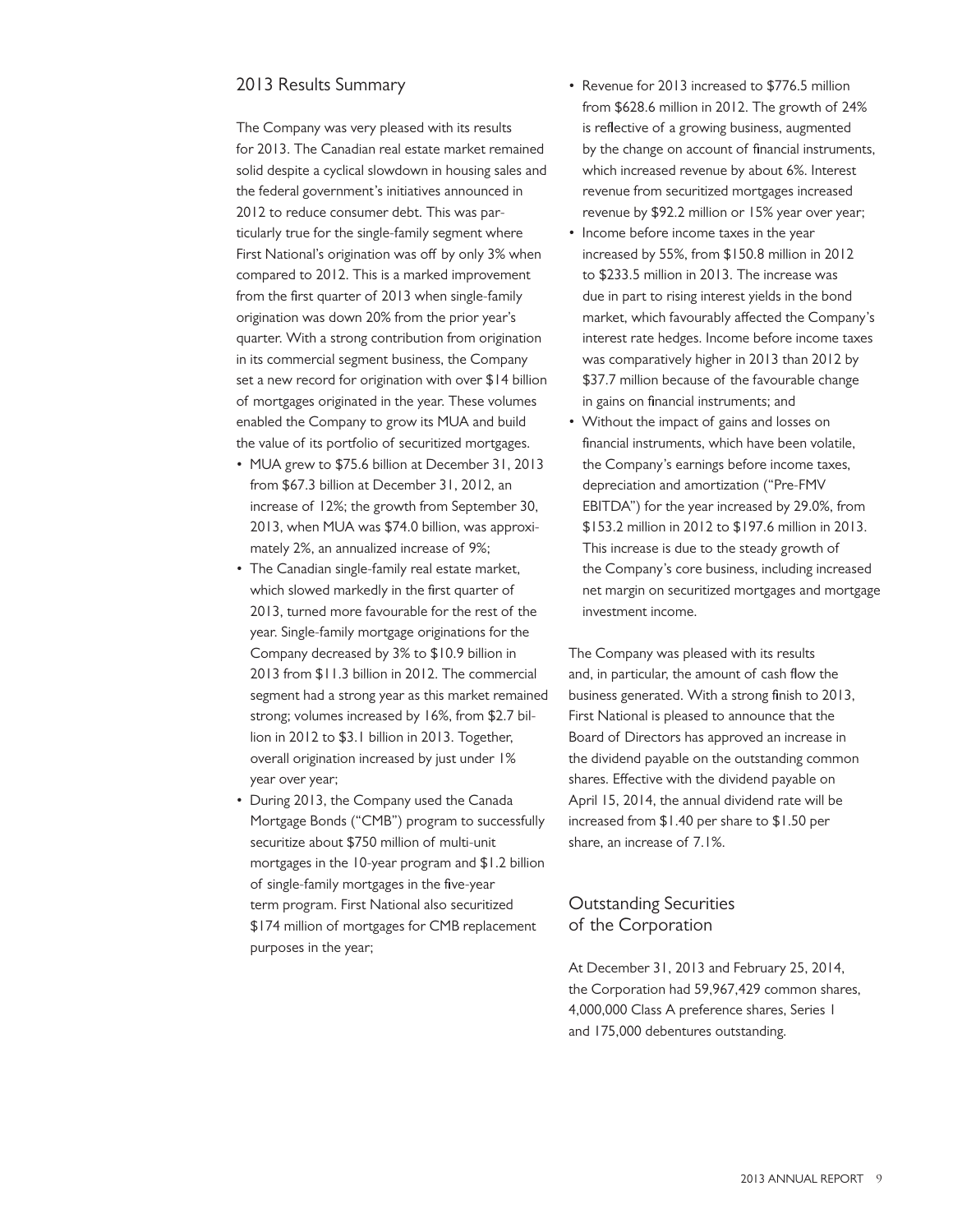## 2013 Results Summary

The Company was very pleased with its results for 2013. The Canadian real estate market remained solid despite a cyclical slowdown in housing sales and the federal government's initiatives announced in 2012 to reduce consumer debt. This was particularly true for the single-family segment where First National's origination was off by only 3% when compared to 2012. This is a marked improvement from the first quarter of 2013 when single-family origination was down 20% from the prior year's quarter. With a strong contribution from origination in its commercial segment business, the Company set a new record for origination with over $14 billion of mortgages originated in the year. These volumes enabled the Company to grow its MUA and build the value of its portfolio of securitized mortgages.

- MUA grew to $75.6 billion at December 31, 2013 from $67.3 billion at December 31, 2012, an increase of 12%; the growth from September 30, 2013, when MUA was $74.0 billion, was approximately 2%, an annualized increase of 9%;
- The Canadian single-family real estate market, which slowed markedly in the first quarter of 2013, turned more favourable for the rest of the year. Single-family mortgage originations for the Company decreased by 3% to $10.9 billion in 2013 from $11.3 billion in 2012. The commercial segment had a strong year as this market remained strong; volumes increased by 16%, from $2.7 billion in 2012 to $3.1 billion in 2013. Together, overall origination increased by just under 1% year over year;
- During 2013, the Company used the Canada Mortgage Bonds ("CMB") program to successfully securitize about $750 million of multi-unit mortgages in the 10-year program and $1.2 billion of single-family mortgages in the five-year term program. First National also securitized $174 million of mortgages for CMB replacement purposes in the year;
- Revenue for 2013 increased to $776.5 million from $628.6 million in 2012. The growth of 24% is reflective of a growing business, augmented by the change on account of financial instruments, which increased revenue by about 6%. Interest revenue from securitized mortgages increased revenue by $92.2 million or 15% year over year;
- Income before income taxes in the year increased by 55%, from $150.8 million in 2012 to $233.5 million in 2013. The increase was due in part to rising interest yields in the bond market, which favourably affected the Company's interest rate hedges. Income before income taxes was comparatively higher in 2013 than 2012 by $37.7 million because of the favourable change in gains on financial instruments; and
- Without the impact of gains and losses on financial instruments, which have been volatile, the Company's earnings before income taxes, depreciation and amortization ("Pre-FMV EBITDA") for the year increased by 29.0%, from $153.2 million in 2012 to $197.6 million in 2013. This increase is due to the steady growth of the Company's core business, including increased net margin on securitized mortgages and mortgage investment income.

The Company was pleased with its results and, in particular, the amount of cash flow the business generated. With a strong finish to 2013, First National is pleased to announce that the Board of Directors has approved an increase in the dividend payable on the outstanding common shares. Effective with the dividend payable on April 15, 2014, the annual dividend rate will be increased from $1.40 per share to $1.50 per share, an increase of 7.1%.

## Outstanding Securities of the Corporation

At December 31, 2013 and February 25, 2014, the Corporation had 59,967,429 common shares, 4,000,000 Class A preference shares, Series 1 and 175,000 debentures outstanding.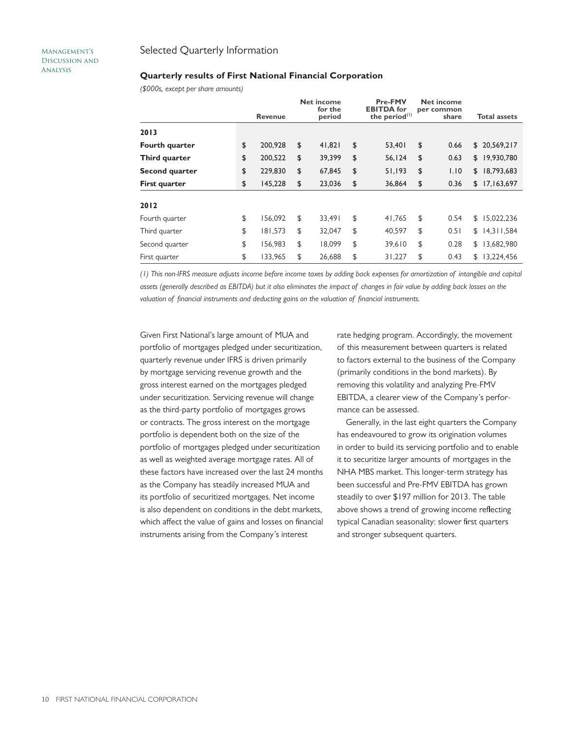## Selected Quarterly Information

### Quarterly results of First National Financial Corporation

*($000s, except per share amounts)*

| | Revenue | Net income for the period | Pre-FMV EBITDA for the period(1) | Net income per common share | Total assets |
|---|---|---|---|---|---|
| **2013** | | | | | |
| **Fourth quarter** | $ 200,928 | $ 41,821 | $ 53,401 | $ 0.66 | $ 20,569,217 |
| **Third quarter** | $ 200,522 | $ 39,399 | $ 56,124 | $ 0.63 | $ 19,930,780 |
| **Second quarter** | $ 229,830 | $ 67,845 | $ 51,193 | $ 1.10 | $ 18,793,683 |
| **First quarter** | $ 145,228 | $ 23,036 | $ 36,864 | $ 0.36 | $ 17,163,697 |
| **2012** | | | | | |
| Fourth quarter | $ 156,092 | $ 33,491 | $ 41,765 | $ 0.54 | $ 15,022,236 |
| Third quarter | $ 181,573 | $ 32,047 | $ 40,597 | $ 0.51 | $ 14,311,584 |
| Second quarter | $ 156,983 | $ 18,099 | $ 39,610 | $ 0.28 | $ 13,682,980 |
| First quarter | $ 133,965 | $ 26,688 | $ 31,227 | $ 0.43 | $ 13,224,456 |

*(1) This non-IFRS measure adjusts income before income taxes by adding back expenses for amortization of intangible and capital assets (generally described as EBITDA) but it also eliminates the impact of changes in fair value by adding back losses on the valuation of financial instruments and deducting gains on the valuation of financial instruments.*

Given First National's large amount of MUA and portfolio of mortgages pledged under securitization, quarterly revenue under IFRS is driven primarily by mortgage servicing revenue growth and the gross interest earned on the mortgages pledged under securitization. Servicing revenue will change as the third-party portfolio of mortgages grows or contracts. The gross interest on the mortgage portfolio is dependent both on the size of the portfolio of mortgages pledged under securitization as well as weighted average mortgage rates. All of these factors have increased over the last 24 months as the Company has steadily increased MUA and its portfolio of securitized mortgages. Net income is also dependent on conditions in the debt markets, which affect the value of gains and losses on financial instruments arising from the Company's interest rate hedging program. Accordingly, the movement of this measurement between quarters is related to factors external to the business of the Company (primarily conditions in the bond markets). By removing this volatility and analyzing Pre-FMV EBITDA, a clearer view of the Company's performance can be assessed.

Generally, in the last eight quarters the Company has endeavoured to grow its origination volumes in order to build its servicing portfolio and to enable it to securitize larger amounts of mortgages in the NHA MBS market. This longer-term strategy has been successful and Pre-FMV EBITDA has grown steadily to over $197 million for 2013. The table above shows a trend of growing income reflecting typical Canadian seasonality: slower first quarters and stronger subsequent quarters.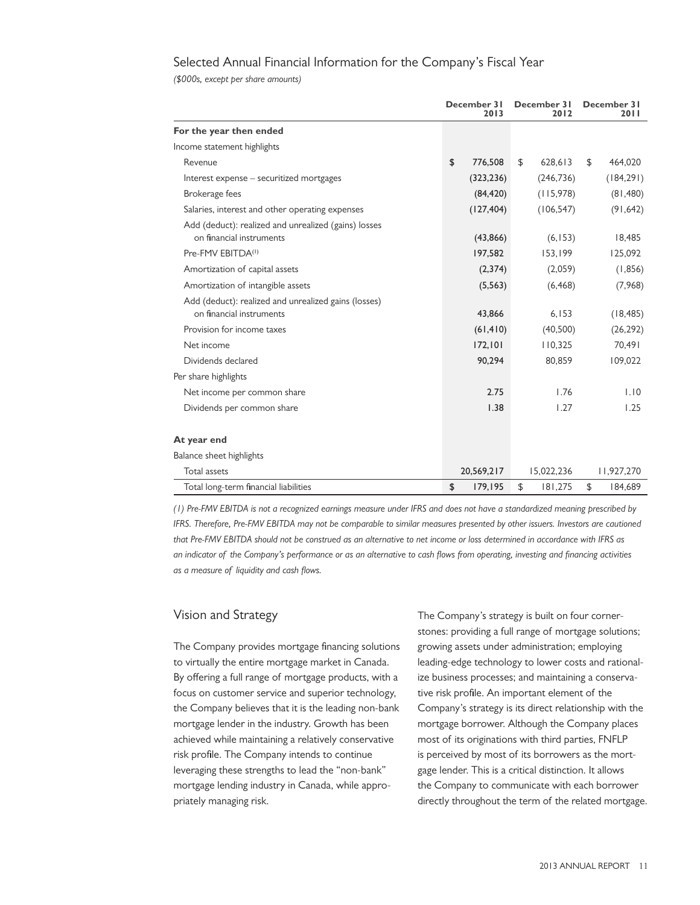## Selected Annual Financial Information for the Company's Fiscal Year

*($000s, except per share amounts)*

| | December 31 2013 | December 31 2012 | December 31 2011 |
|---|---|---|---|
| **For the year then ended** | | | |
| Income statement highlights | | | |
| Revenue | $ 776,508 | $ 628,613 | $ 464,020 |
| Interest expense – securitized mortgages | (323,236) | (246,736) | (184,291) |
| Brokerage fees | (84,420) | (115,978) | (81,480) |
| Salaries, interest and other operating expenses | (127,404) | (106,547) | (91,642) |
| Add (deduct): realized and unrealized (gains) losses on financial instruments | (43,866) | (6,153) | 18,485 |
| Pre-FMV EBITDA[1] | 197,582 | 153,199 | 125,092 |
| Amortization of capital assets | (2,374) | (2,059) | (1,856) |
| Amortization of intangible assets | (5,563) | (6,468) | (7,968) |
| Add (deduct): realized and unrealized gains (losses) on financial instruments | 43,866 | 6,153 | (18,485) |
| Provision for income taxes | (61,410) | (40,500) | (26,292) |
| Net income | 172,101 | 110,325 | 70,491 |
| Dividends declared | 90,294 | 80,859 | 109,022 |
| Per share highlights | | | |
| Net income per common share | 2.75 | 1.76 | 1.10 |
| Dividends per common share | 1.38 | 1.27 | 1.25 |
| **At year end** | | | |
| Balance sheet highlights | | | |
| Total assets | 20,569,217 | 15,022,236 | 11,927,270 |
| Total long-term financial liabilities | $ 179,195 | $ 181,275 | $ 184,689 |

*(1) Pre-FMV EBITDA is not a recognized earnings measure under IFRS and does not have a standardized meaning prescribed by IFRS. Therefore, Pre-FMV EBITDA may not be comparable to similar measures presented by other issuers. Investors are cautioned that Pre-FMV EBITDA should not be construed as an alternative to net income or loss determined in accordance with IFRS as an indicator of the Company's performance or as an alternative to cash flows from operating, investing and financing activities as a measure of liquidity and cash flows.*

## Vision and Strategy

The Company provides mortgage financing solutions to virtually the entire mortgage market in Canada. By offering a full range of mortgage products, with a focus on customer service and superior technology, the Company believes that it is the leading non-bank mortgage lender in the industry. Growth has been achieved while maintaining a relatively conservative risk profile. The Company intends to continue leveraging these strengths to lead the "non-bank" mortgage lending industry in Canada, while appropriately managing risk.

The Company's strategy is built on four cornerstones: providing a full range of mortgage solutions; growing assets under administration; employing leading-edge technology to lower costs and rationalize business processes; and maintaining a conservative risk profile. An important element of the Company's strategy is its direct relationship with the mortgage borrower. Although the Company places most of its originations with third parties, FNFLP is perceived by most of its borrowers as the mortgage lender. This is a critical distinction. It allows the Company to communicate with each borrower directly throughout the term of the related mortgage.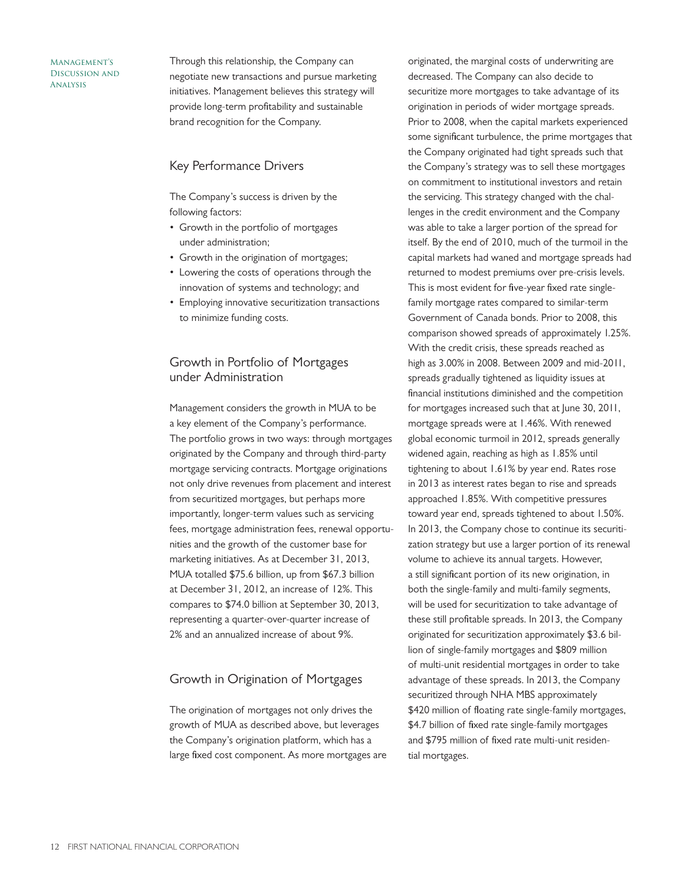Through this relationship, the Company can negotiate new transactions and pursue marketing initiatives. Management believes this strategy will provide long-term profitability and sustainable brand recognition for the Company.

## Key Performance Drivers

The Company's success is driven by the following factors:

- Growth in the portfolio of mortgages under administration;
- Growth in the origination of mortgages;
- Lowering the costs of operations through the innovation of systems and technology; and
- Employing innovative securitization transactions to minimize funding costs.

## Growth in Portfolio of Mortgages under Administration

Management considers the growth in MUA to be a key element of the Company's performance. The portfolio grows in two ways: through mortgages originated by the Company and through third-party mortgage servicing contracts. Mortgage originations not only drive revenues from placement and interest from securitized mortgages, but perhaps more importantly, longer-term values such as servicing fees, mortgage administration fees, renewal opportunities and the growth of the customer base for marketing initiatives. As at December 31, 2013, MUA totalled $75.6 billion, up from $67.3 billion at December 31, 2012, an increase of 12%. This compares to $74.0 billion at September 30, 2013, representing a quarter-over-quarter increase of 2% and an annualized increase of about 9%.

## Growth in Origination of Mortgages

The origination of mortgages not only drives the growth of MUA as described above, but leverages the Company's origination platform, which has a large fixed cost component. As more mortgages are originated, the marginal costs of underwriting are decreased. The Company can also decide to securitize more mortgages to take advantage of its origination in periods of wider mortgage spreads. Prior to 2008, when the capital markets experienced some significant turbulence, the prime mortgages that the Company originated had tight spreads such that the Company's strategy was to sell these mortgages on commitment to institutional investors and retain the servicing. This strategy changed with the challenges in the credit environment and the Company was able to take a larger portion of the spread for itself. By the end of 2010, much of the turmoil in the capital markets had waned and mortgage spreads had returned to modest premiums over pre-crisis levels. This is most evident for five-year fixed rate single-family mortgage rates compared to similar-term Government of Canada bonds. Prior to 2008, this comparison showed spreads of approximately 1.25%. With the credit crisis, these spreads reached as high as 3.00% in 2008. Between 2009 and mid-2011, spreads gradually tightened as liquidity issues at financial institutions diminished and the competition for mortgages increased such that at June 30, 2011, mortgage spreads were at 1.46%. With renewed global economic turmoil in 2012, spreads generally widened again, reaching as high as 1.85% until tightening to about 1.61% by year end. Rates rose in 2013 as interest rates began to rise and spreads approached 1.85%. With competitive pressures toward year end, spreads tightened to about 1.50%. In 2013, the Company chose to continue its securitization strategy but use a larger portion of its renewal volume to achieve its annual targets. However, a still significant portion of its new origination, in both the single-family and multi-family segments, will be used for securitization to take advantage of these still profitable spreads. In 2013, the Company originated for securitization approximately $3.6 billion of single-family mortgages and $809 million of multi-unit residential mortgages in order to take advantage of these spreads. In 2013, the Company securitized through NHA MBS approximately $420 million of floating rate single-family mortgages, $4.7 billion of fixed rate single-family mortgages and $795 million of fixed rate multi-unit residential mortgages.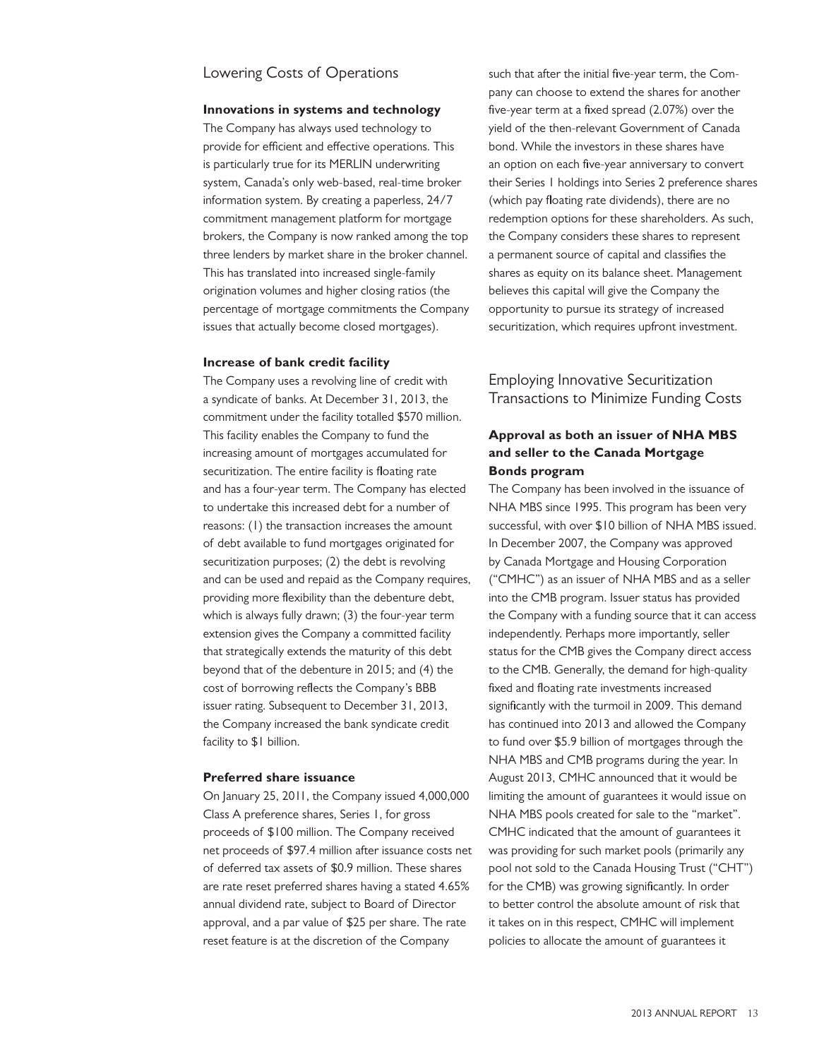## Lowering Costs of Operations

**Innovations in systems and technology**

The Company has always used technology to provide for efficient and effective operations. This is particularly true for its MERLIN underwriting system, Canada's only web-based, real-time broker information system. By creating a paperless, 24/7 commitment management platform for mortgage brokers, the Company is now ranked among the top three lenders by market share in the broker channel. This has translated into increased single-family origination volumes and higher closing ratios (the percentage of mortgage commitments the Company issues that actually become closed mortgages).

**Increase of bank credit facility**

The Company uses a revolving line of credit with a syndicate of banks. At December 31, 2013, the commitment under the facility totalled $570 million. This facility enables the Company to fund the increasing amount of mortgages accumulated for securitization. The entire facility is floating rate and has a four-year term. The Company has elected to undertake this increased debt for a number of reasons: (1) the transaction increases the amount of debt available to fund mortgages originated for securitization purposes; (2) the debt is revolving and can be used and repaid as the Company requires, providing more flexibility than the debenture debt, which is always fully drawn; (3) the four-year term extension gives the Company a committed facility that strategically extends the maturity of this debt beyond that of the debenture in 2015; and (4) the cost of borrowing reflects the Company's BBB issuer rating. Subsequent to December 31, 2013, the Company increased the bank syndicate credit facility to $1 billion.

**Preferred share issuance**

On January 25, 2011, the Company issued 4,000,000 Class A preference shares, Series 1, for gross proceeds of $100 million. The Company received net proceeds of $97.4 million after issuance costs net of deferred tax assets of $0.9 million. These shares are rate reset preferred shares having a stated 4.65% annual dividend rate, subject to Board of Director approval, and a par value of $25 per share. The rate reset feature is at the discretion of the Company such that after the initial five-year term, the Company can choose to extend the shares for another five-year term at a fixed spread (2.07%) over the yield of the then-relevant Government of Canada bond. While the investors in these shares have an option on each five-year anniversary to convert their Series 1 holdings into Series 2 preference shares (which pay floating rate dividends), there are no redemption options for these shareholders. As such, the Company considers these shares to represent a permanent source of capital and classifies the shares as equity on its balance sheet. Management believes this capital will give the Company the opportunity to pursue its strategy of increased securitization, which requires upfront investment.

## Employing Innovative Securitization Transactions to Minimize Funding Costs

**Approval as both an issuer of NHA MBS and seller to the Canada Mortgage Bonds program**

The Company has been involved in the issuance of NHA MBS since 1995. This program has been very successful, with over $10 billion of NHA MBS issued. In December 2007, the Company was approved by Canada Mortgage and Housing Corporation ("CMHC") as an issuer of NHA MBS and as a seller into the CMB program. Issuer status has provided the Company with a funding source that it can access independently. Perhaps more importantly, seller status for the CMB gives the Company direct access to the CMB. Generally, the demand for high-quality fixed and floating rate investments increased significantly with the turmoil in 2009. This demand has continued into 2013 and allowed the Company to fund over $5.9 billion of mortgages through the NHA MBS and CMB programs during the year. In August 2013, CMHC announced that it would be limiting the amount of guarantees it would issue on NHA MBS pools created for sale to the "market". CMHC indicated that the amount of guarantees it was providing for such market pools (primarily any pool not sold to the Canada Housing Trust ("CHT") for the CMB) was growing significantly. In order to better control the absolute amount of risk that it takes on in this respect, CMHC will implement policies to allocate the amount of guarantees it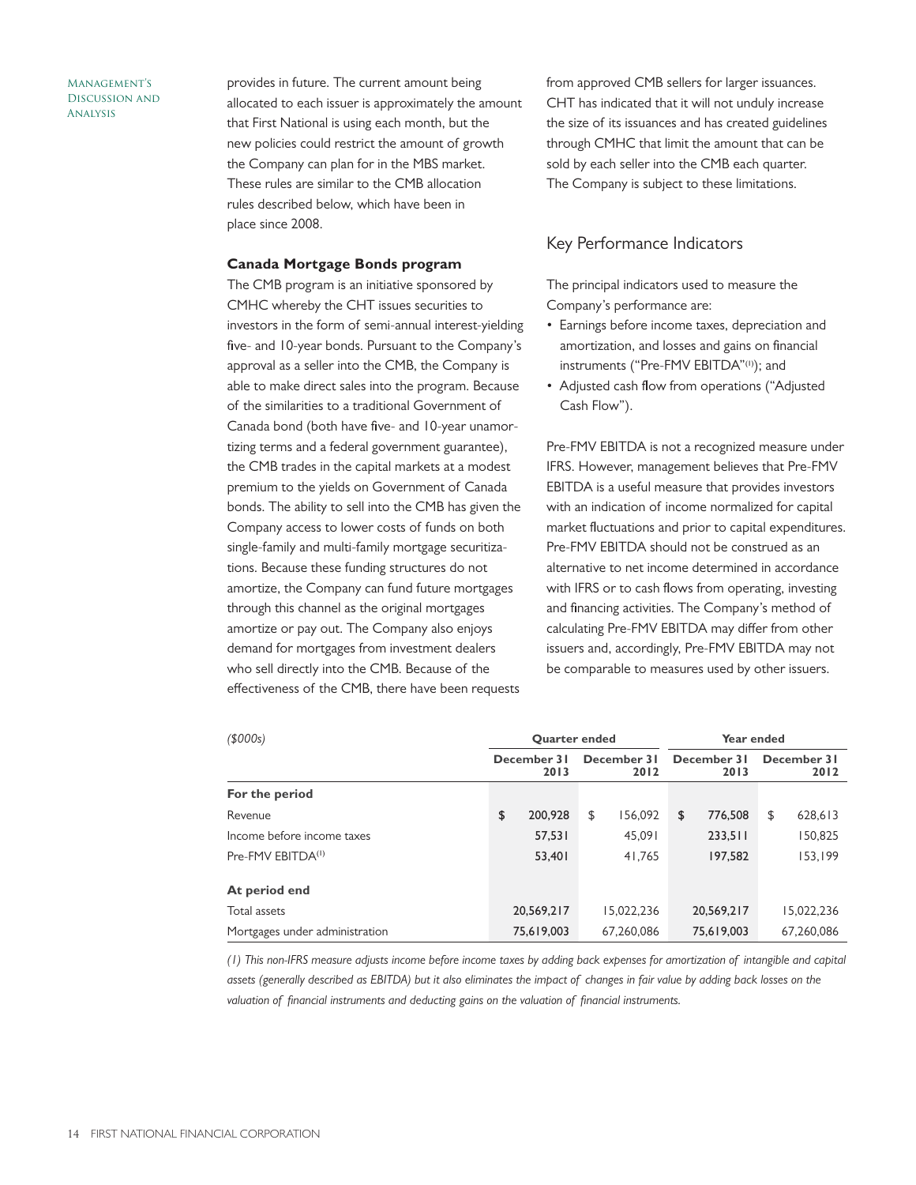provides in future. The current amount being allocated to each issuer is approximately the amount that First National is using each month, but the new policies could restrict the amount of growth the Company can plan for in the MBS market. These rules are similar to the CMB allocation rules described below, which have been in place since 2008.

**Canada Mortgage Bonds program**

The CMB program is an initiative sponsored by CMHC whereby the CHT issues securities to investors in the form of semi-annual interest-yielding five- and 10-year bonds. Pursuant to the Company's approval as a seller into the CMB, the Company is able to make direct sales into the program. Because of the similarities to a traditional Government of Canada bond (both have five- and 10-year unamortizing terms and a federal government guarantee), the CMB trades in the capital markets at a modest premium to the yields on Government of Canada bonds. The ability to sell into the CMB has given the Company access to lower costs of funds on both single-family and multi-family mortgage securitizations. Because these funding structures do not amortize, the Company can fund future mortgages through this channel as the original mortgages amortize or pay out. The Company also enjoys demand for mortgages from investment dealers who sell directly into the CMB. Because of the effectiveness of the CMB, there have been requests from approved CMB sellers for larger issuances. CHT has indicated that it will not unduly increase the size of its issuances and has created guidelines through CMHC that limit the amount that can be sold by each seller into the CMB each quarter. The Company is subject to these limitations.

## Key Performance Indicators

The principal indicators used to measure the Company's performance are:

- Earnings before income taxes, depreciation and amortization, and losses and gains on financial instruments ("Pre-FMV EBITDA"[1]); and
- Adjusted cash flow from operations ("Adjusted Cash Flow").

Pre-FMV EBITDA is not a recognized measure under IFRS. However, management believes that Pre-FMV EBITDA is a useful measure that provides investors with an indication of income normalized for capital market fluctuations and prior to capital expenditures. Pre-FMV EBITDA should not be construed as an alternative to net income determined in accordance with IFRS or to cash flows from operating, investing and financing activities. The Company's method of calculating Pre-FMV EBITDA may differ from other issuers and, accordingly, Pre-FMV EBITDA may not be comparable to measures used by other issuers.

| *($000s)* | Quarter ended | | Year ended | |
|---|---|---|---|---|
| | December 31 2013 | December 31 2012 | December 31 2013 | December 31 2012 |
| **For the period** | | | | |
| Revenue | $ 200,928 | $ 156,092 | $ 776,508 | $ 628,613 |
| Income before income taxes | 57,531 | 45,091 | 233,511 | 150,825 |
| Pre-FMV EBITDA[1] | 53,401 | 41,765 | 197,582 | 153,199 |
| **At period end** | | | | |
| Total assets | 20,569,217 | 15,022,236 | 20,569,217 | 15,022,236 |
| Mortgages under administration | 75,619,003 | 67,260,086 | 75,619,003 | 67,260,086 |

*(1) This non-IFRS measure adjusts income before income taxes by adding back expenses for amortization of intangible and capital assets (generally described as EBITDA) but it also eliminates the impact of changes in fair value by adding back losses on the valuation of financial instruments and deducting gains on the valuation of financial instruments.*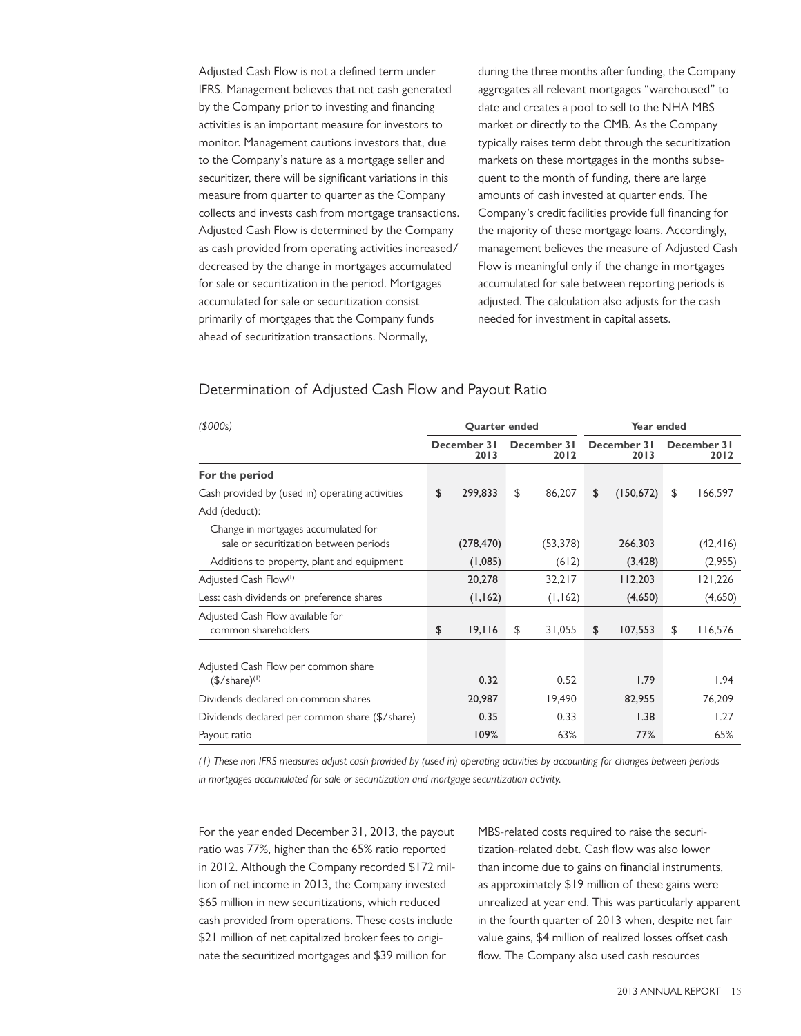Adjusted Cash Flow is not a defined term under IFRS. Management believes that net cash generated by the Company prior to investing and financing activities is an important measure for investors to monitor. Management cautions investors that, due to the Company's nature as a mortgage seller and securitizer, there will be significant variations in this measure from quarter to quarter as the Company collects and invests cash from mortgage transactions. Adjusted Cash Flow is determined by the Company as cash provided from operating activities increased/decreased by the change in mortgages accumulated for sale or securitization in the period. Mortgages accumulated for sale or securitization consist primarily of mortgages that the Company funds ahead of securitization transactions. Normally, during the three months after funding, the Company aggregates all relevant mortgages "warehoused" to date and creates a pool to sell to the NHA MBS market or directly to the CMB. As the Company typically raises term debt through the securitization markets on these mortgages in the months subsequent to the month of funding, there are large amounts of cash invested at quarter ends. The Company's credit facilities provide full financing for the majority of these mortgage loans. Accordingly, management believes the measure of Adjusted Cash Flow is meaningful only if the change in mortgages accumulated for sale between reporting periods is adjusted. The calculation also adjusts for the cash needed for investment in capital assets.

## Determination of Adjusted Cash Flow and Payout Ratio

| *($000s)* | Quarter ended | | Year ended | |
|---|---|---|---|---|
| | December 31 2013 | December 31 2012 | December 31 2013 | December 31 2012 |
| **For the period** | | | | |
| Cash provided by (used in) operating activities | $ 299,833 | $ 86,207 | $ (150,672) | $ 166,597 |
| Add (deduct): | | | | |
| Change in mortgages accumulated for sale or securitization between periods | (278,470) | (53,378) | 266,303 | (42,416) |
| Additions to property, plant and equipment | (1,085) | (612) | (3,428) | (2,955) |
| Adjusted Cash Flow[(1)] | 20,278 | 32,217 | 112,203 | 121,226 |
| Less: cash dividends on preference shares | (1,162) | (1,162) | (4,650) | (4,650) |
| Adjusted Cash Flow available for common shareholders | $ 19,116 | $ 31,055 | $ 107,553 | $ 116,576 |
| Adjusted Cash Flow per common share ($/share)[(1)] | 0.32 | 0.52 | 1.79 | 1.94 |
| Dividends declared on common shares | 20,987 | 19,490 | 82,955 | 76,209 |
| Dividends declared per common share ($/share) | 0.35 | 0.33 | 1.38 | 1.27 |
| Payout ratio | 109% | 63% | 77% | 65% |

*(1) These non-IFRS measures adjust cash provided by (used in) operating activities by accounting for changes between periods in mortgages accumulated for sale or securitization and mortgage securitization activity.*

For the year ended December 31, 2013, the payout ratio was 77%, higher than the 65% ratio reported in 2012. Although the Company recorded $172 million of net income in 2013, the Company invested $65 million in new securitizations, which reduced cash provided from operations. These costs include $21 million of net capitalized broker fees to originate the securitized mortgages and $39 million for MBS-related costs required to raise the securitization-related debt. Cash flow was also lower than income due to gains on financial instruments, as approximately $19 million of these gains were unrealized at year end. This was particularly apparent in the fourth quarter of 2013 when, despite net fair value gains, $4 million of realized losses offset cash flow. The Company also used cash resources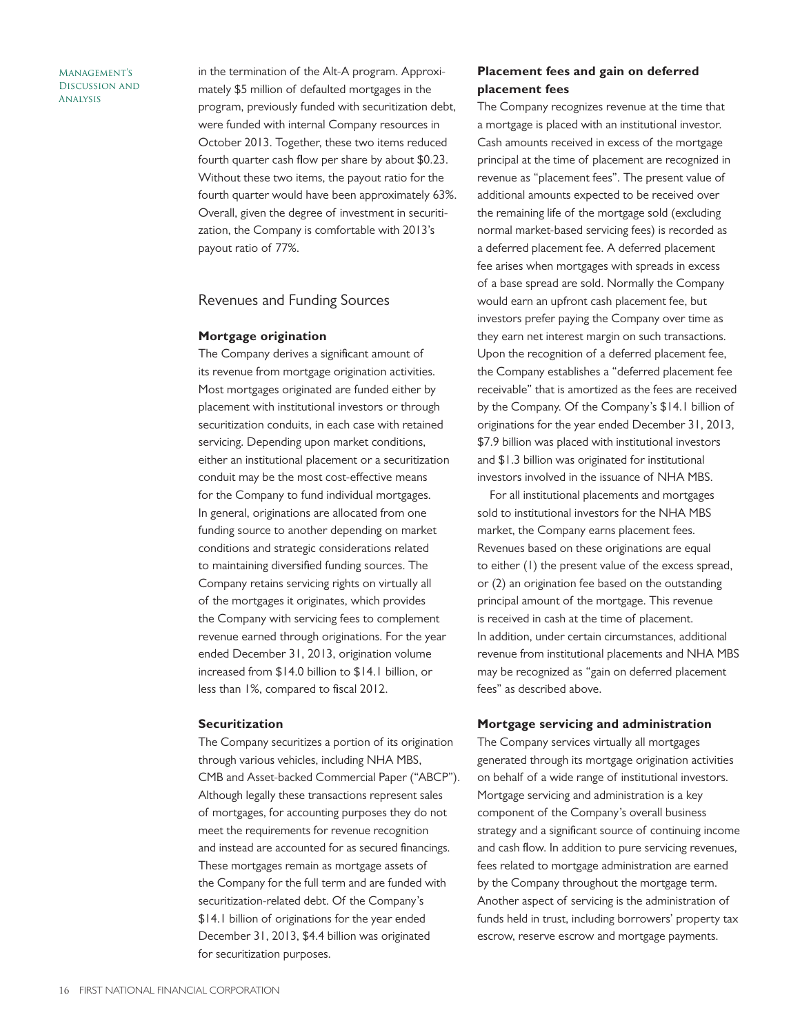in the termination of the Alt-A program. Approximately $5 million of defaulted mortgages in the program, previously funded with securitization debt, were funded with internal Company resources in October 2013. Together, these two items reduced fourth quarter cash flow per share by about $0.23. Without these two items, the payout ratio for the fourth quarter would have been approximately 63%. Overall, given the degree of investment in securitization, the Company is comfortable with 2013's payout ratio of 77%.

## Revenues and Funding Sources

### Mortgage origination

The Company derives a significant amount of its revenue from mortgage origination activities. Most mortgages originated are funded either by placement with institutional investors or through securitization conduits, in each case with retained servicing. Depending upon market conditions, either an institutional placement or a securitization conduit may be the most cost-effective means for the Company to fund individual mortgages. In general, originations are allocated from one funding source to another depending on market conditions and strategic considerations related to maintaining diversified funding sources. The Company retains servicing rights on virtually all of the mortgages it originates, which provides the Company with servicing fees to complement revenue earned through originations. For the year ended December 31, 2013, origination volume increased from $14.0 billion to $14.1 billion, or less than 1%, compared to fiscal 2012.

### Securitization

The Company securitizes a portion of its origination through various vehicles, including NHA MBS, CMB and Asset-backed Commercial Paper ("ABCP"). Although legally these transactions represent sales of mortgages, for accounting purposes they do not meet the requirements for revenue recognition and instead are accounted for as secured financings. These mortgages remain as mortgage assets of the Company for the full term and are funded with securitization-related debt. Of the Company's $14.1 billion of originations for the year ended December 31, 2013, $4.4 billion was originated for securitization purposes.

### Placement fees and gain on deferred placement fees

The Company recognizes revenue at the time that a mortgage is placed with an institutional investor. Cash amounts received in excess of the mortgage principal at the time of placement are recognized in revenue as "placement fees". The present value of additional amounts expected to be received over the remaining life of the mortgage sold (excluding normal market-based servicing fees) is recorded as a deferred placement fee. A deferred placement fee arises when mortgages with spreads in excess of a base spread are sold. Normally the Company would earn an upfront cash placement fee, but investors prefer paying the Company over time as they earn net interest margin on such transactions. Upon the recognition of a deferred placement fee, the Company establishes a "deferred placement fee receivable" that is amortized as the fees are received by the Company. Of the Company's $14.1 billion of originations for the year ended December 31, 2013, $7.9 billion was placed with institutional investors and $1.3 billion was originated for institutional investors involved in the issuance of NHA MBS.

For all institutional placements and mortgages sold to institutional investors for the NHA MBS market, the Company earns placement fees. Revenues based on these originations are equal to either (1) the present value of the excess spread, or (2) an origination fee based on the outstanding principal amount of the mortgage. This revenue is received in cash at the time of placement. In addition, under certain circumstances, additional revenue from institutional placements and NHA MBS may be recognized as "gain on deferred placement fees" as described above.

### Mortgage servicing and administration

The Company services virtually all mortgages generated through its mortgage origination activities on behalf of a wide range of institutional investors. Mortgage servicing and administration is a key component of the Company's overall business strategy and a significant source of continuing income and cash flow. In addition to pure servicing revenues, fees related to mortgage administration are earned by the Company throughout the mortgage term. Another aspect of servicing is the administration of funds held in trust, including borrowers' property tax escrow, reserve escrow and mortgage payments.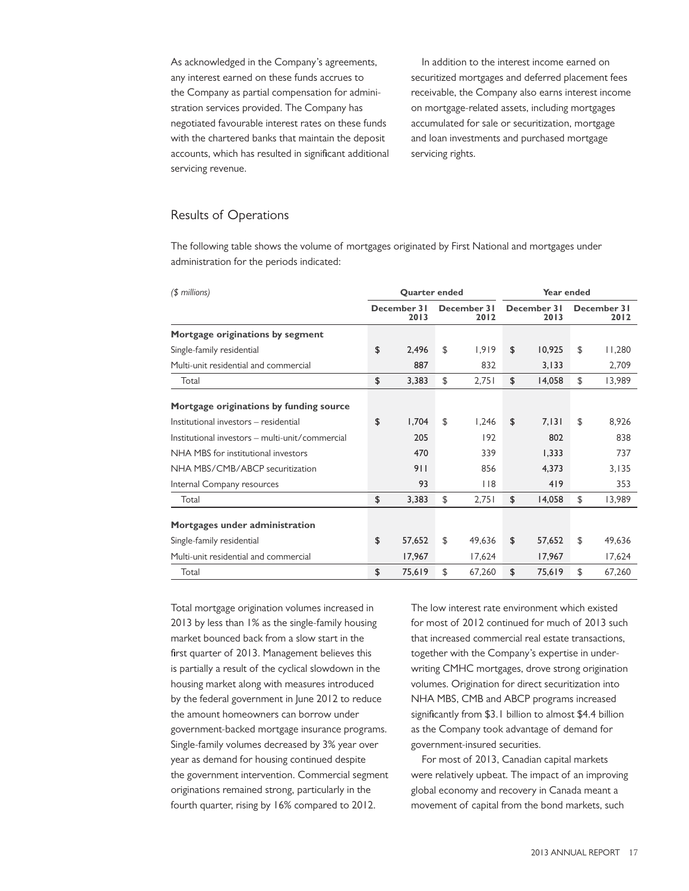As acknowledged in the Company's agreements, any interest earned on these funds accrues to the Company as partial compensation for administration services provided. The Company has negotiated favourable interest rates on these funds with the chartered banks that maintain the deposit accounts, which has resulted in significant additional servicing revenue.

In addition to the interest income earned on securitized mortgages and deferred placement fees receivable, the Company also earns interest income on mortgage-related assets, including mortgages accumulated for sale or securitization, mortgage and loan investments and purchased mortgage servicing rights.

## Results of Operations

The following table shows the volume of mortgages originated by First National and mortgages under administration for the periods indicated:

| *($ millions)* | Quarter ended | | Year ended | |
|---|---|---|---|---|
| | December 31 2013 | December 31 2012 | December 31 2013 | December 31 2012 |
| **Mortgage originations by segment** | | | | |
| Single-family residential | **$ 2,496** | $ 1,919 | **$ 10,925** | $ 11,280 |
| Multi-unit residential and commercial | **887** | 832 | **3,133** | 2,709 |
| Total | **$ 3,383** | $ 2,751 | **$ 14,058** | $ 13,989 |
| **Mortgage originations by funding source** | | | | |
| Institutional investors – residential | **$ 1,704** | $ 1,246 | **$ 7,131** | $ 8,926 |
| Institutional investors – multi-unit/commercial | **205** | 192 | **802** | 838 |
| NHA MBS for institutional investors | **470** | 339 | **1,333** | 737 |
| NHA MBS/CMB/ABCP securitization | **911** | 856 | **4,373** | 3,135 |
| Internal Company resources | **93** | 118 | **419** | 353 |
| Total | **$ 3,383** | $ 2,751 | **$ 14,058** | $ 13,989 |
| **Mortgages under administration** | | | | |
| Single-family residential | **$ 57,652** | $ 49,636 | **$ 57,652** | $ 49,636 |
| Multi-unit residential and commercial | **17,967** | 17,624 | **17,967** | 17,624 |
| Total | **$ 75,619** | $ 67,260 | **$ 75,619** | $ 67,260 |

Total mortgage origination volumes increased in 2013 by less than 1% as the single-family housing market bounced back from a slow start in the first quarter of 2013. Management believes this is partially a result of the cyclical slowdown in the housing market along with measures introduced by the federal government in June 2012 to reduce the amount homeowners can borrow under government-backed mortgage insurance programs. Single-family volumes decreased by 3% year over year as demand for housing continued despite the government intervention. Commercial segment originations remained strong, particularly in the fourth quarter, rising by 16% compared to 2012.

The low interest rate environment which existed for most of 2012 continued for much of 2013 such that increased commercial real estate transactions, together with the Company's expertise in underwriting CMHC mortgages, drove strong origination volumes. Origination for direct securitization into NHA MBS, CMB and ABCP programs increased significantly from $3.1 billion to almost $4.4 billion as the Company took advantage of demand for government-insured securities.

For most of 2013, Canadian capital markets were relatively upbeat. The impact of an improving global economy and recovery in Canada meant a movement of capital from the bond markets, such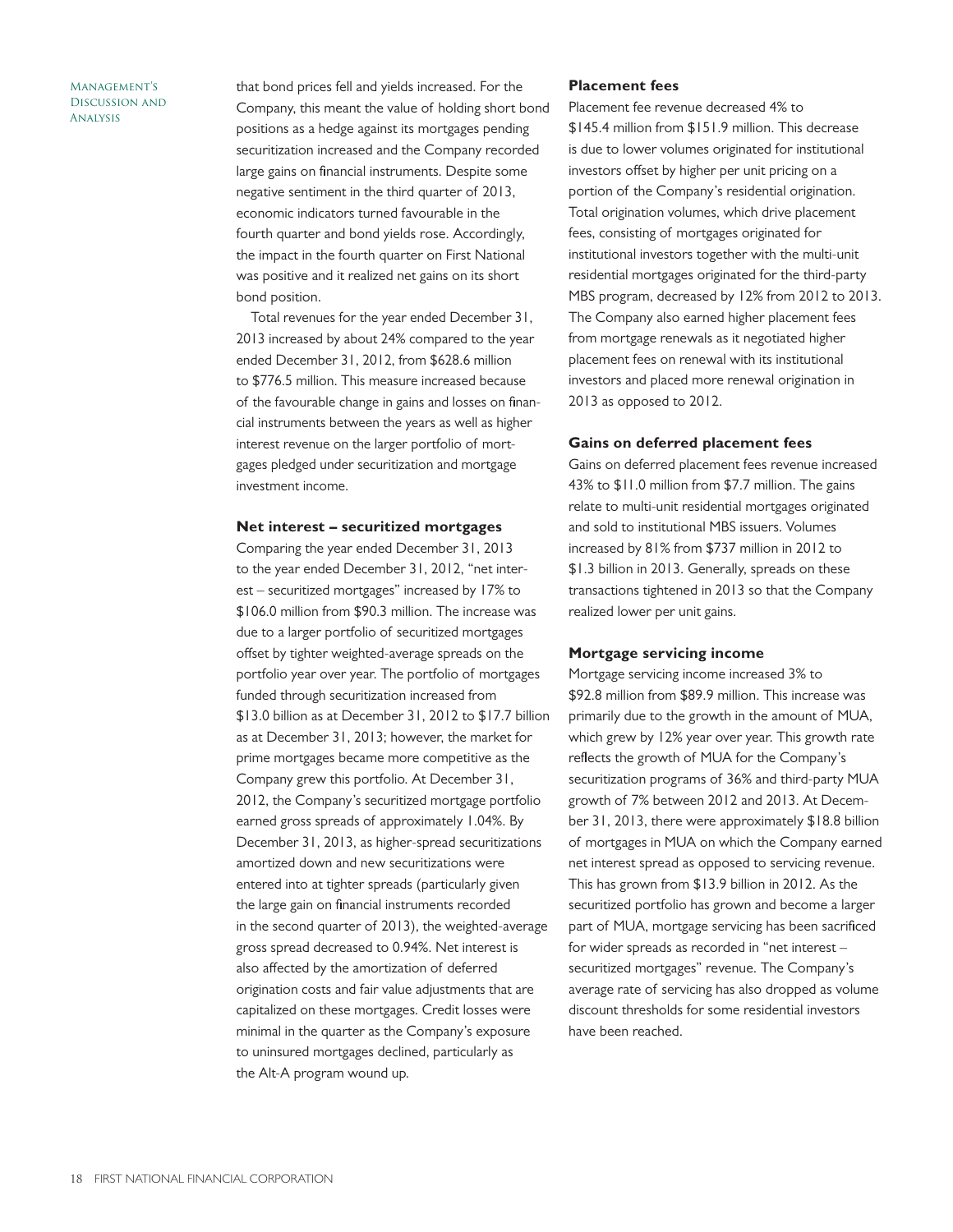that bond prices fell and yields increased. For the Company, this meant the value of holding short bond positions as a hedge against its mortgages pending securitization increased and the Company recorded large gains on financial instruments. Despite some negative sentiment in the third quarter of 2013, economic indicators turned favourable in the fourth quarter and bond yields rose. Accordingly, the impact in the fourth quarter on First National was positive and it realized net gains on its short bond position.

Total revenues for the year ended December 31, 2013 increased by about 24% compared to the year ended December 31, 2012, from $628.6 million to $776.5 million. This measure increased because of the favourable change in gains and losses on financial instruments between the years as well as higher interest revenue on the larger portfolio of mortgages pledged under securitization and mortgage investment income.

### Net interest – securitized mortgages

Comparing the year ended December 31, 2013 to the year ended December 31, 2012, "net interest – securitized mortgages" increased by 17% to $106.0 million from $90.3 million. The increase was due to a larger portfolio of securitized mortgages offset by tighter weighted-average spreads on the portfolio year over year. The portfolio of mortgages funded through securitization increased from $13.0 billion as at December 31, 2012 to $17.7 billion as at December 31, 2013; however, the market for prime mortgages became more competitive as the Company grew this portfolio. At December 31, 2012, the Company's securitized mortgage portfolio earned gross spreads of approximately 1.04%. By December 31, 2013, as higher-spread securitizations amortized down and new securitizations were entered into at tighter spreads (particularly given the large gain on financial instruments recorded in the second quarter of 2013), the weighted-average gross spread decreased to 0.94%. Net interest is also affected by the amortization of deferred origination costs and fair value adjustments that are capitalized on these mortgages. Credit losses were minimal in the quarter as the Company's exposure to uninsured mortgages declined, particularly as the Alt-A program wound up.

### Placement fees

Placement fee revenue decreased 4% to $145.4 million from $151.9 million. This decrease is due to lower volumes originated for institutional investors offset by higher per unit pricing on a portion of the Company's residential origination. Total origination volumes, which drive placement fees, consisting of mortgages originated for institutional investors together with the multi-unit residential mortgages originated for the third-party MBS program, decreased by 12% from 2012 to 2013. The Company also earned higher placement fees from mortgage renewals as it negotiated higher placement fees on renewal with its institutional investors and placed more renewal origination in 2013 as opposed to 2012.

### Gains on deferred placement fees

Gains on deferred placement fees revenue increased 43% to $11.0 million from $7.7 million. The gains relate to multi-unit residential mortgages originated and sold to institutional MBS issuers. Volumes increased by 81% from $737 million in 2012 to $1.3 billion in 2013. Generally, spreads on these transactions tightened in 2013 so that the Company realized lower per unit gains.

### Mortgage servicing income

Mortgage servicing income increased 3% to $92.8 million from $89.9 million. This increase was primarily due to the growth in the amount of MUA, which grew by 12% year over year. This growth rate reflects the growth of MUA for the Company's securitization programs of 36% and third-party MUA growth of 7% between 2012 and 2013. At December 31, 2013, there were approximately $18.8 billion of mortgages in MUA on which the Company earned net interest spread as opposed to servicing revenue. This has grown from $13.9 billion in 2012. As the securitized portfolio has grown and become a larger part of MUA, mortgage servicing has been sacrificed for wider spreads as recorded in "net interest – securitized mortgages" revenue. The Company's average rate of servicing has also dropped as volume discount thresholds for some residential investors have been reached.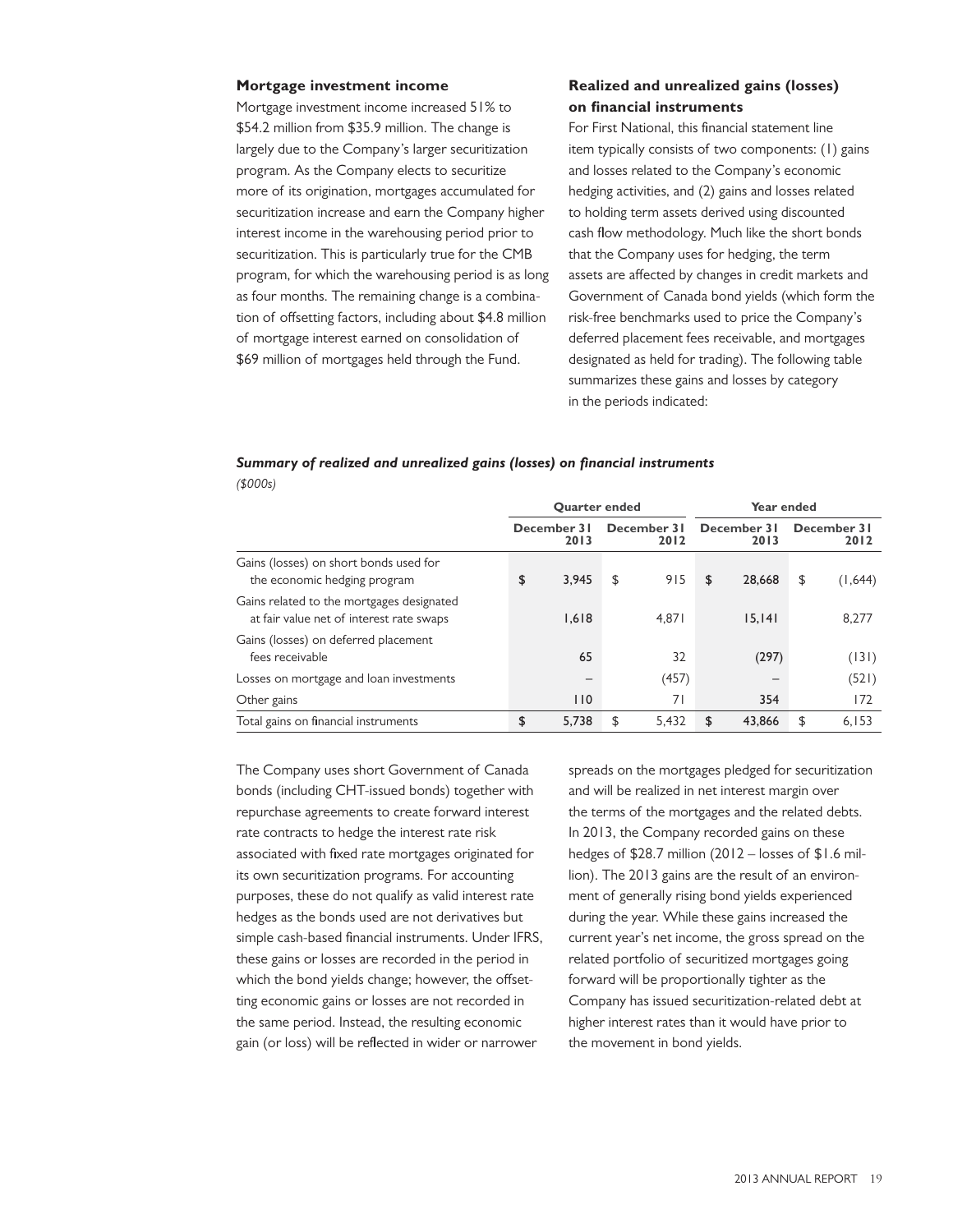### Mortgage investment income

Mortgage investment income increased 51% to $54.2 million from $35.9 million. The change is largely due to the Company's larger securitization program. As the Company elects to securitize more of its origination, mortgages accumulated for securitization increase and earn the Company higher interest income in the warehousing period prior to securitization. This is particularly true for the CMB program, for which the warehousing period is as long as four months. The remaining change is a combination of offsetting factors, including about $4.8 million of mortgage interest earned on consolidation of $69 million of mortgages held through the Fund.

### Realized and unrealized gains (losses) on financial instruments

For First National, this financial statement line item typically consists of two components: (1) gains and losses related to the Company's economic hedging activities, and (2) gains and losses related to holding term assets derived using discounted cash flow methodology. Much like the short bonds that the Company uses for hedging, the term assets are affected by changes in credit markets and Government of Canada bond yields (which form the risk-free benchmarks used to price the Company's deferred placement fees receivable, and mortgages designated as held for trading). The following table summarizes these gains and losses by category in the periods indicated:

***Summary of realized and unrealized gains (losses) on financial instruments***

*($000s)*

| | Quarter ended | | Year ended | |
|---|---|---|---|---|
| | December 31 2013 | December 31 2012 | December 31 2013 | December 31 2012 |
| Gains (losses) on short bonds used for the economic hedging program | $ 3,945 | $ 915 | $ 28,668 | $ (1,644) |
| Gains related to the mortgages designated at fair value net of interest rate swaps | 1,618 | 4,871 | 15,141 | 8,277 |
| Gains (losses) on deferred placement fees receivable | 65 | 32 | (297) | (131) |
| Losses on mortgage and loan investments | – | (457) | – | (521) |
| Other gains | 110 | 71 | 354 | 172 |
| Total gains on financial instruments | $ 5,738 | $ 5,432 | $ 43,866 | $ 6,153 |

The Company uses short Government of Canada bonds (including CHT-issued bonds) together with repurchase agreements to create forward interest rate contracts to hedge the interest rate risk associated with fixed rate mortgages originated for its own securitization programs. For accounting purposes, these do not qualify as valid interest rate hedges as the bonds used are not derivatives but simple cash-based financial instruments. Under IFRS, these gains or losses are recorded in the period in which the bond yields change; however, the offsetting economic gains or losses are not recorded in the same period. Instead, the resulting economic gain (or loss) will be reflected in wider or narrower spreads on the mortgages pledged for securitization and will be realized in net interest margin over the terms of the mortgages and the related debts. In 2013, the Company recorded gains on these hedges of $28.7 million (2012 – losses of $1.6 million). The 2013 gains are the result of an environment of generally rising bond yields experienced during the year. While these gains increased the current year's net income, the gross spread on the related portfolio of securitized mortgages going forward will be proportionally tighter as the Company has issued securitization-related debt at higher interest rates than it would have prior to the movement in bond yields.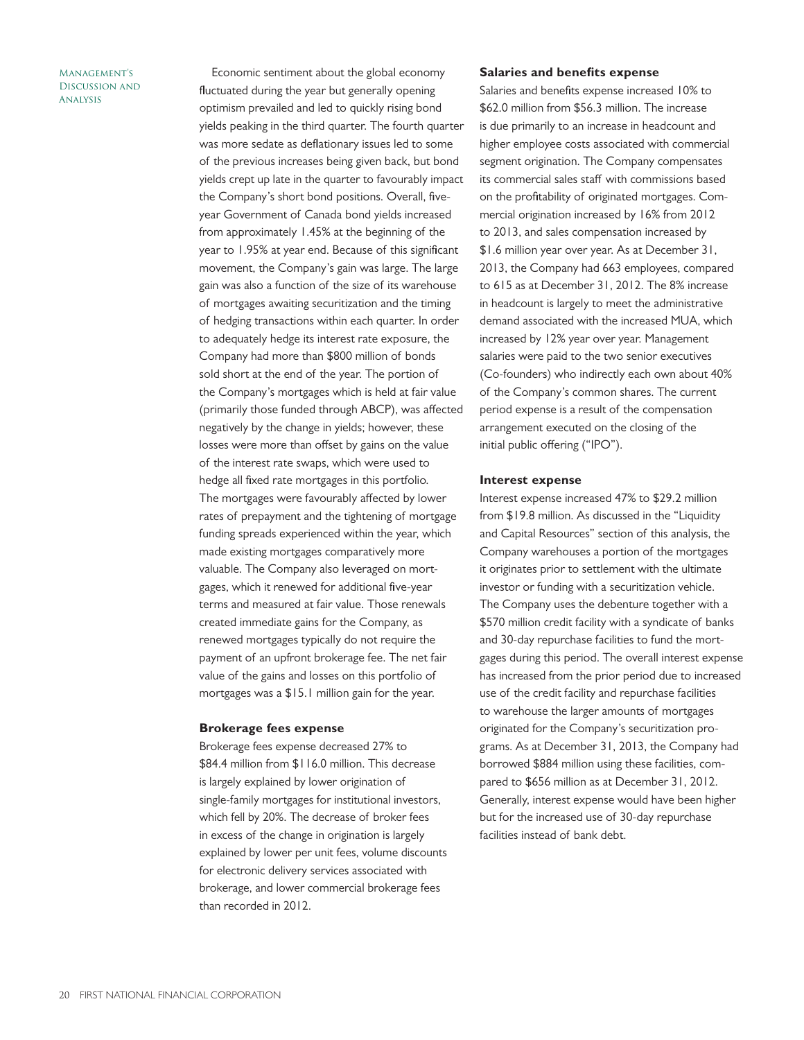Economic sentiment about the global economy fluctuated during the year but generally opening optimism prevailed and led to quickly rising bond yields peaking in the third quarter. The fourth quarter was more sedate as deflationary issues led to some of the previous increases being given back, but bond yields crept up late in the quarter to favourably impact the Company's short bond positions. Overall, five-year Government of Canada bond yields increased from approximately 1.45% at the beginning of the year to 1.95% at year end. Because of this significant movement, the Company's gain was large. The large gain was also a function of the size of its warehouse of mortgages awaiting securitization and the timing of hedging transactions within each quarter. In order to adequately hedge its interest rate exposure, the Company had more than $800 million of bonds sold short at the end of the year. The portion of the Company's mortgages which is held at fair value (primarily those funded through ABCP), was affected negatively by the change in yields; however, these losses were more than offset by gains on the value of the interest rate swaps, which were used to hedge all fixed rate mortgages in this portfolio. The mortgages were favourably affected by lower rates of prepayment and the tightening of mortgage funding spreads experienced within the year, which made existing mortgages comparatively more valuable. The Company also leveraged on mortgages, which it renewed for additional five-year terms and measured at fair value. Those renewals created immediate gains for the Company, as renewed mortgages typically do not require the payment of an upfront brokerage fee. The net fair value of the gains and losses on this portfolio of mortgages was a $15.1 million gain for the year.

### Brokerage fees expense

Brokerage fees expense decreased 27% to $84.4 million from $116.0 million. This decrease is largely explained by lower origination of single-family mortgages for institutional investors, which fell by 20%. The decrease of broker fees in excess of the change in origination is largely explained by lower per unit fees, volume discounts for electronic delivery services associated with brokerage, and lower commercial brokerage fees than recorded in 2012.

### Salaries and benefits expense

Salaries and benefits expense increased 10% to $62.0 million from $56.3 million. The increase is due primarily to an increase in headcount and higher employee costs associated with commercial segment origination. The Company compensates its commercial sales staff with commissions based on the profitability of originated mortgages. Commercial origination increased by 16% from 2012 to 2013, and sales compensation increased by $1.6 million year over year. As at December 31, 2013, the Company had 663 employees, compared to 615 as at December 31, 2012. The 8% increase in headcount is largely to meet the administrative demand associated with the increased MUA, which increased by 12% year over year. Management salaries were paid to the two senior executives (Co-founders) who indirectly each own about 40% of the Company's common shares. The current period expense is a result of the compensation arrangement executed on the closing of the initial public offering ("IPO").

### Interest expense

Interest expense increased 47% to $29.2 million from $19.8 million. As discussed in the "Liquidity and Capital Resources" section of this analysis, the Company warehouses a portion of the mortgages it originates prior to settlement with the ultimate investor or funding with a securitization vehicle. The Company uses the debenture together with a $570 million credit facility with a syndicate of banks and 30-day repurchase facilities to fund the mortgages during this period. The overall interest expense has increased from the prior period due to increased use of the credit facility and repurchase facilities to warehouse the larger amounts of mortgages originated for the Company's securitization programs. As at December 31, 2013, the Company had borrowed $884 million using these facilities, compared to $656 million as at December 31, 2012. Generally, interest expense would have been higher but for the increased use of 30-day repurchase facilities instead of bank debt.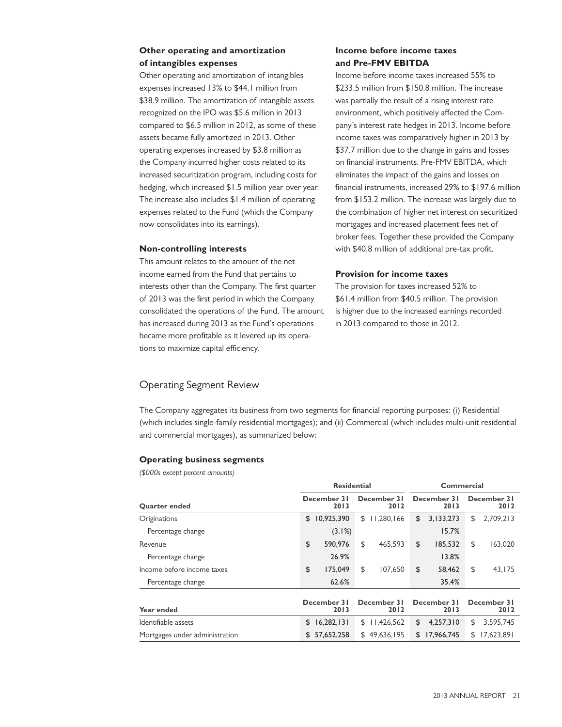### Other operating and amortization of intangibles expenses

Other operating and amortization of intangibles expenses increased 13% to $44.1 million from $38.9 million. The amortization of intangible assets recognized on the IPO was $5.6 million in 2013 compared to $6.5 million in 2012, as some of these assets became fully amortized in 2013. Other operating expenses increased by $3.8 million as the Company incurred higher costs related to its increased securitization program, including costs for hedging, which increased $1.5 million year over year. The increase also includes $1.4 million of operating expenses related to the Fund (which the Company now consolidates into its earnings).

### Non-controlling interests

This amount relates to the amount of the net income earned from the Fund that pertains to interests other than the Company. The first quarter of 2013 was the first period in which the Company consolidated the operations of the Fund. The amount has increased during 2013 as the Fund's operations became more profitable as it levered up its operations to maximize capital efficiency.

### Income before income taxes and Pre-FMV EBITDA

Income before income taxes increased 55% to $233.5 million from $150.8 million. The increase was partially the result of a rising interest rate environment, which positively affected the Company's interest rate hedges in 2013. Income before income taxes was comparatively higher in 2013 by $37.7 million due to the change in gains and losses on financial instruments. Pre-FMV EBITDA, which eliminates the impact of the gains and losses on financial instruments, increased 29% to $197.6 million from $153.2 million. The increase was largely due to the combination of higher net interest on securitized mortgages and increased placement fees net of broker fees. Together these provided the Company with $40.8 million of additional pre-tax profit.

### Provision for income taxes

The provision for taxes increased 52% to $61.4 million from $40.5 million. The provision is higher due to the increased earnings recorded in 2013 compared to those in 2012.

## Operating Segment Review

The Company aggregates its business from two segments for financial reporting purposes: (i) Residential (which includes single-family residential mortgages); and (ii) Commercial (which includes multi-unit residential and commercial mortgages), as summarized below:

### Operating business segments

*($000s except percent amounts)*

| | Residential | | Commercial | |
|---|---|---|---|---|
| **Quarter ended** | **December 31 2013** | **December 31 2012** | **December 31 2013** | **December 31 2012** |
| Originations | $ 10,925,390 | $ 11,280,166 | $ 3,133,273 | $ 2,709,213 |
| Percentage change | (3.1%) | | 15.7% | |
| Revenue | $ 590,976 | $ 465,593 | $ 185,532 | $ 163,020 |
| Percentage change | 26.9% | | 13.8% | |
| Income before income taxes | $ 175,049 | $ 107,650 | $ 58,462 | $ 43,175 |
| Percentage change | 62.6% | | 35.4% | |
| **Year ended** | **December 31 2013** | **December 31 2012** | **December 31 2013** | **December 31 2012** |
| Identifiable assets | $ 16,282,131 | $ 11,426,562 | $ 4,257,310 | $ 3,595,745 |
| Mortgages under administration | $ 57,652,258 | $ 49,636,195 | $ 17,966,745 | $ 17,623,891 |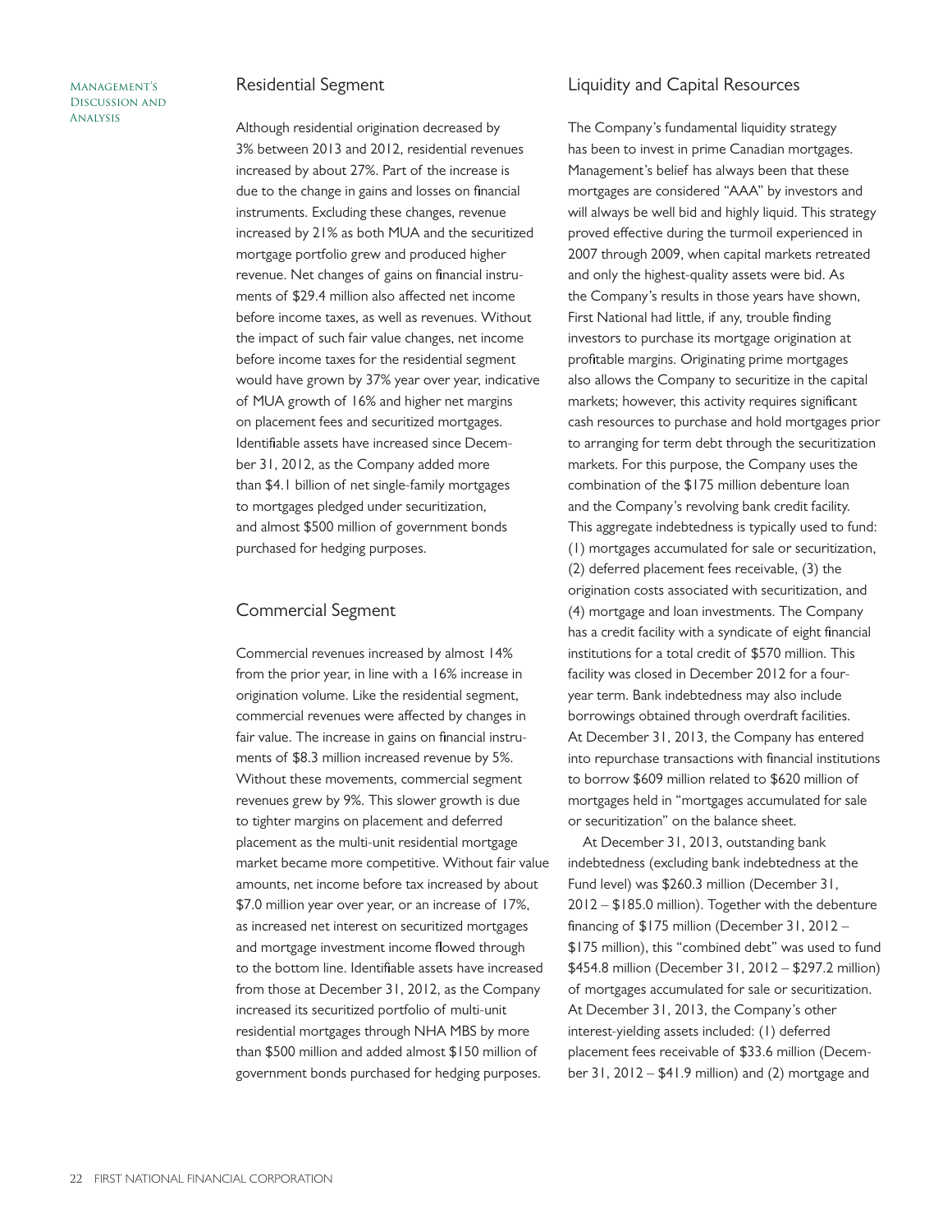## Residential Segment

Although residential origination decreased by 3% between 2013 and 2012, residential revenues increased by about 27%. Part of the increase is due to the change in gains and losses on financial instruments. Excluding these changes, revenue increased by 21% as both MUA and the securitized mortgage portfolio grew and produced higher revenue. Net changes of gains on financial instruments of $29.4 million also affected net income before income taxes, as well as revenues. Without the impact of such fair value changes, net income before income taxes for the residential segment would have grown by 37% year over year, indicative of MUA growth of 16% and higher net margins on placement fees and securitized mortgages. Identifiable assets have increased since December 31, 2012, as the Company added more than $4.1 billion of net single-family mortgages to mortgages pledged under securitization, and almost $500 million of government bonds purchased for hedging purposes.

## Commercial Segment

Commercial revenues increased by almost 14% from the prior year, in line with a 16% increase in origination volume. Like the residential segment, commercial revenues were affected by changes in fair value. The increase in gains on financial instruments of $8.3 million increased revenue by 5%. Without these movements, commercial segment revenues grew by 9%. This slower growth is due to tighter margins on placement and deferred placement as the multi-unit residential mortgage market became more competitive. Without fair value amounts, net income before tax increased by about $7.0 million year over year, or an increase of 17%, as increased net interest on securitized mortgages and mortgage investment income flowed through to the bottom line. Identifiable assets have increased from those at December 31, 2012, as the Company increased its securitized portfolio of multi-unit residential mortgages through NHA MBS by more than $500 million and added almost $150 million of government bonds purchased for hedging purposes.

## Liquidity and Capital Resources

The Company's fundamental liquidity strategy has been to invest in prime Canadian mortgages. Management's belief has always been that these mortgages are considered "AAA" by investors and will always be well bid and highly liquid. This strategy proved effective during the turmoil experienced in 2007 through 2009, when capital markets retreated and only the highest-quality assets were bid. As the Company's results in those years have shown, First National had little, if any, trouble finding investors to purchase its mortgage origination at profitable margins. Originating prime mortgages also allows the Company to securitize in the capital markets; however, this activity requires significant cash resources to purchase and hold mortgages prior to arranging for term debt through the securitization markets. For this purpose, the Company uses the combination of the $175 million debenture loan and the Company's revolving bank credit facility. This aggregate indebtedness is typically used to fund: (1) mortgages accumulated for sale or securitization, (2) deferred placement fees receivable, (3) the origination costs associated with securitization, and (4) mortgage and loan investments. The Company has a credit facility with a syndicate of eight financial institutions for a total credit of $570 million. This facility was closed in December 2012 for a four-year term. Bank indebtedness may also include borrowings obtained through overdraft facilities. At December 31, 2013, the Company has entered into repurchase transactions with financial institutions to borrow $609 million related to $620 million of mortgages held in "mortgages accumulated for sale or securitization" on the balance sheet.

At December 31, 2013, outstanding bank indebtedness (excluding bank indebtedness at the Fund level) was $260.3 million (December 31, 2012 – $185.0 million). Together with the debenture financing of $175 million (December 31, 2012 – $175 million), this "combined debt" was used to fund $454.8 million (December 31, 2012 – $297.2 million) of mortgages accumulated for sale or securitization. At December 31, 2013, the Company's other interest-yielding assets included: (1) deferred placement fees receivable of $33.6 million (December 31, 2012 – $41.9 million) and (2) mortgage and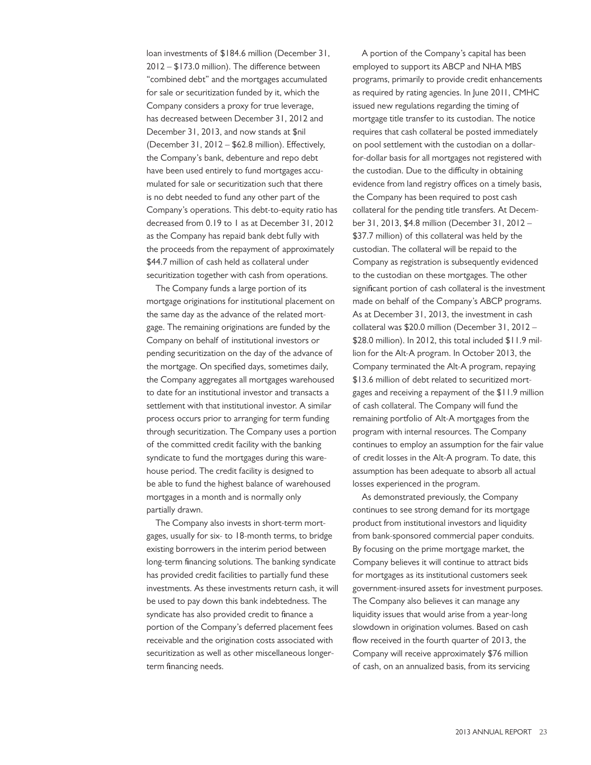loan investments of $184.6 million (December 31, 2012 – $173.0 million). The difference between "combined debt" and the mortgages accumulated for sale or securitization funded by it, which the Company considers a proxy for true leverage, has decreased between December 31, 2012 and December 31, 2013, and now stands at $nil (December 31, 2012 – $62.8 million). Effectively, the Company's bank, debenture and repo debt have been used entirely to fund mortgages accumulated for sale or securitization such that there is no debt needed to fund any other part of the Company's operations. This debt-to-equity ratio has decreased from 0.19 to 1 as at December 31, 2012 as the Company has repaid bank debt fully with the proceeds from the repayment of approximately $44.7 million of cash held as collateral under securitization together with cash from operations.

The Company funds a large portion of its mortgage originations for institutional placement on the same day as the advance of the related mortgage. The remaining originations are funded by the Company on behalf of institutional investors or pending securitization on the day of the advance of the mortgage. On specified days, sometimes daily, the Company aggregates all mortgages warehoused to date for an institutional investor and transacts a settlement with that institutional investor. A similar process occurs prior to arranging for term funding through securitization. The Company uses a portion of the committed credit facility with the banking syndicate to fund the mortgages during this warehouse period. The credit facility is designed to be able to fund the highest balance of warehoused mortgages in a month and is normally only partially drawn.

The Company also invests in short-term mortgages, usually for six- to 18-month terms, to bridge existing borrowers in the interim period between long-term financing solutions. The banking syndicate has provided credit facilities to partially fund these investments. As these investments return cash, it will be used to pay down this bank indebtedness. The syndicate has also provided credit to finance a portion of the Company's deferred placement fees receivable and the origination costs associated with securitization as well as other miscellaneous longer-term financing needs.

A portion of the Company's capital has been employed to support its ABCP and NHA MBS programs, primarily to provide credit enhancements as required by rating agencies. In June 2011, CMHC issued new regulations regarding the timing of mortgage title transfer to its custodian. The notice requires that cash collateral be posted immediately on pool settlement with the custodian on a dollar-for-dollar basis for all mortgages not registered with the custodian. Due to the difficulty in obtaining evidence from land registry offices on a timely basis, the Company has been required to post cash collateral for the pending title transfers. At December 31, 2013, $4.8 million (December 31, 2012 – $37.7 million) of this collateral was held by the custodian. The collateral will be repaid to the Company as registration is subsequently evidenced to the custodian on these mortgages. The other significant portion of cash collateral is the investment made on behalf of the Company's ABCP programs. As at December 31, 2013, the investment in cash collateral was $20.0 million (December 31, 2012 – $28.0 million). In 2012, this total included $11.9 million for the Alt-A program. In October 2013, the Company terminated the Alt-A program, repaying $13.6 million of debt related to securitized mortgages and receiving a repayment of the $11.9 million of cash collateral. The Company will fund the remaining portfolio of Alt-A mortgages from the program with internal resources. The Company continues to employ an assumption for the fair value of credit losses in the Alt-A program. To date, this assumption has been adequate to absorb all actual losses experienced in the program.

As demonstrated previously, the Company continues to see strong demand for its mortgage product from institutional investors and liquidity from bank-sponsored commercial paper conduits. By focusing on the prime mortgage market, the Company believes it will continue to attract bids for mortgages as its institutional customers seek government-insured assets for investment purposes. The Company also believes it can manage any liquidity issues that would arise from a year-long slowdown in origination volumes. Based on cash flow received in the fourth quarter of 2013, the Company will receive approximately $76 million of cash, on an annualized basis, from its servicing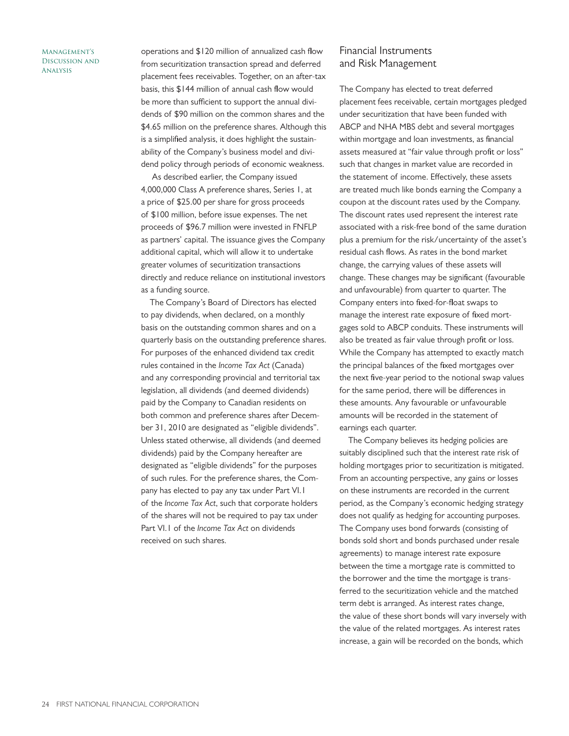operations and $120 million of annualized cash flow from securitization transaction spread and deferred placement fees receivables. Together, on an after-tax basis, this $144 million of annual cash flow would be more than sufficient to support the annual dividends of $90 million on the common shares and the $4.65 million on the preference shares. Although this is a simplified analysis, it does highlight the sustainability of the Company's business model and dividend policy through periods of economic weakness.

As described earlier, the Company issued 4,000,000 Class A preference shares, Series 1, at a price of $25.00 per share for gross proceeds of $100 million, before issue expenses. The net proceeds of $96.7 million were invested in FNFLP as partners' capital. The issuance gives the Company additional capital, which will allow it to undertake greater volumes of securitization transactions directly and reduce reliance on institutional investors as a funding source.

The Company's Board of Directors has elected to pay dividends, when declared, on a monthly basis on the outstanding common shares and on a quarterly basis on the outstanding preference shares. For purposes of the enhanced dividend tax credit rules contained in the *Income Tax Act* (Canada) and any corresponding provincial and territorial tax legislation, all dividends (and deemed dividends) paid by the Company to Canadian residents on both common and preference shares after December 31, 2010 are designated as "eligible dividends". Unless stated otherwise, all dividends (and deemed dividends) paid by the Company hereafter are designated as "eligible dividends" for the purposes of such rules. For the preference shares, the Company has elected to pay any tax under Part VI.1 of the *Income Tax Act*, such that corporate holders of the shares will not be required to pay tax under Part VI.1 of the *Income Tax Act* on dividends received on such shares.

## Financial Instruments and Risk Management

The Company has elected to treat deferred placement fees receivable, certain mortgages pledged under securitization that have been funded with ABCP and NHA MBS debt and several mortgages within mortgage and loan investments, as financial assets measured at "fair value through profit or loss" such that changes in market value are recorded in the statement of income. Effectively, these assets are treated much like bonds earning the Company a coupon at the discount rates used by the Company. The discount rates used represent the interest rate associated with a risk-free bond of the same duration plus a premium for the risk/uncertainty of the asset's residual cash flows. As rates in the bond market change, the carrying values of these assets will change. These changes may be significant (favourable and unfavourable) from quarter to quarter. The Company enters into fixed-for-float swaps to manage the interest rate exposure of fixed mortgages sold to ABCP conduits. These instruments will also be treated as fair value through profit or loss. While the Company has attempted to exactly match the principal balances of the fixed mortgages over the next five-year period to the notional swap values for the same period, there will be differences in these amounts. Any favourable or unfavourable amounts will be recorded in the statement of earnings each quarter.

The Company believes its hedging policies are suitably disciplined such that the interest rate risk of holding mortgages prior to securitization is mitigated. From an accounting perspective, any gains or losses on these instruments are recorded in the current period, as the Company's economic hedging strategy does not qualify as hedging for accounting purposes. The Company uses bond forwards (consisting of bonds sold short and bonds purchased under resale agreements) to manage interest rate exposure between the time a mortgage rate is committed to the borrower and the time the mortgage is transferred to the securitization vehicle and the matched term debt is arranged. As interest rates change, the value of these short bonds will vary inversely with the value of the related mortgages. As interest rates increase, a gain will be recorded on the bonds, which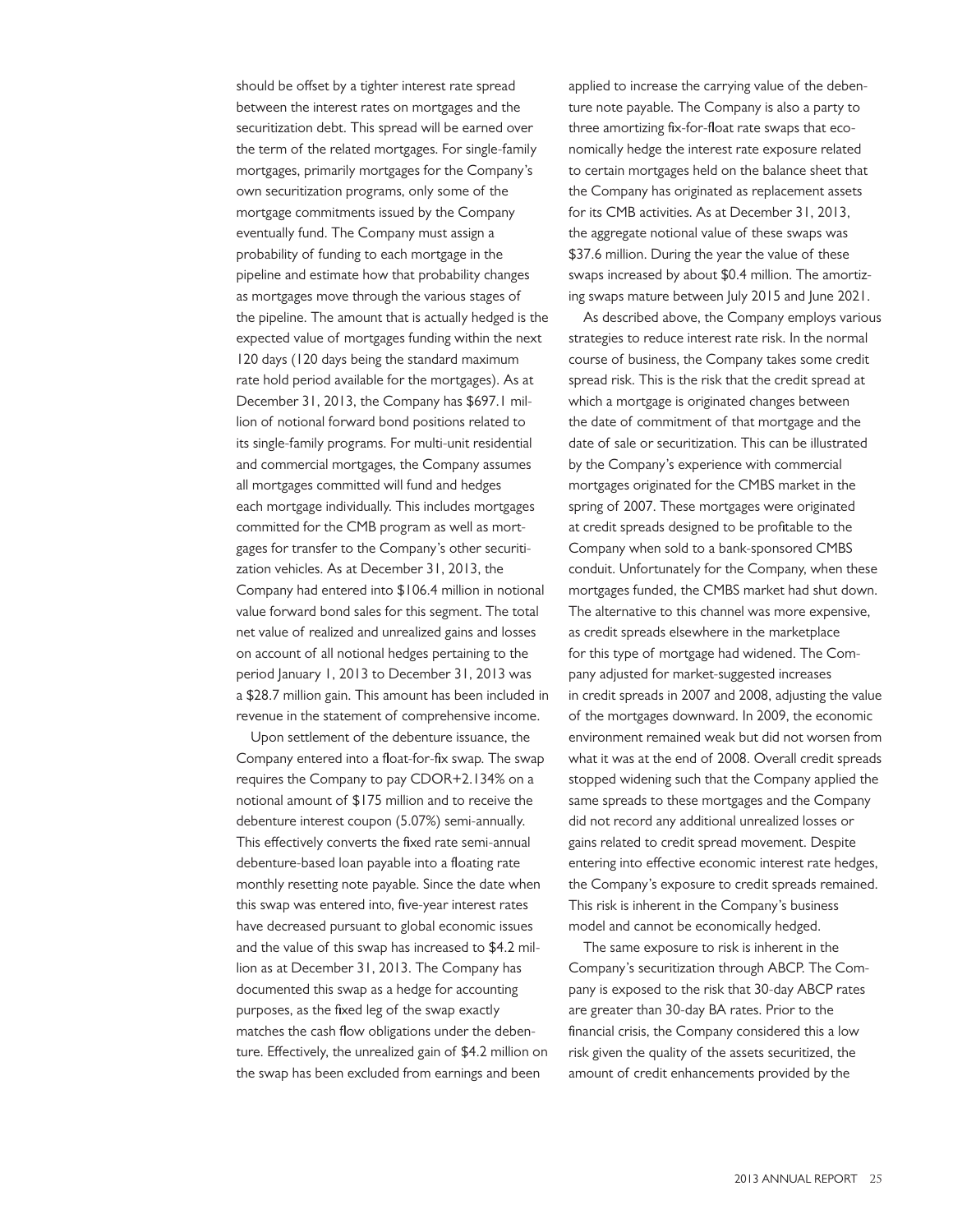should be offset by a tighter interest rate spread between the interest rates on mortgages and the securitization debt. This spread will be earned over the term of the related mortgages. For single-family mortgages, primarily mortgages for the Company's own securitization programs, only some of the mortgage commitments issued by the Company eventually fund. The Company must assign a probability of funding to each mortgage in the pipeline and estimate how that probability changes as mortgages move through the various stages of the pipeline. The amount that is actually hedged is the expected value of mortgages funding within the next 120 days (120 days being the standard maximum rate hold period available for the mortgages). As at December 31, 2013, the Company has $697.1 million of notional forward bond positions related to its single-family programs. For multi-unit residential and commercial mortgages, the Company assumes all mortgages committed will fund and hedges each mortgage individually. This includes mortgages committed for the CMB program as well as mortgages for transfer to the Company's other securitization vehicles. As at December 31, 2013, the Company had entered into $106.4 million in notional value forward bond sales for this segment. The total net value of realized and unrealized gains and losses on account of all notional hedges pertaining to the period January 1, 2013 to December 31, 2013 was a $28.7 million gain. This amount has been included in revenue in the statement of comprehensive income.

Upon settlement of the debenture issuance, the Company entered into a float-for-fix swap. The swap requires the Company to pay CDOR+2.134% on a notional amount of $175 million and to receive the debenture interest coupon (5.07%) semi-annually. This effectively converts the fixed rate semi-annual debenture-based loan payable into a floating rate monthly resetting note payable. Since the date when this swap was entered into, five-year interest rates have decreased pursuant to global economic issues and the value of this swap has increased to $4.2 million as at December 31, 2013. The Company has documented this swap as a hedge for accounting purposes, as the fixed leg of the swap exactly matches the cash flow obligations under the debenture. Effectively, the unrealized gain of $4.2 million on the swap has been excluded from earnings and been applied to increase the carrying value of the debenture note payable. The Company is also a party to three amortizing fix-for-float rate swaps that economically hedge the interest rate exposure related to certain mortgages held on the balance sheet that the Company has originated as replacement assets for its CMB activities. As at December 31, 2013, the aggregate notional value of these swaps was $37.6 million. During the year the value of these swaps increased by about $0.4 million. The amortizing swaps mature between July 2015 and June 2021.

As described above, the Company employs various strategies to reduce interest rate risk. In the normal course of business, the Company takes some credit spread risk. This is the risk that the credit spread at which a mortgage is originated changes between the date of commitment of that mortgage and the date of sale or securitization. This can be illustrated by the Company's experience with commercial mortgages originated for the CMBS market in the spring of 2007. These mortgages were originated at credit spreads designed to be profitable to the Company when sold to a bank-sponsored CMBS conduit. Unfortunately for the Company, when these mortgages funded, the CMBS market had shut down. The alternative to this channel was more expensive, as credit spreads elsewhere in the marketplace for this type of mortgage had widened. The Company adjusted for market-suggested increases in credit spreads in 2007 and 2008, adjusting the value of the mortgages downward. In 2009, the economic environment remained weak but did not worsen from what it was at the end of 2008. Overall credit spreads stopped widening such that the Company applied the same spreads to these mortgages and the Company did not record any additional unrealized losses or gains related to credit spread movement. Despite entering into effective economic interest rate hedges, the Company's exposure to credit spreads remained. This risk is inherent in the Company's business model and cannot be economically hedged.

The same exposure to risk is inherent in the Company's securitization through ABCP. The Company is exposed to the risk that 30-day ABCP rates are greater than 30-day BA rates. Prior to the financial crisis, the Company considered this a low risk given the quality of the assets securitized, the amount of credit enhancements provided by the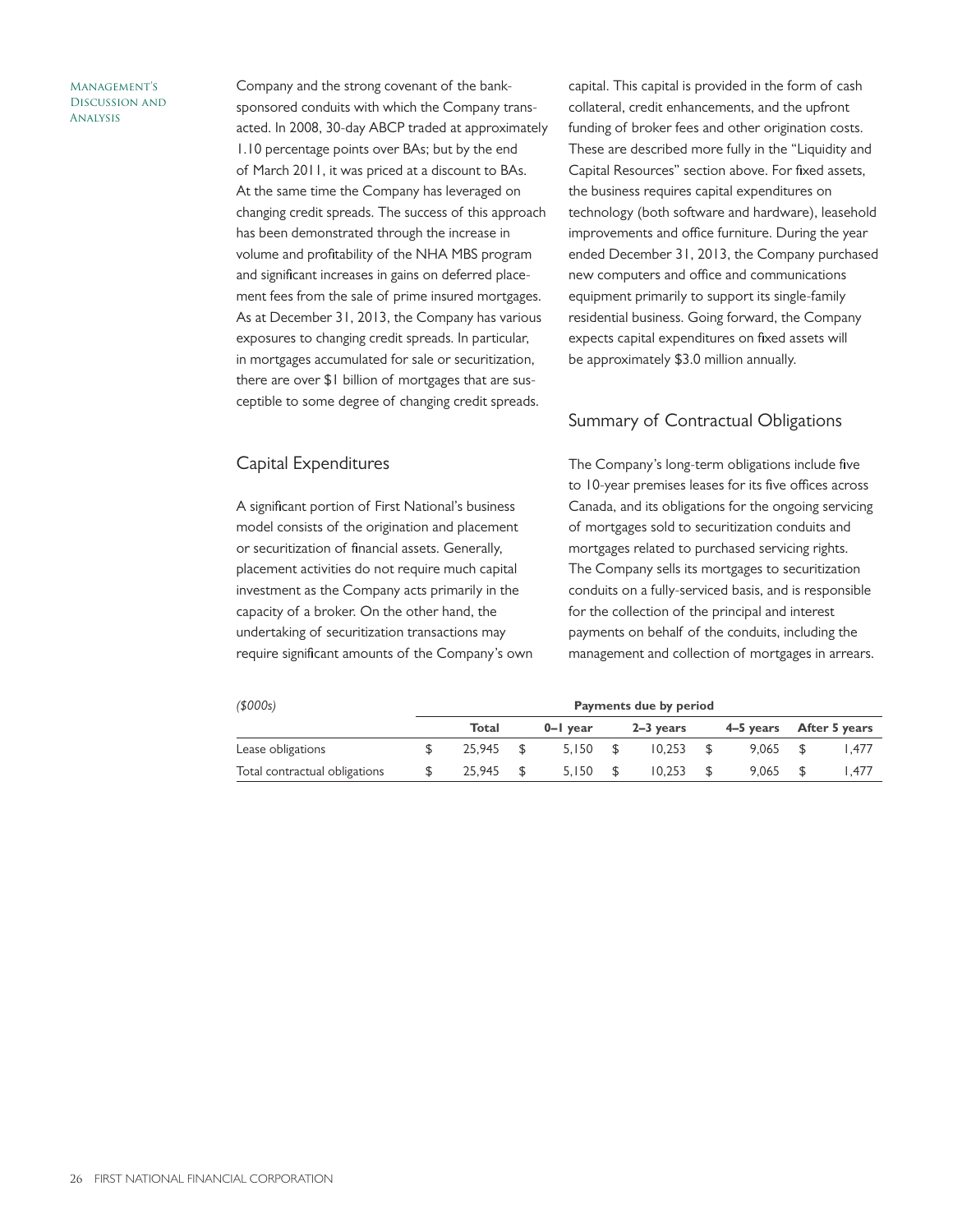Company and the strong covenant of the bank-sponsored conduits with which the Company transacted. In 2008, 30-day ABCP traded at approximately 1.10 percentage points over BAs; but by the end of March 2011, it was priced at a discount to BAs. At the same time the Company has leveraged on changing credit spreads. The success of this approach has been demonstrated through the increase in volume and profitability of the NHA MBS program and significant increases in gains on deferred placement fees from the sale of prime insured mortgages. As at December 31, 2013, the Company has various exposures to changing credit spreads. In particular, in mortgages accumulated for sale or securitization, there are over $1 billion of mortgages that are susceptible to some degree of changing credit spreads.

## Capital Expenditures

A significant portion of First National's business model consists of the origination and placement or securitization of financial assets. Generally, placement activities do not require much capital investment as the Company acts primarily in the capacity of a broker. On the other hand, the undertaking of securitization transactions may require significant amounts of the Company's own capital. This capital is provided in the form of cash collateral, credit enhancements, and the upfront funding of broker fees and other origination costs. These are described more fully in the "Liquidity and Capital Resources" section above. For fixed assets, the business requires capital expenditures on technology (both software and hardware), leasehold improvements and office furniture. During the year ended December 31, 2013, the Company purchased new computers and office and communications equipment primarily to support its single-family residential business. Going forward, the Company expects capital expenditures on fixed assets will be approximately $3.0 million annually.

## Summary of Contractual Obligations

The Company's long-term obligations include five to 10-year premises leases for its five offices across Canada, and its obligations for the ongoing servicing of mortgages sold to securitization conduits and mortgages related to purchased servicing rights. The Company sells its mortgages to securitization conduits on a fully-serviced basis, and is responsible for the collection of the principal and interest payments on behalf of the conduits, including the management and collection of mortgages in arrears.

| *($000s)* | Payments due by period | | | | |
|---|---|---|---|---|---|
| | **Total** | **0–1 year** | **2–3 years** | **4–5 years** | **After 5 years** |
| Lease obligations | $ 25,945 | $ 5,150 | $ 10,253 | $ 9,065 | $ 1,477 |
| Total contractual obligations | $ 25,945 | $ 5,150 | $ 10,253 | $ 9,065 | $ 1,477 |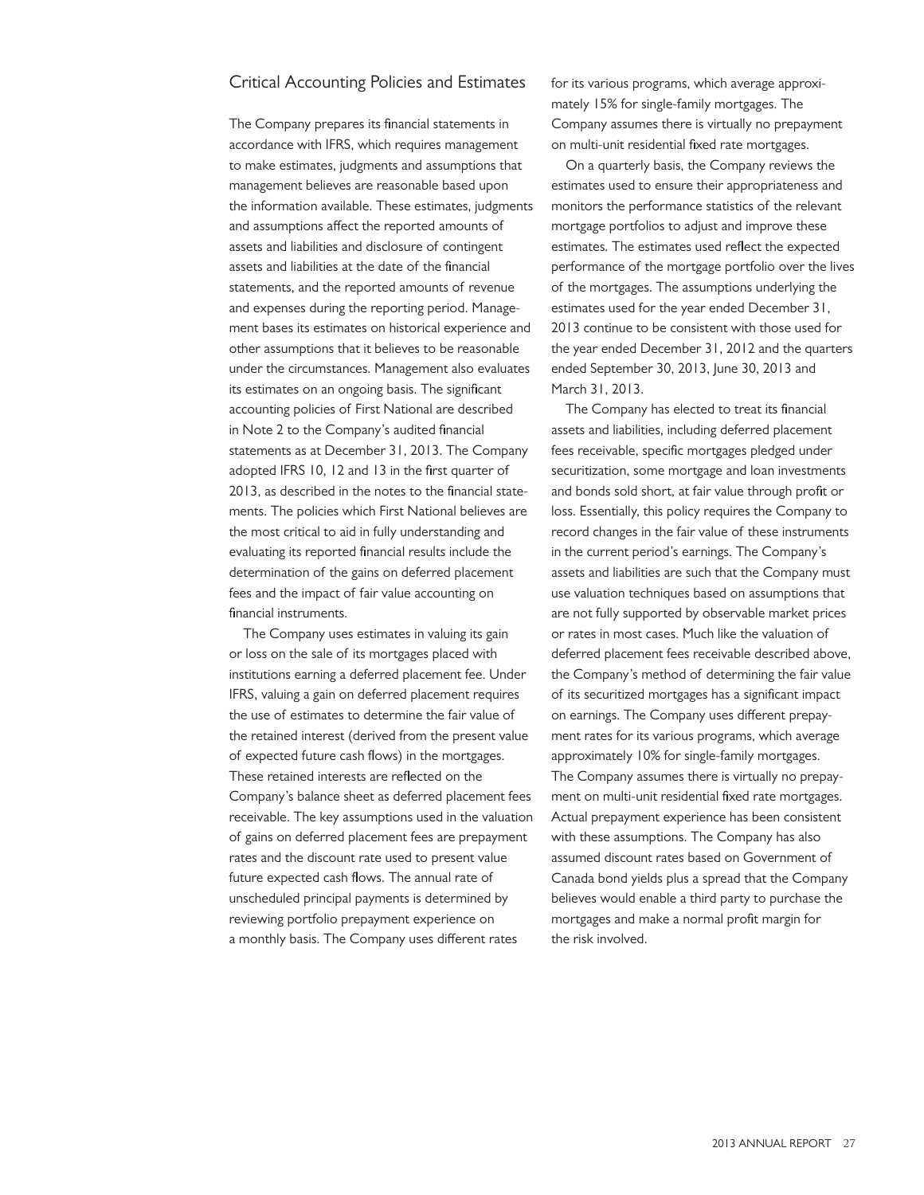## Critical Accounting Policies and Estimates

The Company prepares its financial statements in accordance with IFRS, which requires management to make estimates, judgments and assumptions that management believes are reasonable based upon the information available. These estimates, judgments and assumptions affect the reported amounts of assets and liabilities and disclosure of contingent assets and liabilities at the date of the financial statements, and the reported amounts of revenue and expenses during the reporting period. Management bases its estimates on historical experience and other assumptions that it believes to be reasonable under the circumstances. Management also evaluates its estimates on an ongoing basis. The significant accounting policies of First National are described in Note 2 to the Company's audited financial statements as at December 31, 2013. The Company adopted IFRS 10, 12 and 13 in the first quarter of 2013, as described in the notes to the financial statements. The policies which First National believes are the most critical to aid in fully understanding and evaluating its reported financial results include the determination of the gains on deferred placement fees and the impact of fair value accounting on financial instruments.

The Company uses estimates in valuing its gain or loss on the sale of its mortgages placed with institutions earning a deferred placement fee. Under IFRS, valuing a gain on deferred placement requires the use of estimates to determine the fair value of the retained interest (derived from the present value of expected future cash flows) in the mortgages. These retained interests are reflected on the Company's balance sheet as deferred placement fees receivable. The key assumptions used in the valuation of gains on deferred placement fees are prepayment rates and the discount rate used to present value future expected cash flows. The annual rate of unscheduled principal payments is determined by reviewing portfolio prepayment experience on a monthly basis. The Company uses different rates for its various programs, which average approximately 15% for single-family mortgages. The Company assumes there is virtually no prepayment on multi-unit residential fixed rate mortgages.

On a quarterly basis, the Company reviews the estimates used to ensure their appropriateness and monitors the performance statistics of the relevant mortgage portfolios to adjust and improve these estimates. The estimates used reflect the expected performance of the mortgage portfolio over the lives of the mortgages. The assumptions underlying the estimates used for the year ended December 31, 2013 continue to be consistent with those used for the year ended December 31, 2012 and the quarters ended September 30, 2013, June 30, 2013 and March 31, 2013.

The Company has elected to treat its financial assets and liabilities, including deferred placement fees receivable, specific mortgages pledged under securitization, some mortgage and loan investments and bonds sold short, at fair value through profit or loss. Essentially, this policy requires the Company to record changes in the fair value of these instruments in the current period's earnings. The Company's assets and liabilities are such that the Company must use valuation techniques based on assumptions that are not fully supported by observable market prices or rates in most cases. Much like the valuation of deferred placement fees receivable described above, the Company's method of determining the fair value of its securitized mortgages has a significant impact on earnings. The Company uses different prepayment rates for its various programs, which average approximately 10% for single-family mortgages. The Company assumes there is virtually no prepayment on multi-unit residential fixed rate mortgages. Actual prepayment experience has been consistent with these assumptions. The Company has also assumed discount rates based on Government of Canada bond yields plus a spread that the Company believes would enable a third party to purchase the mortgages and make a normal profit margin for the risk involved.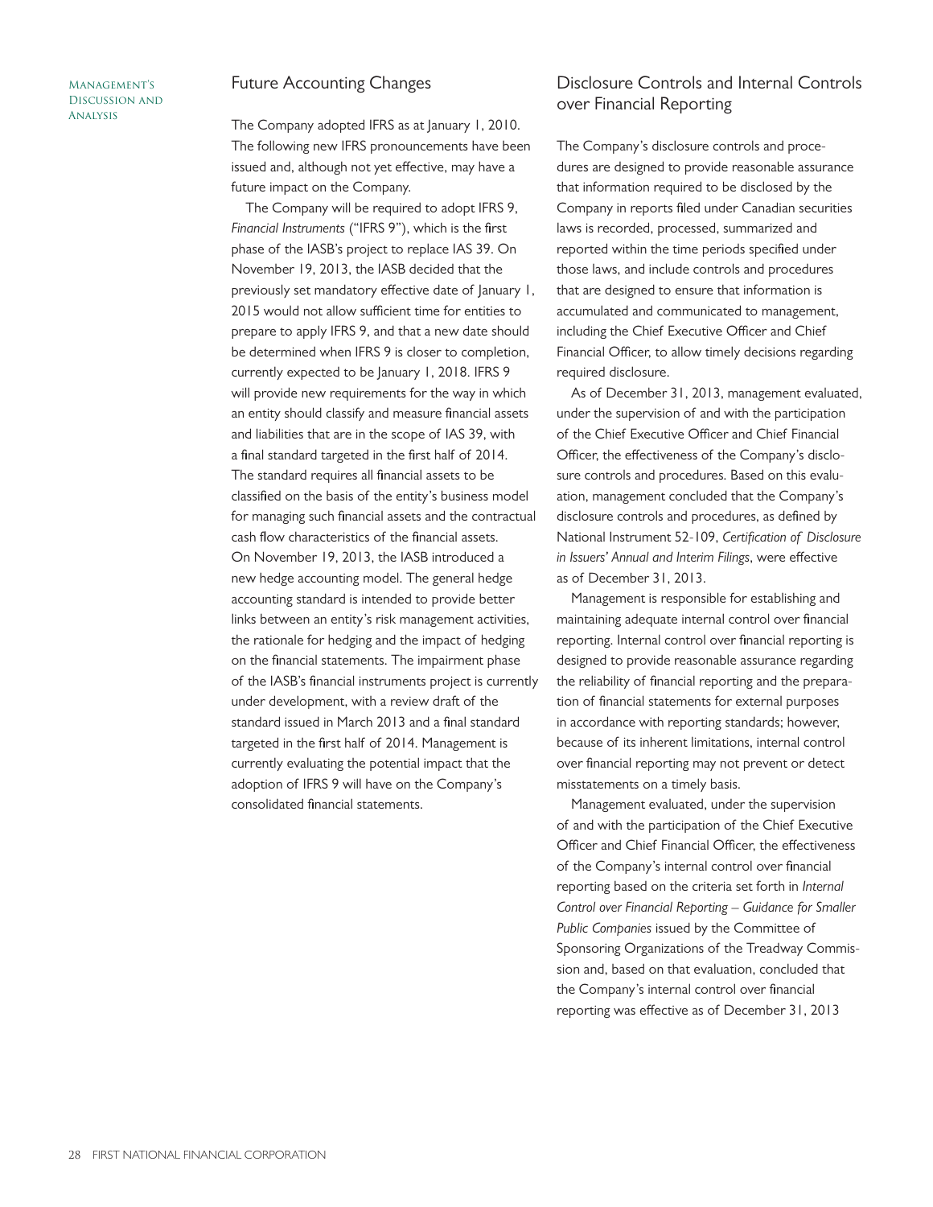## Future Accounting Changes

The Company adopted IFRS as at January 1, 2010. The following new IFRS pronouncements have been issued and, although not yet effective, may have a future impact on the Company.

The Company will be required to adopt IFRS 9, *Financial Instruments* ("IFRS 9"), which is the first phase of the IASB's project to replace IAS 39. On November 19, 2013, the IASB decided that the previously set mandatory effective date of January 1, 2015 would not allow sufficient time for entities to prepare to apply IFRS 9, and that a new date should be determined when IFRS 9 is closer to completion, currently expected to be January 1, 2018. IFRS 9 will provide new requirements for the way in which an entity should classify and measure financial assets and liabilities that are in the scope of IAS 39, with a final standard targeted in the first half of 2014. The standard requires all financial assets to be classified on the basis of the entity's business model for managing such financial assets and the contractual cash flow characteristics of the financial assets. On November 19, 2013, the IASB introduced a new hedge accounting model. The general hedge accounting standard is intended to provide better links between an entity's risk management activities, the rationale for hedging and the impact of hedging on the financial statements. The impairment phase of the IASB's financial instruments project is currently under development, with a review draft of the standard issued in March 2013 and a final standard targeted in the first half of 2014. Management is currently evaluating the potential impact that the adoption of IFRS 9 will have on the Company's consolidated financial statements.

## Disclosure Controls and Internal Controls over Financial Reporting

The Company's disclosure controls and procedures are designed to provide reasonable assurance that information required to be disclosed by the Company in reports filed under Canadian securities laws is recorded, processed, summarized and reported within the time periods specified under those laws, and include controls and procedures that are designed to ensure that information is accumulated and communicated to management, including the Chief Executive Officer and Chief Financial Officer, to allow timely decisions regarding required disclosure.

As of December 31, 2013, management evaluated, under the supervision of and with the participation of the Chief Executive Officer and Chief Financial Officer, the effectiveness of the Company's disclosure controls and procedures. Based on this evaluation, management concluded that the Company's disclosure controls and procedures, as defined by National Instrument 52-109, *Certification of Disclosure in Issuers' Annual and Interim Filings*, were effective as of December 31, 2013.

Management is responsible for establishing and maintaining adequate internal control over financial reporting. Internal control over financial reporting is designed to provide reasonable assurance regarding the reliability of financial reporting and the preparation of financial statements for external purposes in accordance with reporting standards; however, because of its inherent limitations, internal control over financial reporting may not prevent or detect misstatements on a timely basis.

Management evaluated, under the supervision of and with the participation of the Chief Executive Officer and Chief Financial Officer, the effectiveness of the Company's internal control over financial reporting based on the criteria set forth in *Internal Control over Financial Reporting – Guidance for Smaller Public Companies* issued by the Committee of Sponsoring Organizations of the Treadway Commission and, based on that evaluation, concluded that the Company's internal control over financial reporting was effective as of December 31, 2013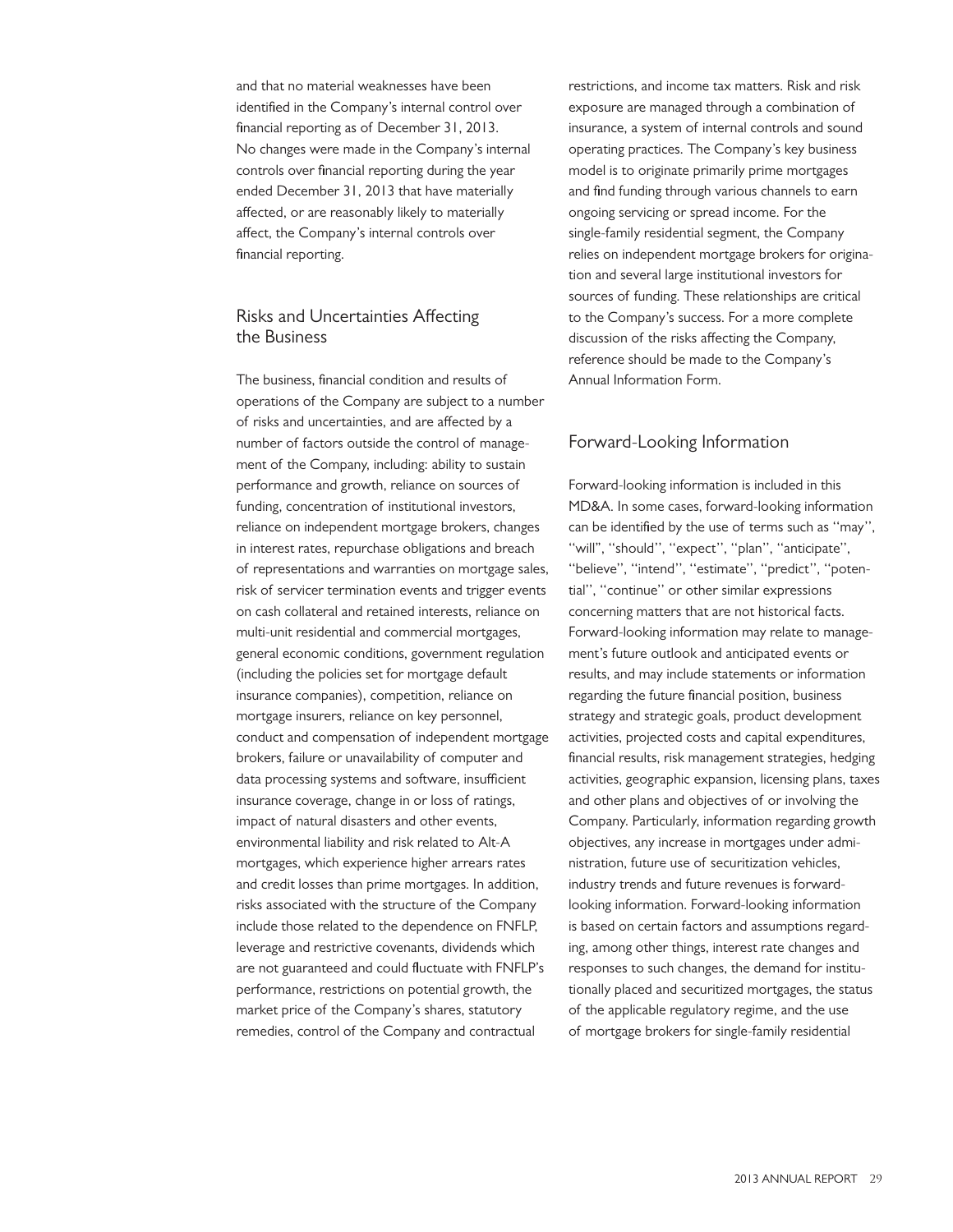and that no material weaknesses have been identified in the Company's internal control over financial reporting as of December 31, 2013. No changes were made in the Company's internal controls over financial reporting during the year ended December 31, 2013 that have materially affected, or are reasonably likely to materially affect, the Company's internal controls over financial reporting.

## Risks and Uncertainties Affecting the Business

The business, financial condition and results of operations of the Company are subject to a number of risks and uncertainties, and are affected by a number of factors outside the control of management of the Company, including: ability to sustain performance and growth, reliance on sources of funding, concentration of institutional investors, reliance on independent mortgage brokers, changes in interest rates, repurchase obligations and breach of representations and warranties on mortgage sales, risk of servicer termination events and trigger events on cash collateral and retained interests, reliance on multi-unit residential and commercial mortgages, general economic conditions, government regulation (including the policies set for mortgage default insurance companies), competition, reliance on mortgage insurers, reliance on key personnel, conduct and compensation of independent mortgage brokers, failure or unavailability of computer and data processing systems and software, insufficient insurance coverage, change in or loss of ratings, impact of natural disasters and other events, environmental liability and risk related to Alt-A mortgages, which experience higher arrears rates and credit losses than prime mortgages. In addition, risks associated with the structure of the Company include those related to the dependence on FNFLP, leverage and restrictive covenants, dividends which are not guaranteed and could fluctuate with FNFLP's performance, restrictions on potential growth, the market price of the Company's shares, statutory remedies, control of the Company and contractual restrictions, and income tax matters. Risk and risk exposure are managed through a combination of insurance, a system of internal controls and sound operating practices. The Company's key business model is to originate primarily prime mortgages and find funding through various channels to earn ongoing servicing or spread income. For the single-family residential segment, the Company relies on independent mortgage brokers for origination and several large institutional investors for sources of funding. These relationships are critical to the Company's success. For a more complete discussion of the risks affecting the Company, reference should be made to the Company's Annual Information Form.

## Forward-Looking Information

Forward-looking information is included in this MD&A. In some cases, forward-looking information can be identified by the use of terms such as "may", "will", "should", "expect", "plan", "anticipate", "believe", "intend", "estimate", "predict", "potential", "continue" or other similar expressions concerning matters that are not historical facts. Forward-looking information may relate to management's future outlook and anticipated events or results, and may include statements or information regarding the future financial position, business strategy and strategic goals, product development activities, projected costs and capital expenditures, financial results, risk management strategies, hedging activities, geographic expansion, licensing plans, taxes and other plans and objectives of or involving the Company. Particularly, information regarding growth objectives, any increase in mortgages under administration, future use of securitization vehicles, industry trends and future revenues is forward-looking information. Forward-looking information is based on certain factors and assumptions regarding, among other things, interest rate changes and responses to such changes, the demand for institutionally placed and securitized mortgages, the status of the applicable regulatory regime, and the use of mortgage brokers for single-family residential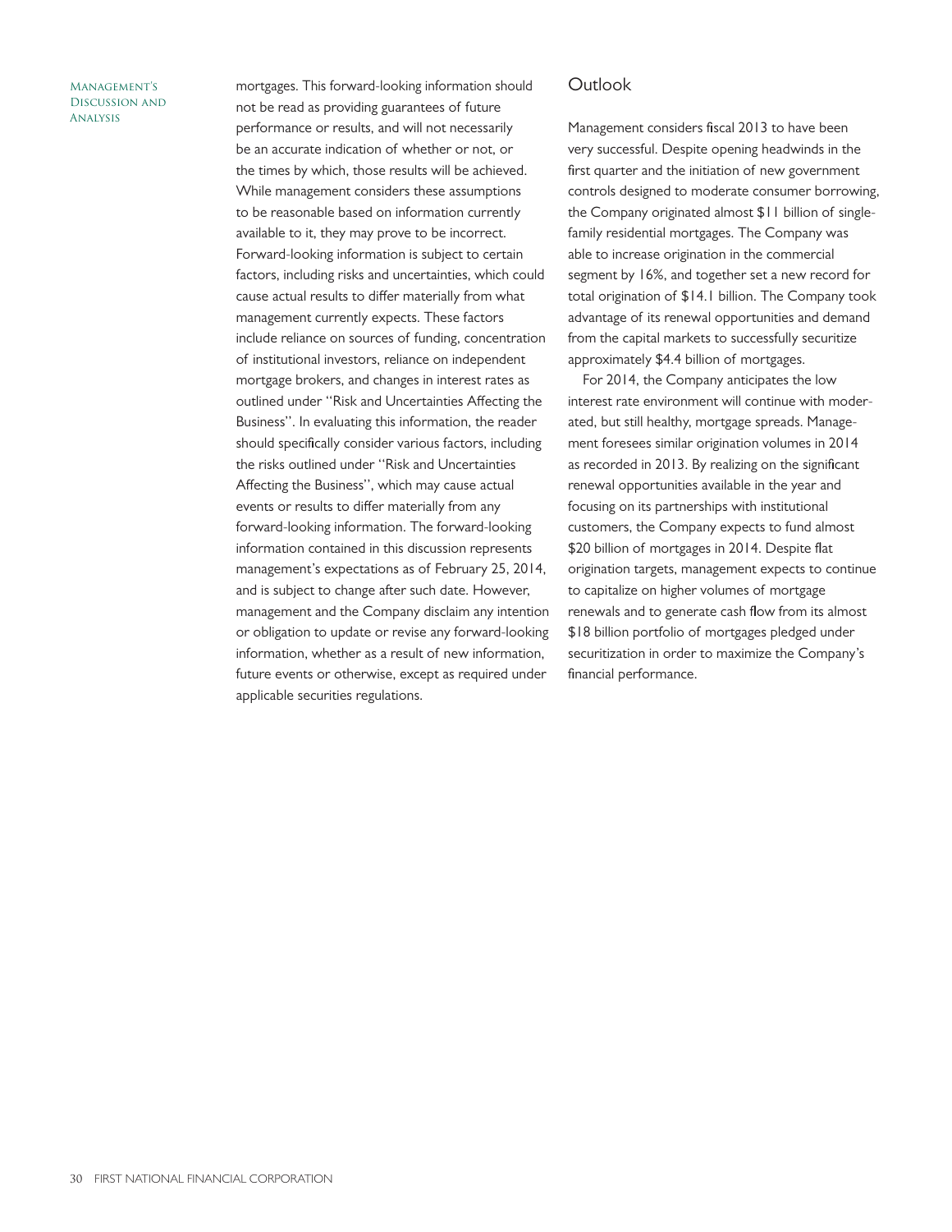mortgages. This forward-looking information should not be read as providing guarantees of future performance or results, and will not necessarily be an accurate indication of whether or not, or the times by which, those results will be achieved. While management considers these assumptions to be reasonable based on information currently available to it, they may prove to be incorrect. Forward-looking information is subject to certain factors, including risks and uncertainties, which could cause actual results to differ materially from what management currently expects. These factors include reliance on sources of funding, concentration of institutional investors, reliance on independent mortgage brokers, and changes in interest rates as outlined under "Risk and Uncertainties Affecting the Business". In evaluating this information, the reader should specifically consider various factors, including the risks outlined under "Risk and Uncertainties Affecting the Business", which may cause actual events or results to differ materially from any forward-looking information. The forward-looking information contained in this discussion represents management's expectations as of February 25, 2014, and is subject to change after such date. However, management and the Company disclaim any intention or obligation to update or revise any forward-looking information, whether as a result of new information, future events or otherwise, except as required under applicable securities regulations.

## Outlook

Management considers fiscal 2013 to have been very successful. Despite opening headwinds in the first quarter and the initiation of new government controls designed to moderate consumer borrowing, the Company originated almost $11 billion of single-family residential mortgages. The Company was able to increase origination in the commercial segment by 16%, and together set a new record for total origination of $14.1 billion. The Company took advantage of its renewal opportunities and demand from the capital markets to successfully securitize approximately $4.4 billion of mortgages.

For 2014, the Company anticipates the low interest rate environment will continue with moderated, but still healthy, mortgage spreads. Management foresees similar origination volumes in 2014 as recorded in 2013. By realizing on the significant renewal opportunities available in the year and focusing on its partnerships with institutional customers, the Company expects to fund almost $20 billion of mortgages in 2014. Despite flat origination targets, management expects to continue to capitalize on higher volumes of mortgage renewals and to generate cash flow from its almost $18 billion portfolio of mortgages pledged under securitization in order to maximize the Company's financial performance.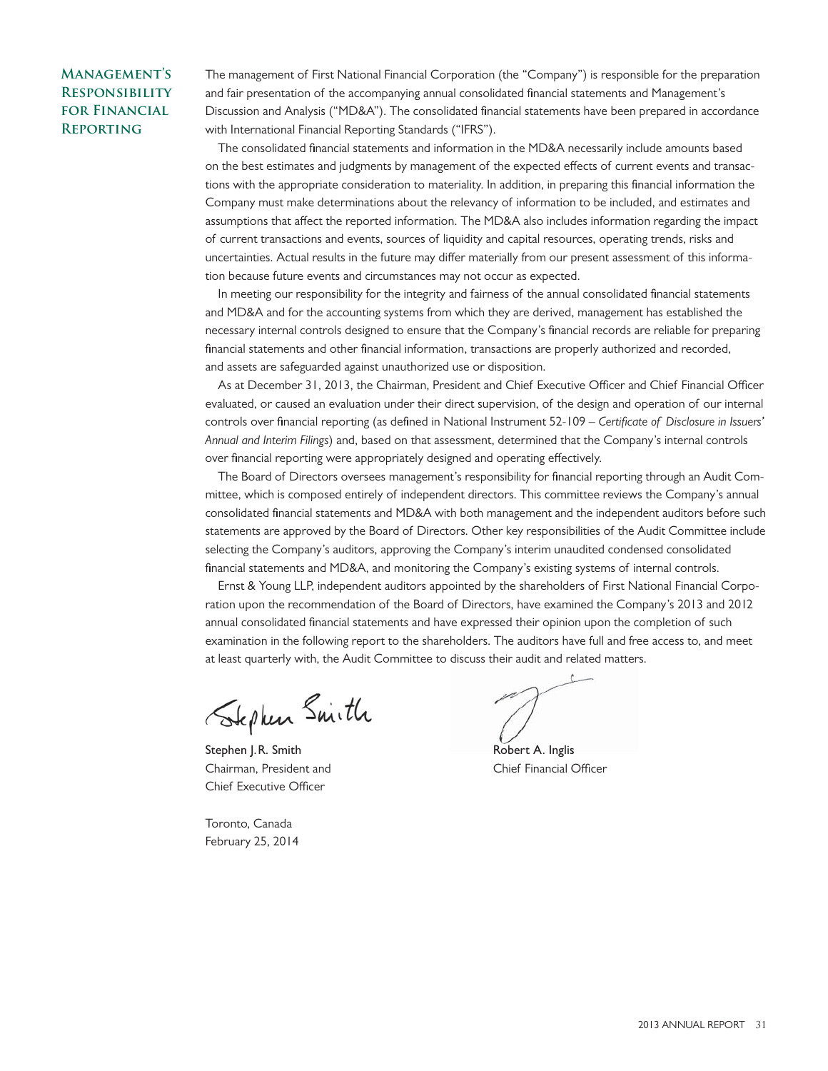## Management's Responsibility for Financial Reporting

The management of First National Financial Corporation (the "Company") is responsible for the preparation and fair presentation of the accompanying annual consolidated financial statements and Management's Discussion and Analysis ("MD&A"). The consolidated financial statements have been prepared in accordance with International Financial Reporting Standards ("IFRS").

The consolidated financial statements and information in the MD&A necessarily include amounts based on the best estimates and judgments by management of the expected effects of current events and transactions with the appropriate consideration to materiality. In addition, in preparing this financial information the Company must make determinations about the relevancy of information to be included, and estimates and assumptions that affect the reported information. The MD&A also includes information regarding the impact of current transactions and events, sources of liquidity and capital resources, operating trends, risks and uncertainties. Actual results in the future may differ materially from our present assessment of this information because future events and circumstances may not occur as expected.

In meeting our responsibility for the integrity and fairness of the annual consolidated financial statements and MD&A and for the accounting systems from which they are derived, management has established the necessary internal controls designed to ensure that the Company's financial records are reliable for preparing financial statements and other financial information, transactions are properly authorized and recorded, and assets are safeguarded against unauthorized use or disposition.

As at December 31, 2013, the Chairman, President and Chief Executive Officer and Chief Financial Officer evaluated, or caused an evaluation under their direct supervision, of the design and operation of our internal controls over financial reporting (as defined in National Instrument 52-109 – *Certificate of Disclosure in Issuers' Annual and Interim Filings*) and, based on that assessment, determined that the Company's internal controls over financial reporting were appropriately designed and operating effectively.

The Board of Directors oversees management's responsibility for financial reporting through an Audit Committee, which is composed entirely of independent directors. This committee reviews the Company's annual consolidated financial statements and MD&A with both management and the independent auditors before such statements are approved by the Board of Directors. Other key responsibilities of the Audit Committee include selecting the Company's auditors, approving the Company's interim unaudited condensed consolidated financial statements and MD&A, and monitoring the Company's existing systems of internal controls.

Ernst & Young LLP, independent auditors appointed by the shareholders of First National Financial Corporation upon the recommendation of the Board of Directors, have examined the Company's 2013 and 2012 annual consolidated financial statements and have expressed their opinion upon the completion of such examination in the following report to the shareholders. The auditors have full and free access to, and meet at least quarterly with, the Audit Committee to discuss their audit and related matters.

Stephen J.R. Smith
Chairman, President and
Chief Executive Officer

Robert A. Inglis
Chief Financial Officer

Toronto, Canada
February 25, 2014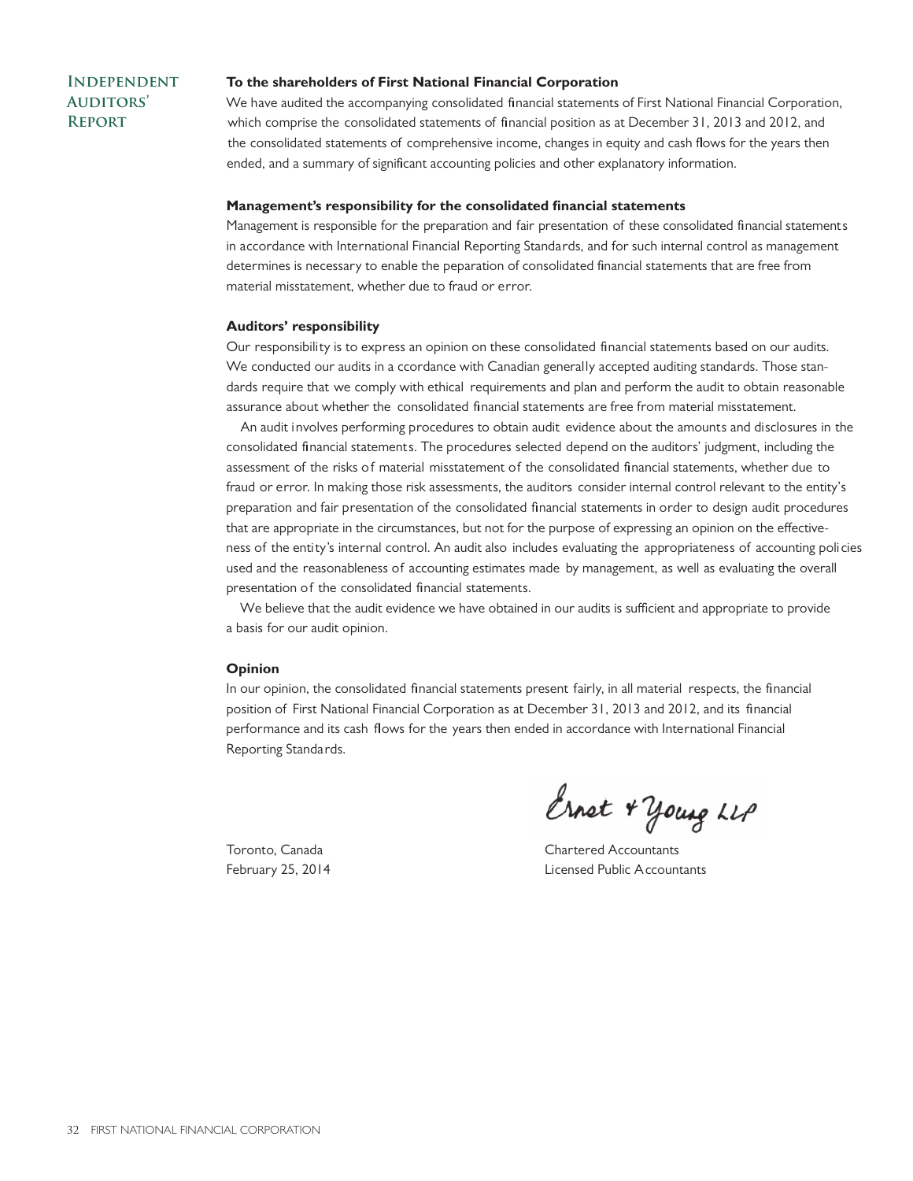# Independent Auditors' Report

**To the shareholders of First National Financial Corporation**

We have audited the accompanying consolidated financial statements of First National Financial Corporation, which comprise the consolidated statements of financial position as at December 31, 2013 and 2012, and the consolidated statements of comprehensive income, changes in equity and cash flows for the years then ended, and a summary of significant accounting policies and other explanatory information.

**Management's responsibility for the consolidated financial statements**

Management is responsible for the preparation and fair presentation of these consolidated financial statements in accordance with International Financial Reporting Standards, and for such internal control as management determines is necessary to enable the peparation of consolidated financial statements that are free from material misstatement, whether due to fraud or error.

**Auditors' responsibility**

Our responsibility is to express an opinion on these consolidated financial statements based on our audits. We conducted our audits in a ccordance with Canadian generally accepted auditing standards. Those standards require that we comply with ethical requirements and plan and perform the audit to obtain reasonable assurance about whether the consolidated financial statements are free from material misstatement.

An audit involves performing procedures to obtain audit evidence about the amounts and disclosures in the consolidated financial statements. The procedures selected depend on the auditors' judgment, including the assessment of the risks of material misstatement of the consolidated financial statements, whether due to fraud or error. In making those risk assessments, the auditors consider internal control relevant to the entity's preparation and fair presentation of the consolidated financial statements in order to design audit procedures that are appropriate in the circumstances, but not for the purpose of expressing an opinion on the effectiveness of the entity's internal control. An audit also includes evaluating the appropriateness of accounting policies used and the reasonableness of accounting estimates made by management, as well as evaluating the overall presentation of the consolidated financial statements.

We believe that the audit evidence we have obtained in our audits is sufficient and appropriate to provide a basis for our audit opinion.

**Opinion**

In our opinion, the consolidated financial statements present fairly, in all material respects, the financial position of First National Financial Corporation as at December 31, 2013 and 2012, and its financial performance and its cash flows for the years then ended in accordance with International Financial Reporting Standards.

Ernst & Young LLP

Toronto, Canada
February 25, 2014

Chartered Accountants
Licensed Public Accountants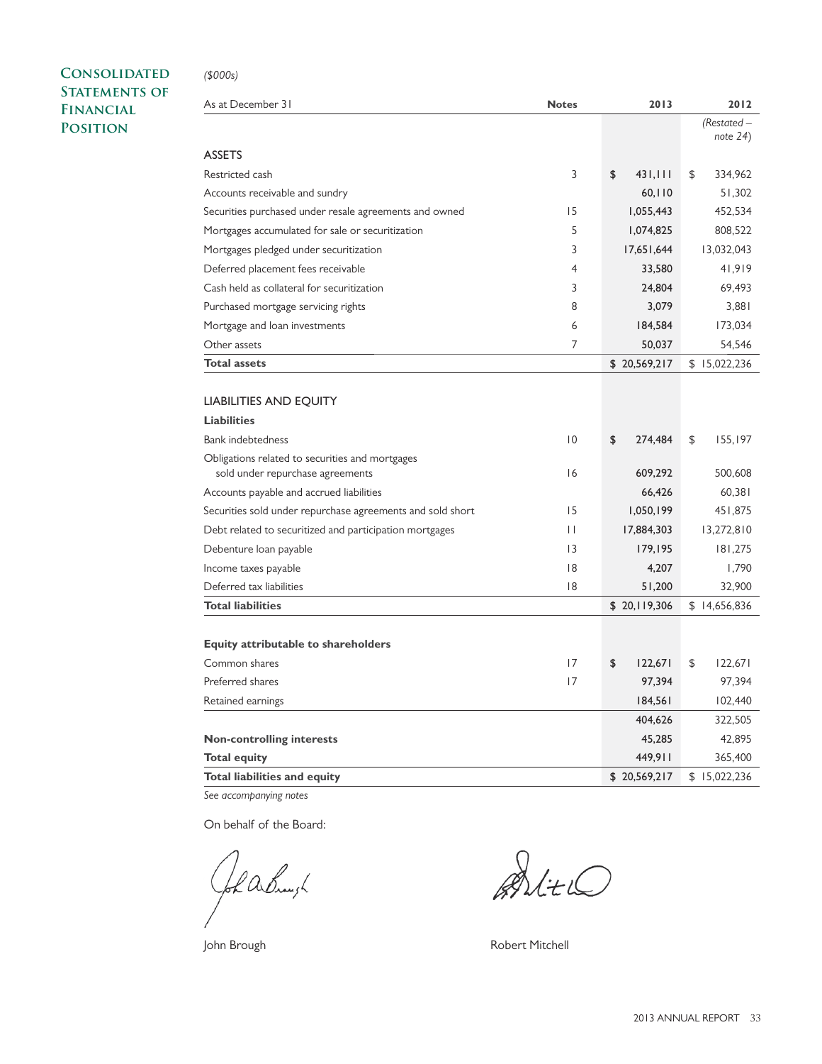# Consolidated Statements of Financial Position

*($000s)*

| As at December 31 | Notes | 2013 | 2012 |
|---|---|---|---|
| | | | *(Restated – note 24)* |
| **ASSETS** | | | |
| Restricted cash | 3 | $ 431,111 | $ 334,962 |
| Accounts receivable and sundry | | 60,110 | 51,302 |
| Securities purchased under resale agreements and owned | 15 | 1,055,443 | 452,534 |
| Mortgages accumulated for sale or securitization | 5 | 1,074,825 | 808,522 |
| Mortgages pledged under securitization | 3 | 17,651,644 | 13,032,043 |
| Deferred placement fees receivable | 4 | 33,580 | 41,919 |
| Cash held as collateral for securitization | 3 | 24,804 | 69,493 |
| Purchased mortgage servicing rights | 8 | 3,079 | 3,881 |
| Mortgage and loan investments | 6 | 184,584 | 173,034 |
| Other assets | 7 | 50,037 | 54,546 |
| **Total assets** | | $ 20,569,217 | $ 15,022,236 |
| | | | |
| **LIABILITIES AND EQUITY** | | | |
| **Liabilities** | | | |
| Bank indebtedness | 10 | $ 274,484 | $ 155,197 |
| Obligations related to securities and mortgages sold under repurchase agreements | 16 | 609,292 | 500,608 |
| Accounts payable and accrued liabilities | | 66,426 | 60,381 |
| Securities sold under repurchase agreements and sold short | 15 | 1,050,199 | 451,875 |
| Debt related to securitized and participation mortgages | 11 | 17,884,303 | 13,272,810 |
| Debenture loan payable | 13 | 179,195 | 181,275 |
| Income taxes payable | 18 | 4,207 | 1,790 |
| Deferred tax liabilities | 18 | 51,200 | 32,900 |
| **Total liabilities** | | $ 20,119,306 | $ 14,656,836 |
| | | | |
| **Equity attributable to shareholders** | | | |
| Common shares | 17 | $ 122,671 | $ 122,671 |
| Preferred shares | 17 | 97,394 | 97,394 |
| Retained earnings | | 184,561 | 102,440 |
| | | 404,626 | 322,505 |
| **Non-controlling interests** | | 45,285 | 42,895 |
| **Total equity** | | 449,911 | 365,400 |
| **Total liabilities and equity** | | $ 20,569,217 | $ 15,022,236 |

*See accompanying notes*

On behalf of the Board:

John Brough

Robert Mitchell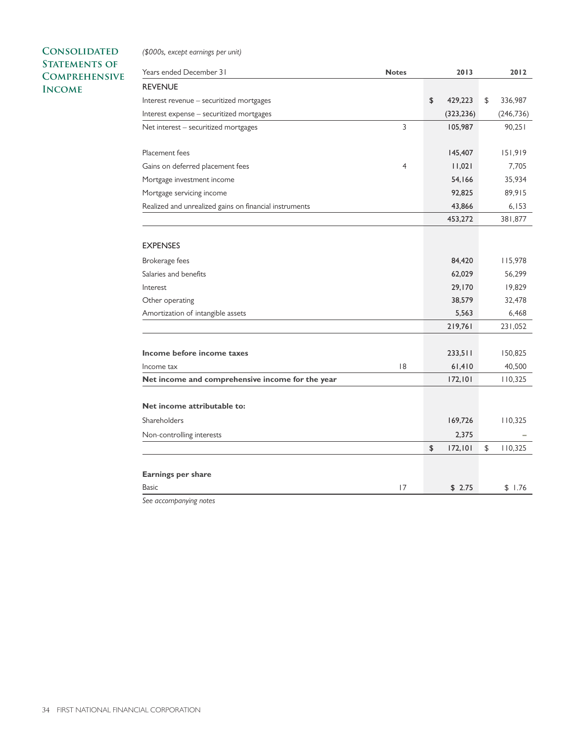# Consolidated Statements of Comprehensive Income

*($000s, except earnings per unit)*

| Years ended December 31 | Notes | 2013 | 2012 |
|---|---|---|---|
| **REVENUE** | | | |
| Interest revenue – securitized mortgages | | $ 429,223 | $ 336,987 |
| Interest expense – securitized mortgages | | (323,236) | (246,736) |
| Net interest – securitized mortgages | 3 | 105,987 | 90,251 |
| | | | |
| Placement fees | | 145,407 | 151,919 |
| Gains on deferred placement fees | 4 | 11,021 | 7,705 |
| Mortgage investment income | | 54,166 | 35,934 |
| Mortgage servicing income | | 92,825 | 89,915 |
| Realized and unrealized gains on financial instruments | | 43,866 | 6,153 |
| | | 453,272 | 381,877 |
| | | | |
| **EXPENSES** | | | |
| Brokerage fees | | 84,420 | 115,978 |
| Salaries and benefits | | 62,029 | 56,299 |
| Interest | | 29,170 | 19,829 |
| Other operating | | 38,579 | 32,478 |
| Amortization of intangible assets | | 5,563 | 6,468 |
| | | 219,761 | 231,052 |
| | | | |
| **Income before income taxes** | | 233,511 | 150,825 |
| Income tax | 18 | 61,410 | 40,500 |
| **Net income and comprehensive income for the year** | | 172,101 | 110,325 |
| | | | |
| **Net income attributable to:** | | | |
| Shareholders | | 169,726 | 110,325 |
| Non-controlling interests | | 2,375 | – |
| | | $ 172,101 | $ 110,325 |
| | | | |
| **Earnings per share** | | | |
| Basic | 17 | $ 2.75 | $ 1.76 |

*See accompanying notes*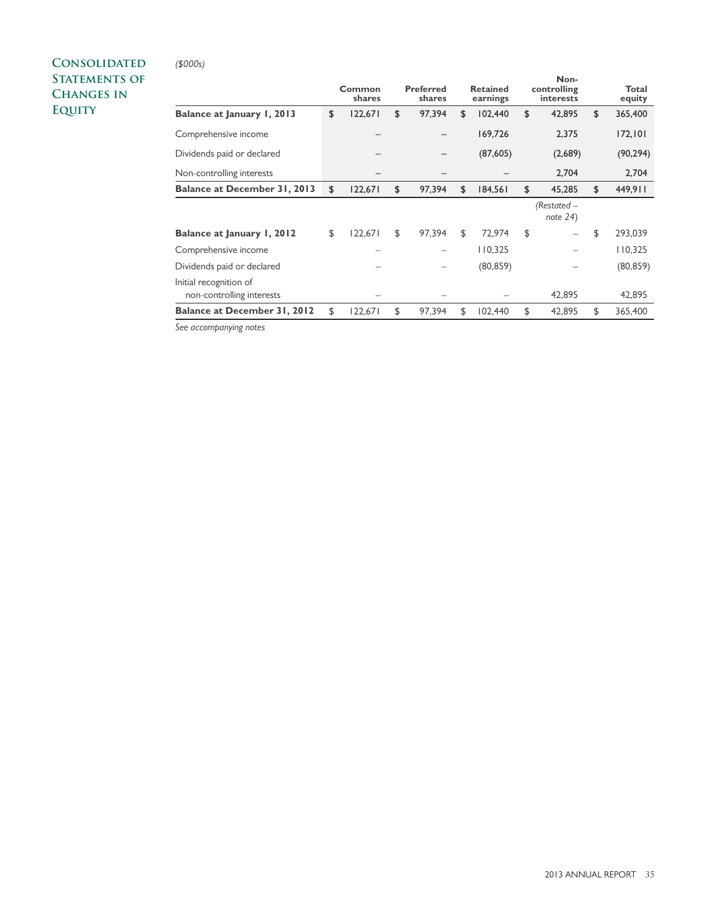# Consolidated Statements of Changes in Equity

*($000s)*

| | Common shares | Preferred shares | Retained earnings | Non-controlling interests | Total equity |
|---|---|---|---|---|---|
| **Balance at January 1, 2013** | $ 122,671 | $ 97,394 | $ 102,440 | $ 42,895 | $ 365,400 |
| Comprehensive income | – | – | 169,726 | 2,375 | 172,101 |
| Dividends paid or declared | – | – | (87,605) | (2,689) | (90,294) |
| Non-controlling interests | – | – | – | 2,704 | 2,704 |
| **Balance at December 31, 2013** | $ 122,671 | $ 97,394 | $ 184,561 | $ 45,285 | $ 449,911 |
| | | | | *(Restated – note 24)* | |
| **Balance at January 1, 2012** | $ 122,671 | $ 97,394 | $ 72,974 | $ – | $ 293,039 |
| Comprehensive income | – | – | 110,325 | – | 110,325 |
| Dividends paid or declared | – | – | (80,859) | – | (80,859) |
| Initial recognition of non-controlling interests | – | – | – | 42,895 | 42,895 |
| **Balance at December 31, 2012** | $ 122,671 | $ 97,394 | $ 102,440 | $ 42,895 | $ 365,400 |

*See accompanying notes*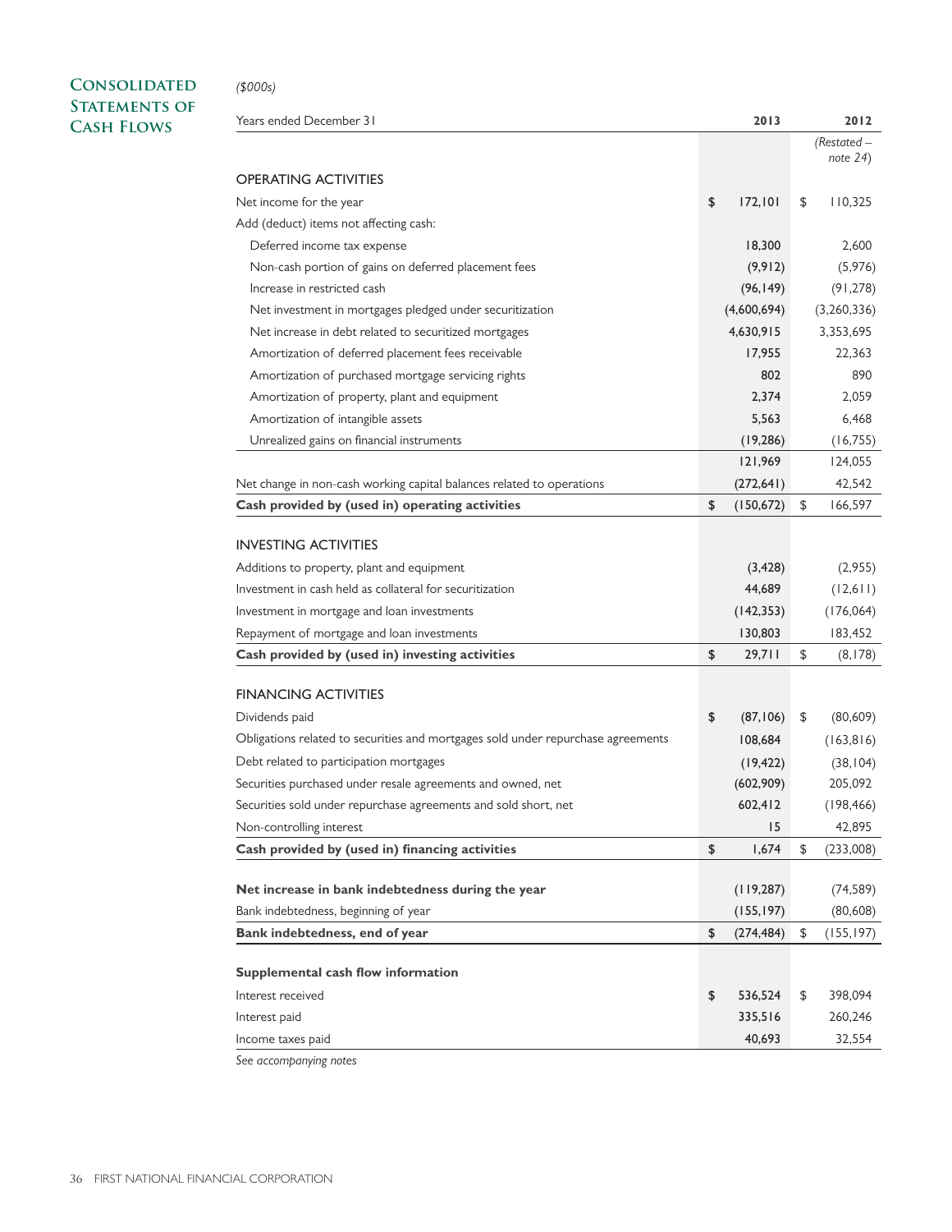# Consolidated Statements of Cash Flows

*($000s)*

| Years ended December 31 | 2013 | 2012 *(Restated – note 24)* |
|---|---|---|
| **OPERATING ACTIVITIES** | | |
| Net income for the year | $ 172,101 | $ 110,325 |
| Add (deduct) items not affecting cash: | | |
| Deferred income tax expense | 18,300 | 2,600 |
| Non-cash portion of gains on deferred placement fees | (9,912) | (5,976) |
| Increase in restricted cash | (96,149) | (91,278) |
| Net investment in mortgages pledged under securitization | (4,600,694) | (3,260,336) |
| Net increase in debt related to securitized mortgages | 4,630,915 | 3,353,695 |
| Amortization of deferred placement fees receivable | 17,955 | 22,363 |
| Amortization of purchased mortgage servicing rights | 802 | 890 |
| Amortization of property, plant and equipment | 2,374 | 2,059 |
| Amortization of intangible assets | 5,563 | 6,468 |
| Unrealized gains on financial instruments | (19,286) | (16,755) |
| | 121,969 | 124,055 |
| Net change in non-cash working capital balances related to operations | (272,641) | 42,542 |
| **Cash provided by (used in) operating activities** | $ (150,672) | $ 166,597 |
| **INVESTING ACTIVITIES** | | |
| Additions to property, plant and equipment | (3,428) | (2,955) |
| Investment in cash held as collateral for securitization | 44,689 | (12,611) |
| Investment in mortgage and loan investments | (142,353) | (176,064) |
| Repayment of mortgage and loan investments | 130,803 | 183,452 |
| **Cash provided by (used in) investing activities** | $ 29,711 | $ (8,178) |
| **FINANCING ACTIVITIES** | | |
| Dividends paid | $ (87,106) | $ (80,609) |
| Obligations related to securities and mortgages sold under repurchase agreements | 108,684 | (163,816) |
| Debt related to participation mortgages | (19,422) | (38,104) |
| Securities purchased under resale agreements and owned, net | (602,909) | 205,092 |
| Securities sold under repurchase agreements and sold short, net | 602,412 | (198,466) |
| Non-controlling interest | 15 | 42,895 |
| **Cash provided by (used in) financing activities** | $ 1,674 | $ (233,008) |
| **Net increase in bank indebtedness during the year** | (119,287) | (74,589) |
| Bank indebtedness, beginning of year | (155,197) | (80,608) |
| **Bank indebtedness, end of year** | $ (274,484) | $ (155,197) |
| **Supplemental cash flow information** | | |
| Interest received | $ 536,524 | $ 398,094 |
| Interest paid | 335,516 | 260,246 |
| Income taxes paid | 40,693 | 32,554 |

*See accompanying notes*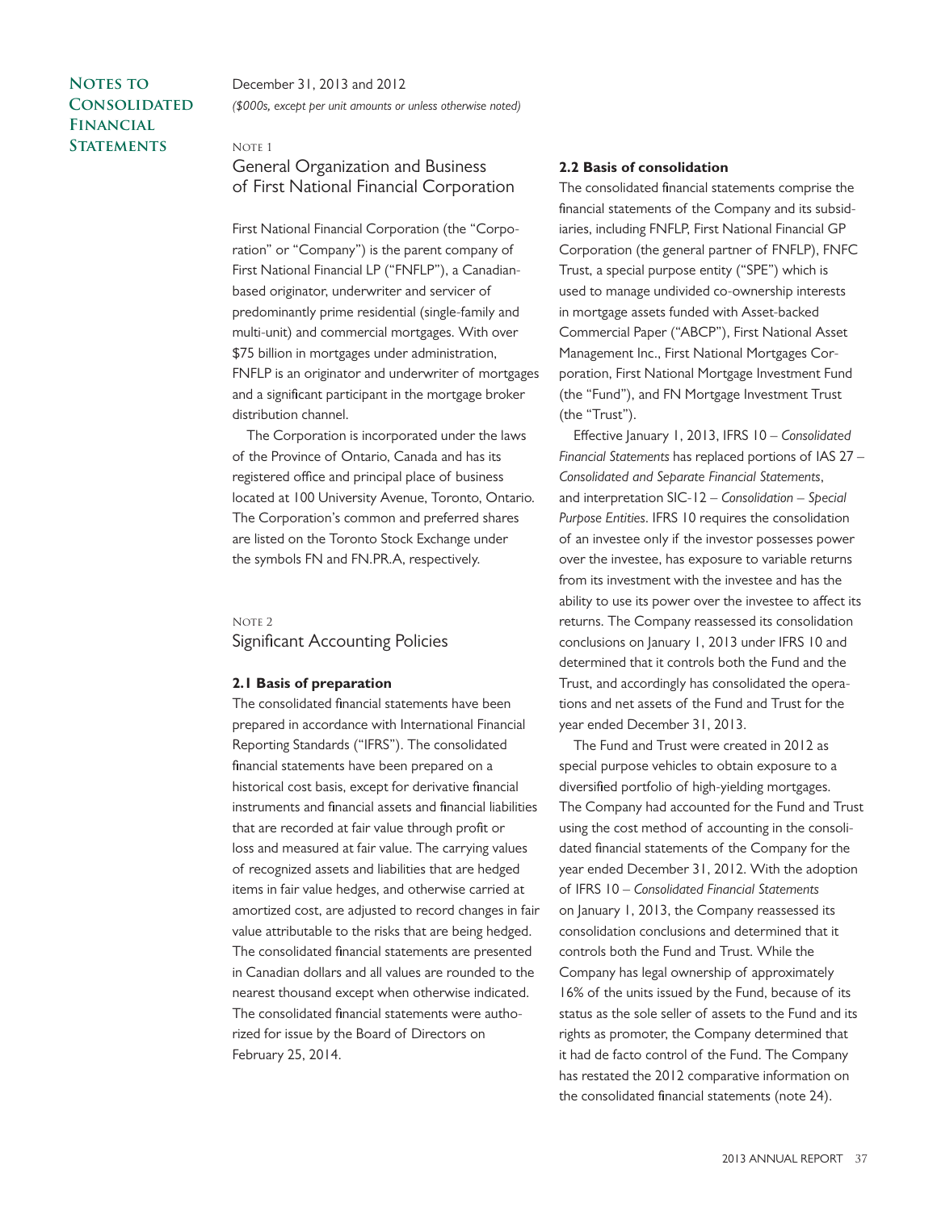# Notes to Consolidated Financial Statements

December 31, 2013 and 2012

*($000s, except per unit amounts or unless otherwise noted)*

## Note 1

## General Organization and Business of First National Financial Corporation

First National Financial Corporation (the "Corporation" or "Company") is the parent company of First National Financial LP ("FNFLP"), a Canadian-based originator, underwriter and servicer of predominantly prime residential (single-family and multi-unit) and commercial mortgages. With over $75 billion in mortgages under administration, FNFLP is an originator and underwriter of mortgages and a significant participant in the mortgage broker distribution channel.

The Corporation is incorporated under the laws of the Province of Ontario, Canada and has its registered office and principal place of business located at 100 University Avenue, Toronto, Ontario. The Corporation's common and preferred shares are listed on the Toronto Stock Exchange under the symbols FN and FN.PR.A, respectively.

## Note 2

## Significant Accounting Policies

### 2.1 Basis of preparation

The consolidated financial statements have been prepared in accordance with International Financial Reporting Standards ("IFRS"). The consolidated financial statements have been prepared on a historical cost basis, except for derivative financial instruments and financial assets and financial liabilities that are recorded at fair value through profit or loss and measured at fair value. The carrying values of recognized assets and liabilities that are hedged items in fair value hedges, and otherwise carried at amortized cost, are adjusted to record changes in fair value attributable to the risks that are being hedged. The consolidated financial statements are presented in Canadian dollars and all values are rounded to the nearest thousand except when otherwise indicated. The consolidated financial statements were authorized for issue by the Board of Directors on February 25, 2014.

### 2.2 Basis of consolidation

The consolidated financial statements comprise the financial statements of the Company and its subsidiaries, including FNFLP, First National Financial GP Corporation (the general partner of FNFLP), FNFC Trust, a special purpose entity ("SPE") which is used to manage undivided co-ownership interests in mortgage assets funded with Asset-backed Commercial Paper ("ABCP"), First National Asset Management Inc., First National Mortgages Corporation, First National Mortgage Investment Fund (the "Fund"), and FN Mortgage Investment Trust (the "Trust").

Effective January 1, 2013, IFRS 10 – *Consolidated Financial Statements* has replaced portions of IAS 27 – *Consolidated and Separate Financial Statements*, and interpretation SIC-12 – *Consolidation – Special Purpose Entities*. IFRS 10 requires the consolidation of an investee only if the investor possesses power over the investee, has exposure to variable returns from its investment with the investee and has the ability to use its power over the investee to affect its returns. The Company reassessed its consolidation conclusions on January 1, 2013 under IFRS 10 and determined that it controls both the Fund and the Trust, and accordingly has consolidated the operations and net assets of the Fund and Trust for the year ended December 31, 2013.

The Fund and Trust were created in 2012 as special purpose vehicles to obtain exposure to a diversified portfolio of high-yielding mortgages. The Company had accounted for the Fund and Trust using the cost method of accounting in the consolidated financial statements of the Company for the year ended December 31, 2012. With the adoption of IFRS 10 – *Consolidated Financial Statements* on January 1, 2013, the Company reassessed its consolidation conclusions and determined that it controls both the Fund and Trust. While the Company has legal ownership of approximately 16% of the units issued by the Fund, because of its status as the sole seller of assets to the Fund and its rights as promoter, the Company determined that it had de facto control of the Fund. The Company has restated the 2012 comparative information on the consolidated financial statements (note 24).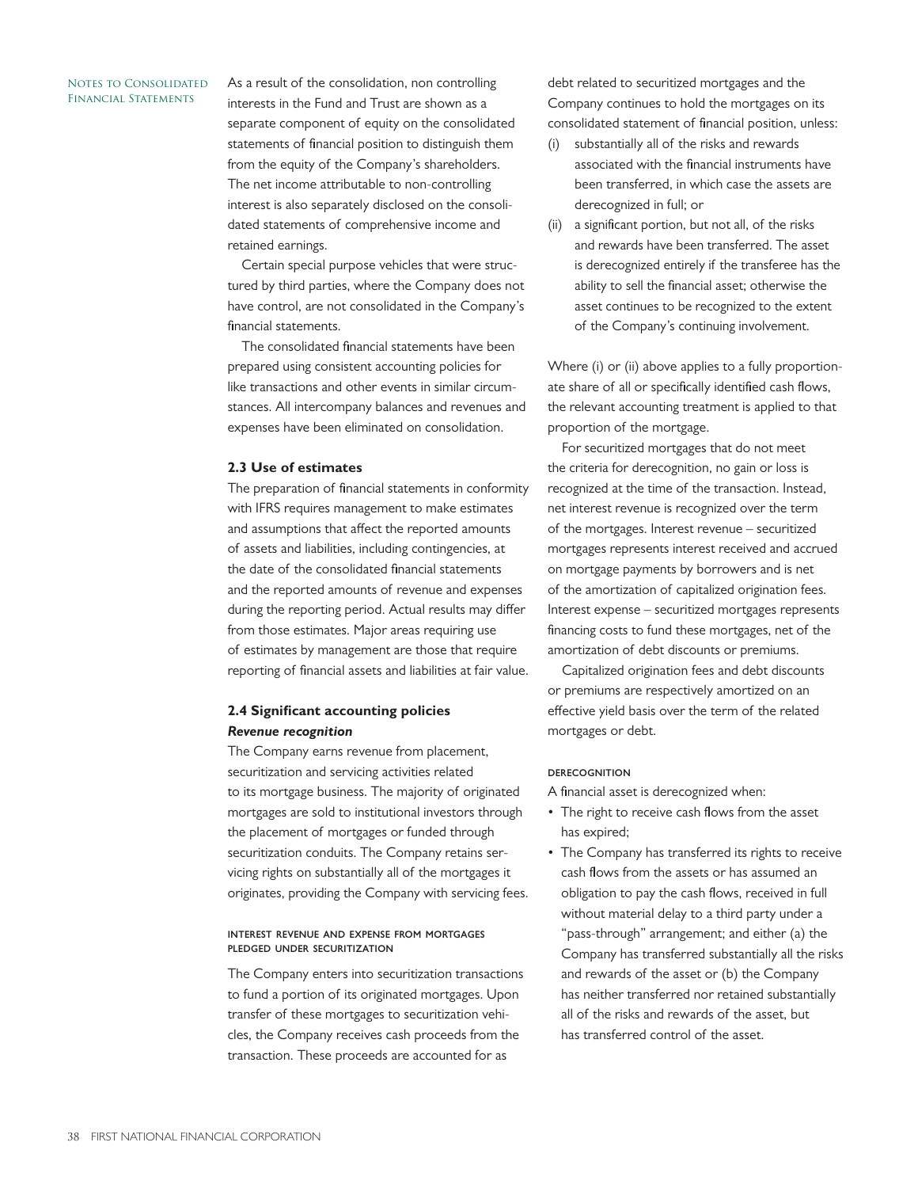As a result of the consolidation, non controlling interests in the Fund and Trust are shown as a separate component of equity on the consolidated statements of financial position to distinguish them from the equity of the Company's shareholders. The net income attributable to non-controlling interest is also separately disclosed on the consolidated statements of comprehensive income and retained earnings.

Certain special purpose vehicles that were structured by third parties, where the Company does not have control, are not consolidated in the Company's financial statements.

The consolidated financial statements have been prepared using consistent accounting policies for like transactions and other events in similar circumstances. All intercompany balances and revenues and expenses have been eliminated on consolidation.

### 2.3 Use of estimates

The preparation of financial statements in conformity with IFRS requires management to make estimates and assumptions that affect the reported amounts of assets and liabilities, including contingencies, at the date of the consolidated financial statements and the reported amounts of revenue and expenses during the reporting period. Actual results may differ from those estimates. Major areas requiring use of estimates by management are those that require reporting of financial assets and liabilities at fair value.

### 2.4 Significant accounting policies

***Revenue recognition***

The Company earns revenue from placement, securitization and servicing activities related to its mortgage business. The majority of originated mortgages are sold to institutional investors through the placement of mortgages or funded through securitization conduits. The Company retains servicing rights on substantially all of the mortgages it originates, providing the Company with servicing fees.

#### Interest revenue and expense from mortgages pledged under securitization

The Company enters into securitization transactions to fund a portion of its originated mortgages. Upon transfer of these mortgages to securitization vehicles, the Company receives cash proceeds from the transaction. These proceeds are accounted for as debt related to securitized mortgages and the Company continues to hold the mortgages on its consolidated statement of financial position, unless:

(i) substantially all of the risks and rewards associated with the financial instruments have been transferred, in which case the assets are derecognized in full; or

(ii) a significant portion, but not all, of the risks and rewards have been transferred. The asset is derecognized entirely if the transferee has the ability to sell the financial asset; otherwise the asset continues to be recognized to the extent of the Company's continuing involvement.

Where (i) or (ii) above applies to a fully proportionate share of all or specifically identified cash flows, the relevant accounting treatment is applied to that proportion of the mortgage.

For securitized mortgages that do not meet the criteria for derecognition, no gain or loss is recognized at the time of the transaction. Instead, net interest revenue is recognized over the term of the mortgages. Interest revenue – securitized mortgages represents interest received and accrued on mortgage payments by borrowers and is net of the amortization of capitalized origination fees. Interest expense – securitized mortgages represents financing costs to fund these mortgages, net of the amortization of debt discounts or premiums.

Capitalized origination fees and debt discounts or premiums are respectively amortized on an effective yield basis over the term of the related mortgages or debt.

#### Derecognition

A financial asset is derecognized when:

- The right to receive cash flows from the asset has expired;
- The Company has transferred its rights to receive cash flows from the assets or has assumed an obligation to pay the cash flows, received in full without material delay to a third party under a "pass-through" arrangement; and either (a) the Company has transferred substantially all the risks and rewards of the asset or (b) the Company has neither transferred nor retained substantially all of the risks and rewards of the asset, but has transferred control of the asset.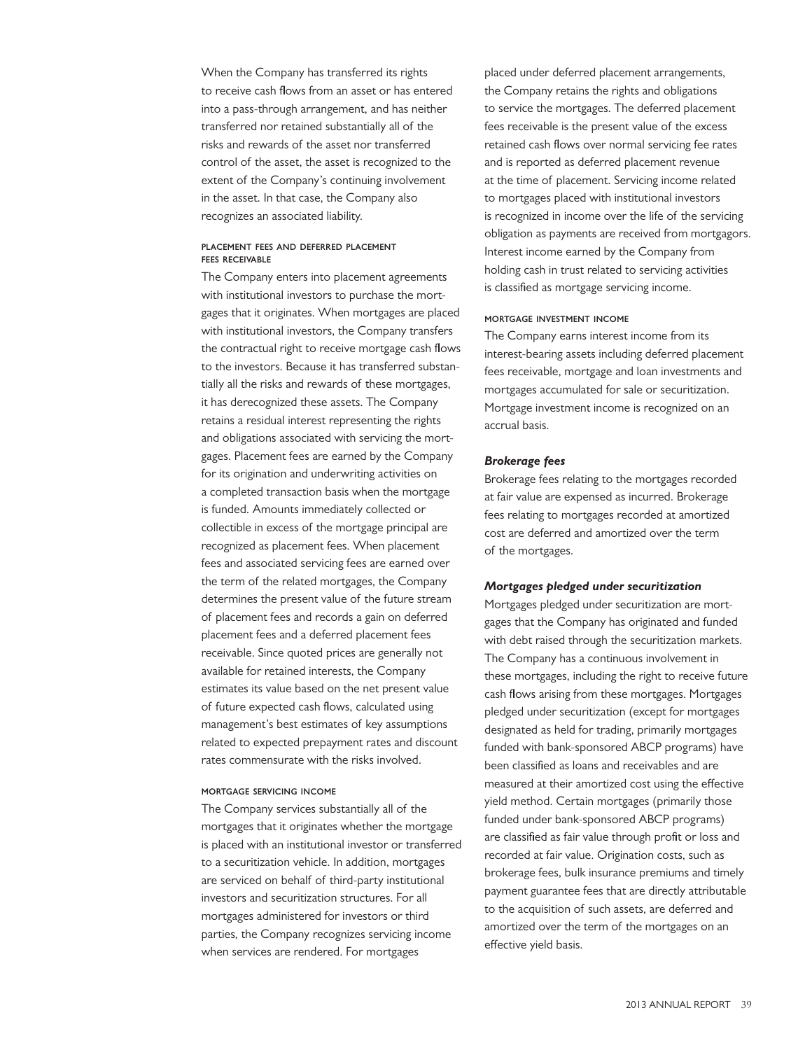When the Company has transferred its rights to receive cash flows from an asset or has entered into a pass-through arrangement, and has neither transferred nor retained substantially all of the risks and rewards of the asset nor transferred control of the asset, the asset is recognized to the extent of the Company's continuing involvement in the asset. In that case, the Company also recognizes an associated liability.

#### PLACEMENT FEES AND DEFERRED PLACEMENT FEES RECEIVABLE

The Company enters into placement agreements with institutional investors to purchase the mortgages that it originates. When mortgages are placed with institutional investors, the Company transfers the contractual right to receive mortgage cash flows to the investors. Because it has transferred substantially all the risks and rewards of these mortgages, it has derecognized these assets. The Company retains a residual interest representing the rights and obligations associated with servicing the mortgages. Placement fees are earned by the Company for its origination and underwriting activities on a completed transaction basis when the mortgage is funded. Amounts immediately collected or collectible in excess of the mortgage principal are recognized as placement fees. When placement fees and associated servicing fees are earned over the term of the related mortgages, the Company determines the present value of the future stream of placement fees and records a gain on deferred placement fees and a deferred placement fees receivable. Since quoted prices are generally not available for retained interests, the Company estimates its value based on the net present value of future expected cash flows, calculated using management's best estimates of key assumptions related to expected prepayment rates and discount rates commensurate with the risks involved.

#### MORTGAGE SERVICING INCOME

The Company services substantially all of the mortgages that it originates whether the mortgage is placed with an institutional investor or transferred to a securitization vehicle. In addition, mortgages are serviced on behalf of third-party institutional investors and securitization structures. For all mortgages administered for investors or third parties, the Company recognizes servicing income when services are rendered. For mortgages placed under deferred placement arrangements, the Company retains the rights and obligations to service the mortgages. The deferred placement fees receivable is the present value of the excess retained cash flows over normal servicing fee rates and is reported as deferred placement revenue at the time of placement. Servicing income related to mortgages placed with institutional investors is recognized in income over the life of the servicing obligation as payments are received from mortgagors. Interest income earned by the Company from holding cash in trust related to servicing activities is classified as mortgage servicing income.

#### MORTGAGE INVESTMENT INCOME

The Company earns interest income from its interest-bearing assets including deferred placement fees receivable, mortgage and loan investments and mortgages accumulated for sale or securitization. Mortgage investment income is recognized on an accrual basis.

### *Brokerage fees*

Brokerage fees relating to the mortgages recorded at fair value are expensed as incurred. Brokerage fees relating to mortgages recorded at amortized cost are deferred and amortized over the term of the mortgages.

### *Mortgages pledged under securitization*

Mortgages pledged under securitization are mortgages that the Company has originated and funded with debt raised through the securitization markets. The Company has a continuous involvement in these mortgages, including the right to receive future cash flows arising from these mortgages. Mortgages pledged under securitization (except for mortgages designated as held for trading, primarily mortgages funded with bank-sponsored ABCP programs) have been classified as loans and receivables and are measured at their amortized cost using the effective yield method. Certain mortgages (primarily those funded under bank-sponsored ABCP programs) are classified as fair value through profit or loss and recorded at fair value. Origination costs, such as brokerage fees, bulk insurance premiums and timely payment guarantee fees that are directly attributable to the acquisition of such assets, are deferred and amortized over the term of the mortgages on an effective yield basis.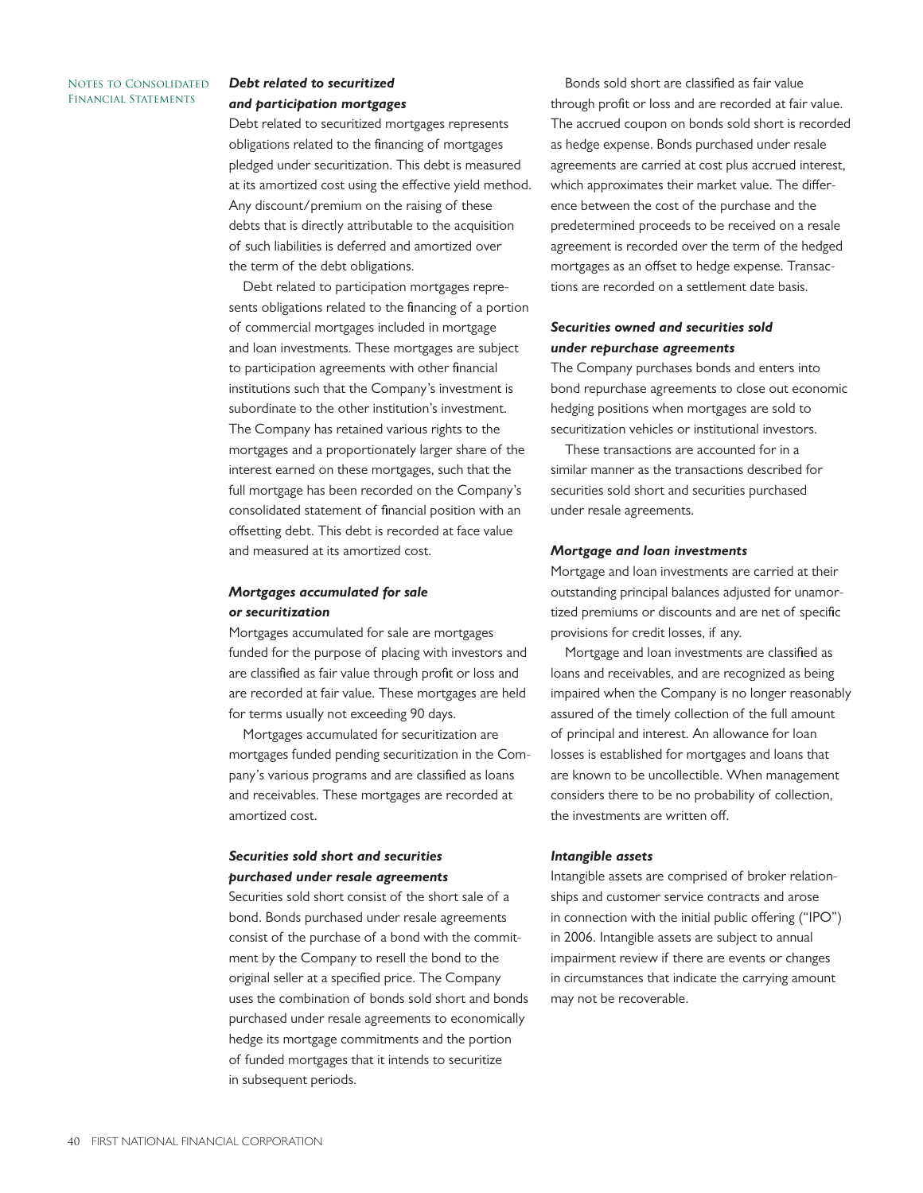### *Debt related to securitized and participation mortgages*

Debt related to securitized mortgages represents obligations related to the financing of mortgages pledged under securitization. This debt is measured at its amortized cost using the effective yield method. Any discount/premium on the raising of these debts that is directly attributable to the acquisition of such liabilities is deferred and amortized over the term of the debt obligations.

Debt related to participation mortgages represents obligations related to the financing of a portion of commercial mortgages included in mortgage and loan investments. These mortgages are subject to participation agreements with other financial institutions such that the Company's investment is subordinate to the other institution's investment. The Company has retained various rights to the mortgages and a proportionately larger share of the interest earned on these mortgages, such that the full mortgage has been recorded on the Company's consolidated statement of financial position with an offsetting debt. This debt is recorded at face value and measured at its amortized cost.

### *Mortgages accumulated for sale or securitization*

Mortgages accumulated for sale are mortgages funded for the purpose of placing with investors and are classified as fair value through profit or loss and are recorded at fair value. These mortgages are held for terms usually not exceeding 90 days.

Mortgages accumulated for securitization are mortgages funded pending securitization in the Company's various programs and are classified as loans and receivables. These mortgages are recorded at amortized cost.

### *Securities sold short and securities purchased under resale agreements*

Securities sold short consist of the short sale of a bond. Bonds purchased under resale agreements consist of the purchase of a bond with the commitment by the Company to resell the bond to the original seller at a specified price. The Company uses the combination of bonds sold short and bonds purchased under resale agreements to economically hedge its mortgage commitments and the portion of funded mortgages that it intends to securitize in subsequent periods.

Bonds sold short are classified as fair value through profit or loss and are recorded at fair value. The accrued coupon on bonds sold short is recorded as hedge expense. Bonds purchased under resale agreements are carried at cost plus accrued interest, which approximates their market value. The difference between the cost of the purchase and the predetermined proceeds to be received on a resale agreement is recorded over the term of the hedged mortgages as an offset to hedge expense. Transactions are recorded on a settlement date basis.

### *Securities owned and securities sold under repurchase agreements*

The Company purchases bonds and enters into bond repurchase agreements to close out economic hedging positions when mortgages are sold to securitization vehicles or institutional investors.

These transactions are accounted for in a similar manner as the transactions described for securities sold short and securities purchased under resale agreements.

### *Mortgage and loan investments*

Mortgage and loan investments are carried at their outstanding principal balances adjusted for unamortized premiums or discounts and are net of specific provisions for credit losses, if any.

Mortgage and loan investments are classified as loans and receivables, and are recognized as being impaired when the Company is no longer reasonably assured of the timely collection of the full amount of principal and interest. An allowance for loan losses is established for mortgages and loans that are known to be uncollectible. When management considers there to be no probability of collection, the investments are written off.

### *Intangible assets*

Intangible assets are comprised of broker relationships and customer service contracts and arose in connection with the initial public offering ("IPO") in 2006. Intangible assets are subject to annual impairment review if there are events or changes in circumstances that indicate the carrying amount may not be recoverable.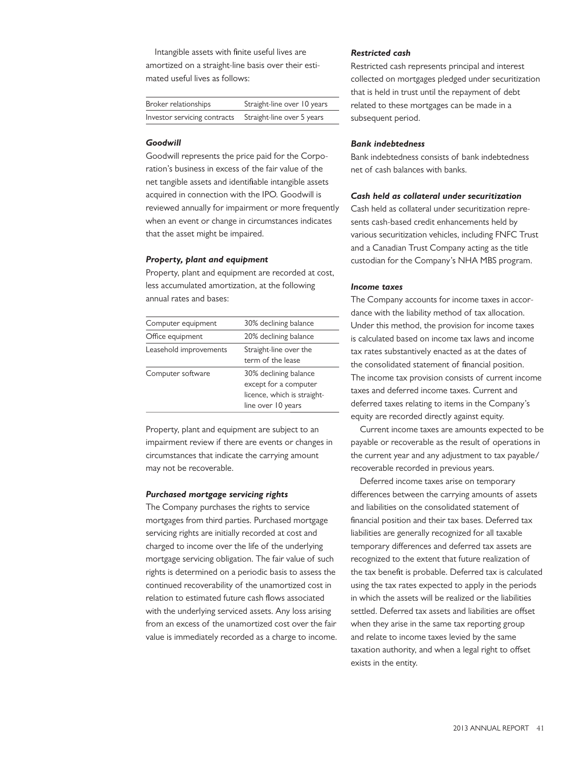Intangible assets with finite useful lives are amortized on a straight-line basis over their estimated useful lives as follows:

| | |
|---|---|
| Broker relationships | Straight-line over 10 years |
| Investor servicing contracts | Straight-line over 5 years |

***Goodwill***

Goodwill represents the price paid for the Corporation's business in excess of the fair value of the net tangible assets and identifiable intangible assets acquired in connection with the IPO. Goodwill is reviewed annually for impairment or more frequently when an event or change in circumstances indicates that the asset might be impaired.

***Property, plant and equipment***

Property, plant and equipment are recorded at cost, less accumulated amortization, at the following annual rates and bases:

| | |
|---|---|
| Computer equipment | 30% declining balance |
| Office equipment | 20% declining balance |
| Leasehold improvements | Straight-line over the term of the lease |
| Computer software | 30% declining balance except for a computer licence, which is straight-line over 10 years |

Property, plant and equipment are subject to an impairment review if there are events or changes in circumstances that indicate the carrying amount may not be recoverable.

***Purchased mortgage servicing rights***

The Company purchases the rights to service mortgages from third parties. Purchased mortgage servicing rights are initially recorded at cost and charged to income over the life of the underlying mortgage servicing obligation. The fair value of such rights is determined on a periodic basis to assess the continued recoverability of the unamortized cost in relation to estimated future cash flows associated with the underlying serviced assets. Any loss arising from an excess of the unamortized cost over the fair value is immediately recorded as a charge to income.

***Restricted cash***

Restricted cash represents principal and interest collected on mortgages pledged under securitization that is held in trust until the repayment of debt related to these mortgages can be made in a subsequent period.

***Bank indebtedness***

Bank indebtedness consists of bank indebtedness net of cash balances with banks.

***Cash held as collateral under securitization***

Cash held as collateral under securitization represents cash-based credit enhancements held by various securitization vehicles, including FNFC Trust and a Canadian Trust Company acting as the title custodian for the Company's NHA MBS program.

***Income taxes***

The Company accounts for income taxes in accordance with the liability method of tax allocation. Under this method, the provision for income taxes is calculated based on income tax laws and income tax rates substantively enacted as at the dates of the consolidated statement of financial position. The income tax provision consists of current income taxes and deferred income taxes. Current and deferred taxes relating to items in the Company's equity are recorded directly against equity.

Current income taxes are amounts expected to be payable or recoverable as the result of operations in the current year and any adjustment to tax payable/recoverable recorded in previous years.

Deferred income taxes arise on temporary differences between the carrying amounts of assets and liabilities on the consolidated statement of financial position and their tax bases. Deferred tax liabilities are generally recognized for all taxable temporary differences and deferred tax assets are recognized to the extent that future realization of the tax benefit is probable. Deferred tax is calculated using the tax rates expected to apply in the periods in which the assets will be realized or the liabilities settled. Deferred tax assets and liabilities are offset when they arise in the same tax reporting group and relate to income taxes levied by the same taxation authority, and when a legal right to offset exists in the entity.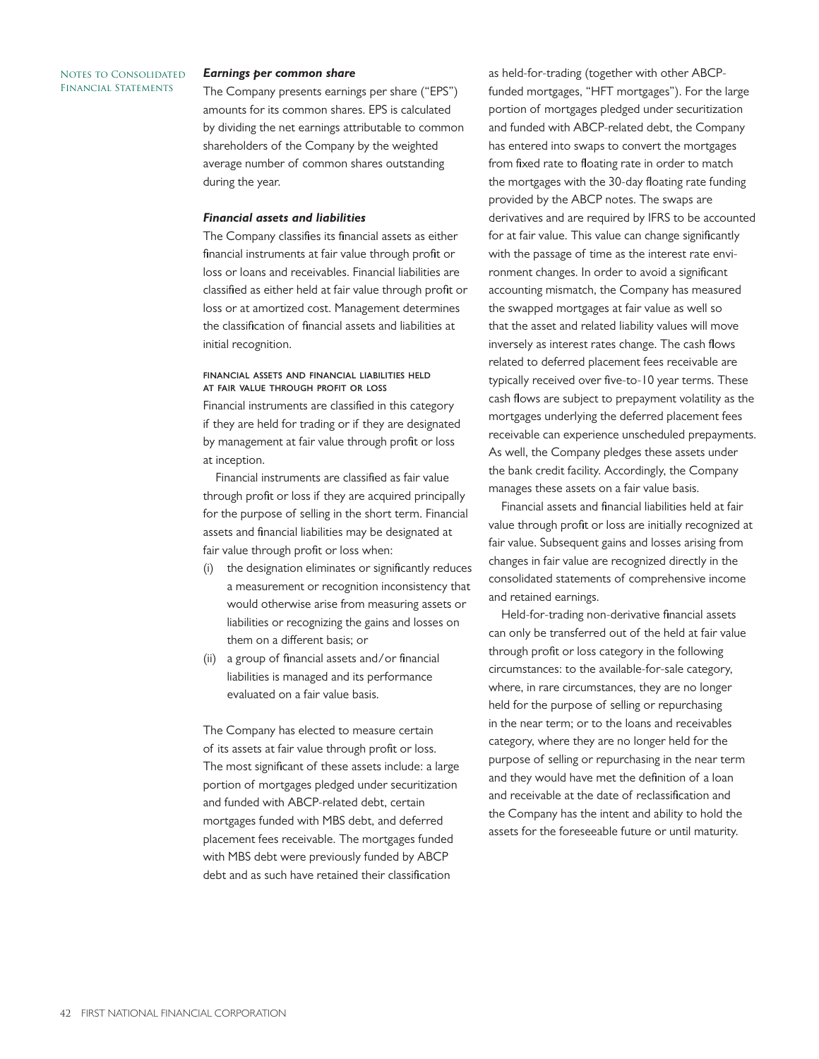### *Earnings per common share*

The Company presents earnings per share ("EPS") amounts for its common shares. EPS is calculated by dividing the net earnings attributable to common shareholders of the Company by the weighted average number of common shares outstanding during the year.

### *Financial assets and liabilities*

The Company classifies its financial assets as either financial instruments at fair value through profit or loss or loans and receivables. Financial liabilities are classified as either held at fair value through profit or loss or at amortized cost. Management determines the classification of financial assets and liabilities at initial recognition.

#### FINANCIAL ASSETS AND FINANCIAL LIABILITIES HELD AT FAIR VALUE THROUGH PROFIT OR LOSS

Financial instruments are classified in this category if they are held for trading or if they are designated by management at fair value through profit or loss at inception.

Financial instruments are classified as fair value through profit or loss if they are acquired principally for the purpose of selling in the short term. Financial assets and financial liabilities may be designated at fair value through profit or loss when:

(i) the designation eliminates or significantly reduces a measurement or recognition inconsistency that would otherwise arise from measuring assets or liabilities or recognizing the gains and losses on them on a different basis; or

(ii) a group of financial assets and/or financial liabilities is managed and its performance evaluated on a fair value basis.

The Company has elected to measure certain of its assets at fair value through profit or loss. The most significant of these assets include: a large portion of mortgages pledged under securitization and funded with ABCP-related debt, certain mortgages funded with MBS debt, and deferred placement fees receivable. The mortgages funded with MBS debt were previously funded by ABCP debt and as such have retained their classification as held-for-trading (together with other ABCP-funded mortgages, "HFT mortgages"). For the large portion of mortgages pledged under securitization and funded with ABCP-related debt, the Company has entered into swaps to convert the mortgages from fixed rate to floating rate in order to match the mortgages with the 30-day floating rate funding provided by the ABCP notes. The swaps are derivatives and are required by IFRS to be accounted for at fair value. This value can change significantly with the passage of time as the interest rate environment changes. In order to avoid a significant accounting mismatch, the Company has measured the swapped mortgages at fair value as well so that the asset and related liability values will move inversely as interest rates change. The cash flows related to deferred placement fees receivable are typically received over five-to-10 year terms. These cash flows are subject to prepayment volatility as the mortgages underlying the deferred placement fees receivable can experience unscheduled prepayments. As well, the Company pledges these assets under the bank credit facility. Accordingly, the Company manages these assets on a fair value basis.

Financial assets and financial liabilities held at fair value through profit or loss are initially recognized at fair value. Subsequent gains and losses arising from changes in fair value are recognized directly in the consolidated statements of comprehensive income and retained earnings.

Held-for-trading non-derivative financial assets can only be transferred out of the held at fair value through profit or loss category in the following circumstances: to the available-for-sale category, where, in rare circumstances, they are no longer held for the purpose of selling or repurchasing in the near term; or to the loans and receivables category, where they are no longer held for the purpose of selling or repurchasing in the near term and they would have met the definition of a loan and receivable at the date of reclassification and the Company has the intent and ability to hold the assets for the foreseeable future or until maturity.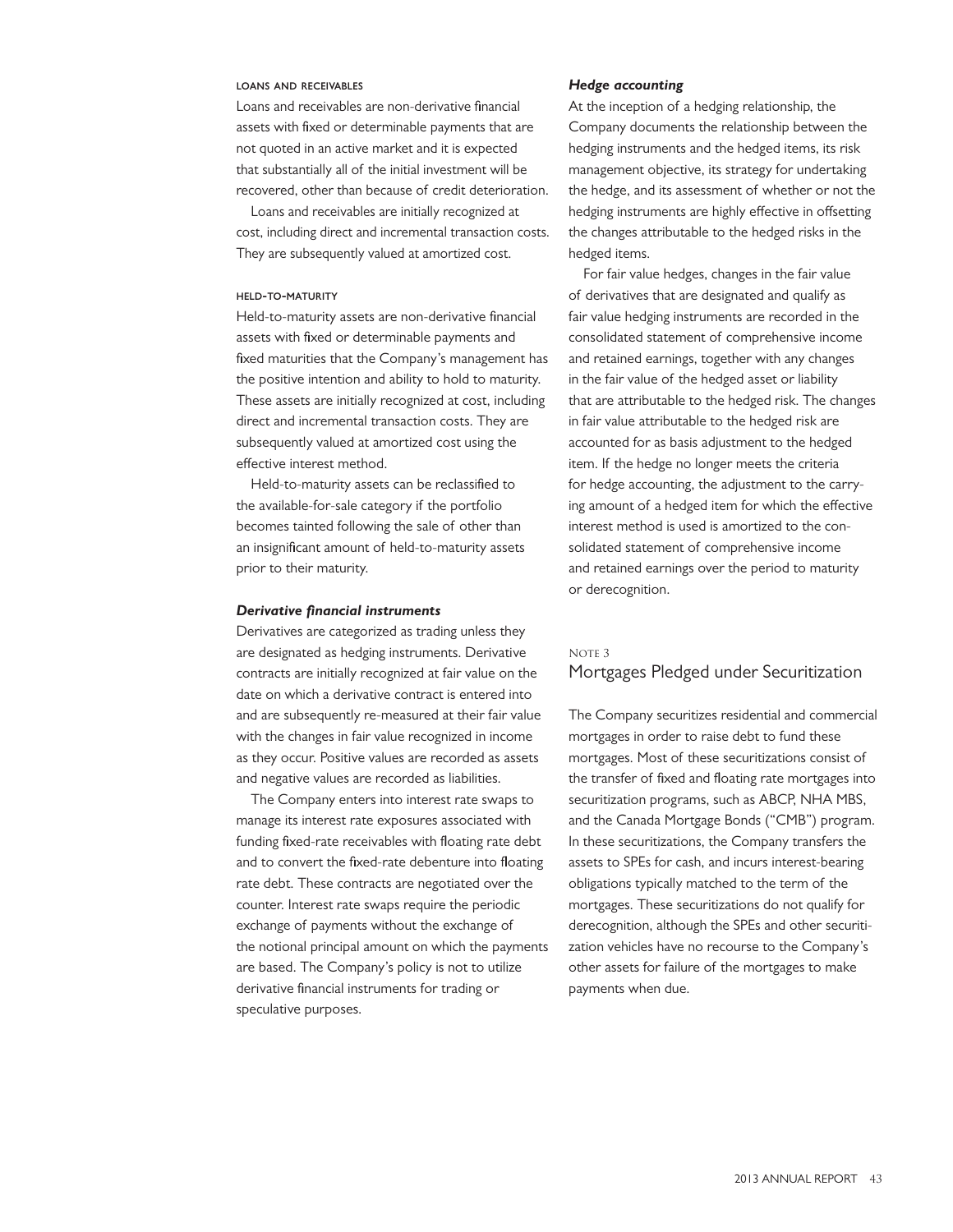#### LOANS AND RECEIVABLES

Loans and receivables are non-derivative financial assets with fixed or determinable payments that are not quoted in an active market and it is expected that substantially all of the initial investment will be recovered, other than because of credit deterioration.

Loans and receivables are initially recognized at cost, including direct and incremental transaction costs. They are subsequently valued at amortized cost.

#### HELD-TO-MATURITY

Held-to-maturity assets are non-derivative financial assets with fixed or determinable payments and fixed maturities that the Company's management has the positive intention and ability to hold to maturity. These assets are initially recognized at cost, including direct and incremental transaction costs. They are subsequently valued at amortized cost using the effective interest method.

Held-to-maturity assets can be reclassified to the available-for-sale category if the portfolio becomes tainted following the sale of other than an insignificant amount of held-to-maturity assets prior to their maturity.

### *Derivative financial instruments*

Derivatives are categorized as trading unless they are designated as hedging instruments. Derivative contracts are initially recognized at fair value on the date on which a derivative contract is entered into and are subsequently re-measured at their fair value with the changes in fair value recognized in income as they occur. Positive values are recorded as assets and negative values are recorded as liabilities.

The Company enters into interest rate swaps to manage its interest rate exposures associated with funding fixed-rate receivables with floating rate debt and to convert the fixed-rate debenture into floating rate debt. These contracts are negotiated over the counter. Interest rate swaps require the periodic exchange of payments without the exchange of the notional principal amount on which the payments are based. The Company's policy is not to utilize derivative financial instruments for trading or speculative purposes.

### *Hedge accounting*

At the inception of a hedging relationship, the Company documents the relationship between the hedging instruments and the hedged items, its risk management objective, its strategy for undertaking the hedge, and its assessment of whether or not the hedging instruments are highly effective in offsetting the changes attributable to the hedged risks in the hedged items.

For fair value hedges, changes in the fair value of derivatives that are designated and qualify as fair value hedging instruments are recorded in the consolidated statement of comprehensive income and retained earnings, together with any changes in the fair value of the hedged asset or liability that are attributable to the hedged risk. The changes in fair value attributable to the hedged risk are accounted for as basis adjustment to the hedged item. If the hedge no longer meets the criteria for hedge accounting, the adjustment to the carrying amount of a hedged item for which the effective interest method is used is amortized to the consolidated statement of comprehensive income and retained earnings over the period to maturity or derecognition.

## NOTE 3
## Mortgages Pledged under Securitization

The Company securitizes residential and commercial mortgages in order to raise debt to fund these mortgages. Most of these securitizations consist of the transfer of fixed and floating rate mortgages into securitization programs, such as ABCP, NHA MBS, and the Canada Mortgage Bonds ("CMB") program. In these securitizations, the Company transfers the assets to SPEs for cash, and incurs interest-bearing obligations typically matched to the term of the mortgages. These securitizations do not qualify for derecognition, although the SPEs and other securitization vehicles have no recourse to the Company's other assets for failure of the mortgages to make payments when due.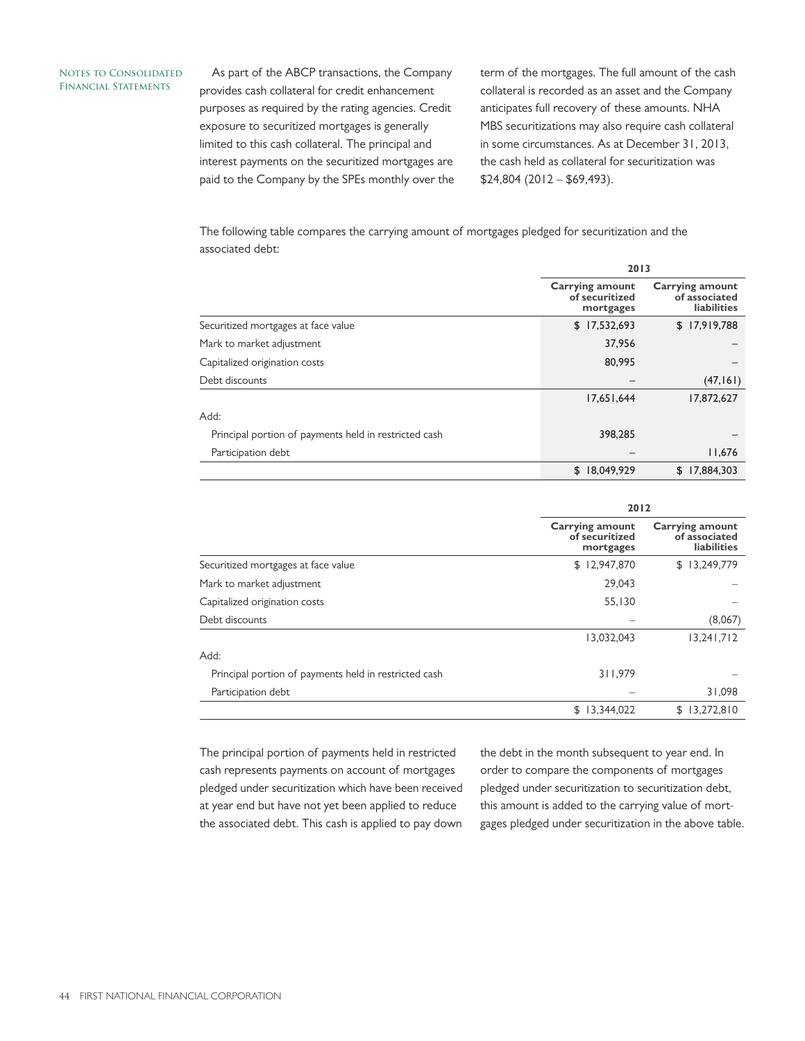As part of the ABCP transactions, the Company provides cash collateral for credit enhancement purposes as required by the rating agencies. Credit exposure to securitized mortgages is generally limited to this cash collateral. The principal and interest payments on the securitized mortgages are paid to the Company by the SPEs monthly over the term of the mortgages. The full amount of the cash collateral is recorded as an asset and the Company anticipates full recovery of these amounts. NHA MBS securitizations may also require cash collateral in some circumstances. As at December 31, 2013, the cash held as collateral for securitization was $24,804 (2012 – $69,493).

The following table compares the carrying amount of mortgages pledged for securitization and the associated debt:

| | 2013 | |
|---|---|---|
| | **Carrying amount of securitized mortgages** | **Carrying amount of associated liabilities** |
| Securitized mortgages at face value | $ 17,532,693 | $ 17,919,788 |
| Mark to market adjustment | 37,956 | – |
| Capitalized origination costs | 80,995 | – |
| Debt discounts | – | (47,161) |
| | 17,651,644 | 17,872,627 |
| Add: | | |
| Principal portion of payments held in restricted cash | 398,285 | – |
| Participation debt | – | 11,676 |
| | $ 18,049,929 | $ 17,884,303 |

| | 2012 | |
|---|---|---|
| | **Carrying amount of securitized mortgages** | **Carrying amount of associated liabilities** |
| Securitized mortgages at face value | $ 12,947,870 | $ 13,249,779 |
| Mark to market adjustment | 29,043 | – |
| Capitalized origination costs | 55,130 | – |
| Debt discounts | – | (8,067) |
| | 13,032,043 | 13,241,712 |
| Add: | | |
| Principal portion of payments held in restricted cash | 311,979 | – |
| Participation debt | – | 31,098 |
| | $ 13,344,022 | $ 13,272,810 |

The principal portion of payments held in restricted cash represents payments on account of mortgages pledged under securitization which have been received at year end but have not yet been applied to reduce the associated debt. This cash is applied to pay down the debt in the month subsequent to year end. In order to compare the components of mortgages pledged under securitization to securitization debt, this amount is added to the carrying value of mortgages pledged under securitization in the above table.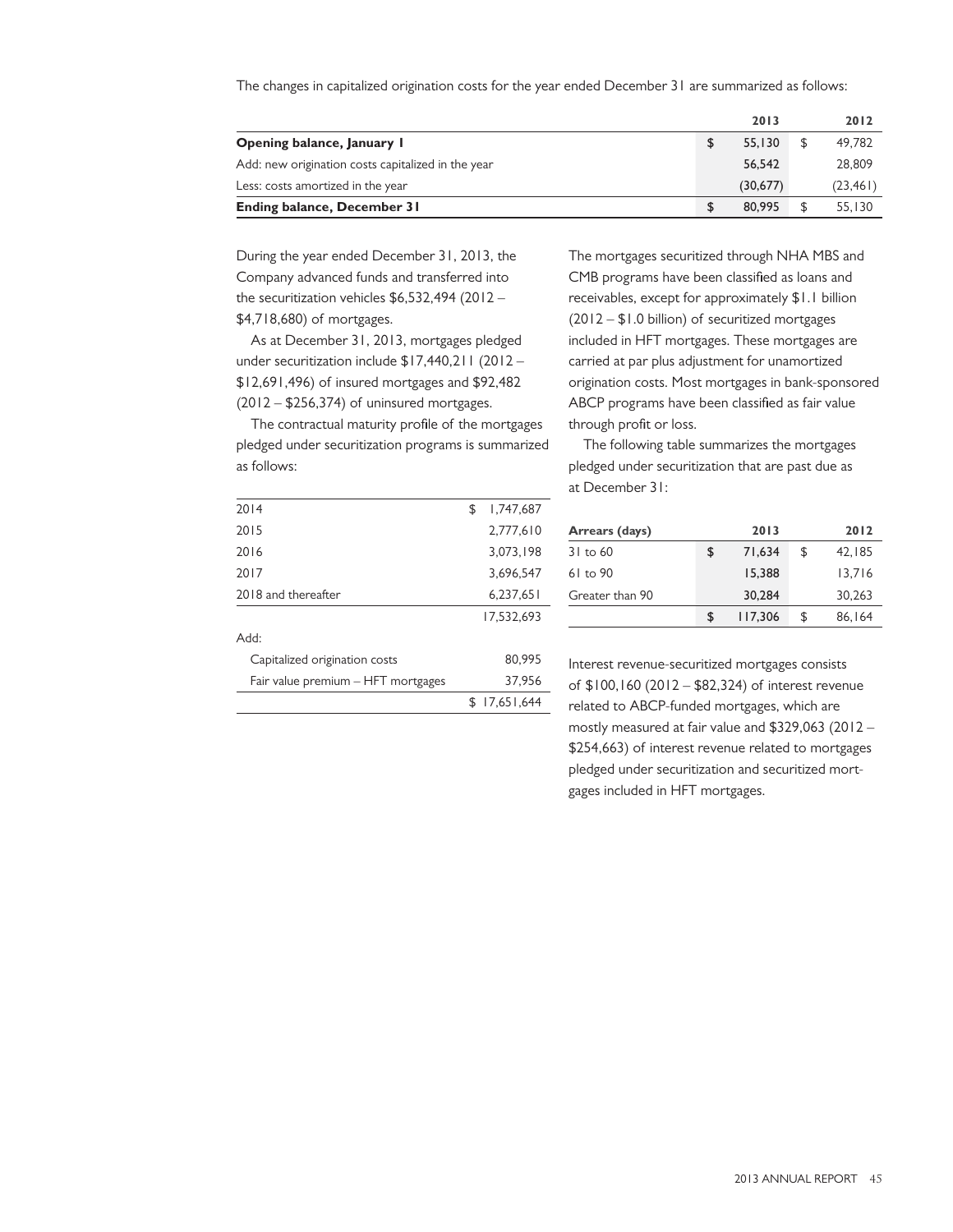The changes in capitalized origination costs for the year ended December 31 are summarized as follows:

| | 2013 | 2012 |
|---|---|---|
| **Opening balance, January 1** | $ 55,130 | $ 49,782 |
| Add: new origination costs capitalized in the year | 56,542 | 28,809 |
| Less: costs amortized in the year | (30,677) | (23,461) |
| **Ending balance, December 31** | $ 80,995 | $ 55,130 |

During the year ended December 31, 2013, the Company advanced funds and transferred into the securitization vehicles $6,532,494 (2012 – $4,718,680) of mortgages.

As at December 31, 2013, mortgages pledged under securitization include $17,440,211 (2012 – $12,691,496) of insured mortgages and $92,482 (2012 – $256,374) of uninsured mortgages.

The contractual maturity profile of the mortgages pledged under securitization programs is summarized as follows:

| | |
|---|---|
| 2014 | $ 1,747,687 |
| 2015 | 2,777,610 |
| 2016 | 3,073,198 |
| 2017 | 3,696,547 |
| 2018 and thereafter | 6,237,651 |
| | 17,532,693 |
| Add: | |
| Capitalized origination costs | 80,995 |
| Fair value premium – HFT mortgages | 37,956 |
| | $ 17,651,644 |

The mortgages securitized through NHA MBS and CMB programs have been classified as loans and receivables, except for approximately $1.1 billion (2012 – $1.0 billion) of securitized mortgages included in HFT mortgages. These mortgages are carried at par plus adjustment for unamortized origination costs. Most mortgages in bank-sponsored ABCP programs have been classified as fair value through profit or loss.

The following table summarizes the mortgages pledged under securitization that are past due as at December 31:

| Arrears (days) | 2013 | 2012 |
|---|---|---|
| 31 to 60 | $ 71,634 | $ 42,185 |
| 61 to 90 | 15,388 | 13,716 |
| Greater than 90 | 30,284 | 30,263 |
| | $ 117,306 | $ 86,164 |

Interest revenue-securitized mortgages consists of $100,160 (2012 – $82,324) of interest revenue related to ABCP-funded mortgages, which are mostly measured at fair value and $329,063 (2012 – $254,663) of interest revenue related to mortgages pledged under securitization and securitized mortgages included in HFT mortgages.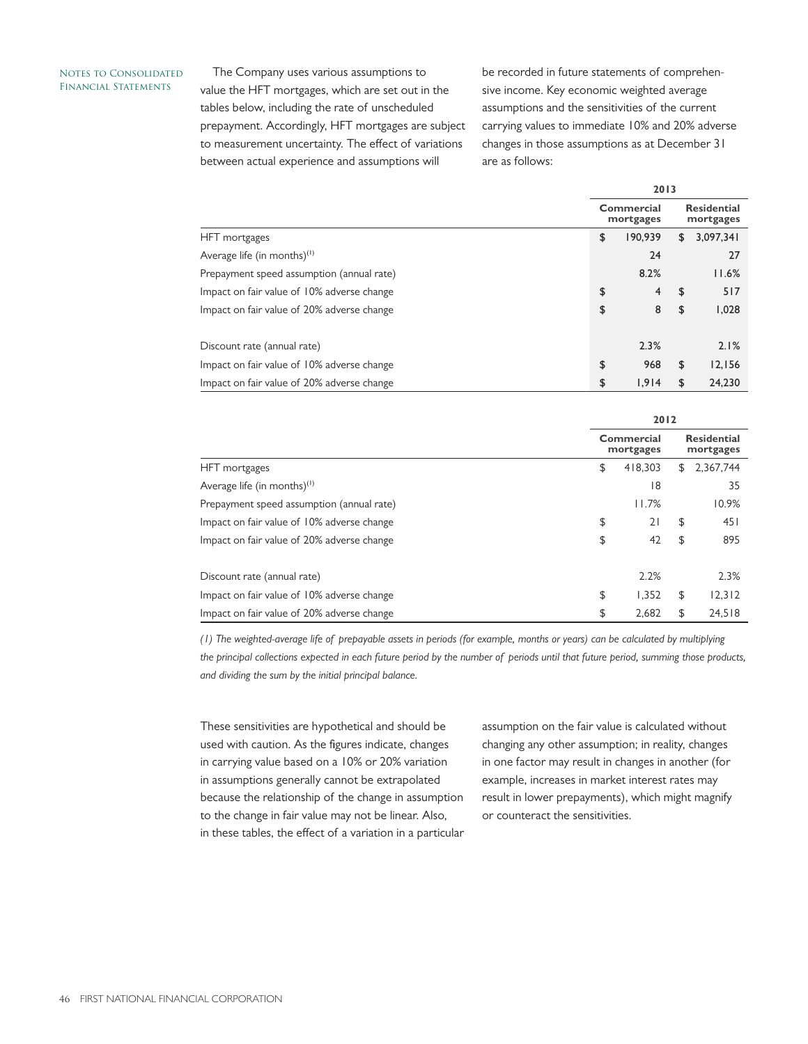The Company uses various assumptions to value the HFT mortgages, which are set out in the tables below, including the rate of unscheduled prepayment. Accordingly, HFT mortgages are subject to measurement uncertainty. The effect of variations between actual experience and assumptions will be recorded in future statements of comprehensive income. Key economic weighted average assumptions and the sensitivities of the current carrying values to immediate 10% and 20% adverse changes in those assumptions as at December 31 are as follows:

| | 2013 | |
|---|---|---|
| | Commercial mortgages | Residential mortgages |
| HFT mortgages | $ 190,939 | $ 3,097,341 |
| Average life (in months)[(1)] | 24 | 27 |
| Prepayment speed assumption (annual rate) | 8.2% | 11.6% |
| Impact on fair value of 10% adverse change | $ 4 | $ 517 |
| Impact on fair value of 20% adverse change | $ 8 | $ 1,028 |
| Discount rate (annual rate) | 2.3% | 2.1% |
| Impact on fair value of 10% adverse change | $ 968 | $ 12,156 |
| Impact on fair value of 20% adverse change | $ 1,914 | $ 24,230 |

| | 2012 | |
|---|---|---|
| | Commercial mortgages | Residential mortgages |
| HFT mortgages | $ 418,303 | $ 2,367,744 |
| Average life (in months)[(1)] | 18 | 35 |
| Prepayment speed assumption (annual rate) | 11.7% | 10.9% |
| Impact on fair value of 10% adverse change | $ 21 | $ 451 |
| Impact on fair value of 20% adverse change | $ 42 | $ 895 |
| Discount rate (annual rate) | 2.2% | 2.3% |
| Impact on fair value of 10% adverse change | $ 1,352 | $ 12,312 |
| Impact on fair value of 20% adverse change | $ 2,682 | $ 24,518 |

*(1) The weighted-average life of prepayable assets in periods (for example, months or years) can be calculated by multiplying the principal collections expected in each future period by the number of periods until that future period, summing those products, and dividing the sum by the initial principal balance.*

These sensitivities are hypothetical and should be used with caution. As the figures indicate, changes in carrying value based on a 10% or 20% variation in assumptions generally cannot be extrapolated because the relationship of the change in assumption to the change in fair value may not be linear. Also, in these tables, the effect of a variation in a particular assumption on the fair value is calculated without changing any other assumption; in reality, changes in one factor may result in changes in another (for example, increases in market interest rates may result in lower prepayments), which might magnify or counteract the sensitivities.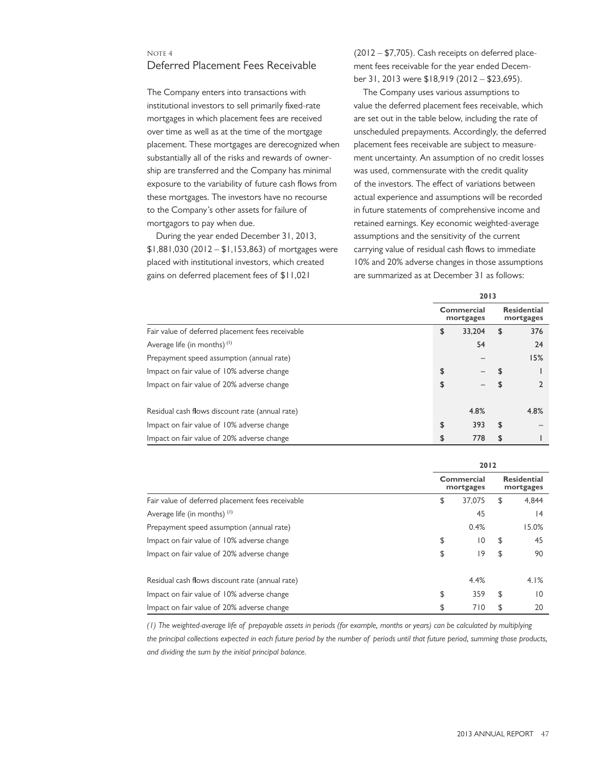## NOTE 4
## Deferred Placement Fees Receivable

The Company enters into transactions with institutional investors to sell primarily fixed-rate mortgages in which placement fees are received over time as well as at the time of the mortgage placement. These mortgages are derecognized when substantially all of the risks and rewards of ownership are transferred and the Company has minimal exposure to the variability of future cash flows from these mortgages. The investors have no recourse to the Company's other assets for failure of mortgagors to pay when due.

During the year ended December 31, 2013, $1,881,030 (2012 – $1,153,863) of mortgages were placed with institutional investors, which created gains on deferred placement fees of $11,021 (2012 – $7,705). Cash receipts on deferred placement fees receivable for the year ended December 31, 2013 were $18,919 (2012 – $23,695).

The Company uses various assumptions to value the deferred placement fees receivable, which are set out in the table below, including the rate of unscheduled prepayments. Accordingly, the deferred placement fees receivable are subject to measurement uncertainty. An assumption of no credit losses was used, commensurate with the credit quality of the investors. The effect of variations between actual experience and assumptions will be recorded in future statements of comprehensive income and retained earnings. Key economic weighted-average assumptions and the sensitivity of the current carrying value of residual cash flows to immediate 10% and 20% adverse changes in those assumptions are summarized as at December 31 as follows:

| | **2013** | |
|---|---|---|
| | **Commercial mortgages** | **Residential mortgages** |
| Fair value of deferred placement fees receivable | $ 33,204 | $ 376 |
| Average life (in months) (1) | 54 | 24 |
| Prepayment speed assumption (annual rate) | – | 15% |
| Impact on fair value of 10% adverse change | $ – | $ 1 |
| Impact on fair value of 20% adverse change | $ – | $ 2 |
| | | |
| Residual cash flows discount rate (annual rate) | 4.8% | 4.8% |
| Impact on fair value of 10% adverse change | $ 393 | $ – |
| Impact on fair value of 20% adverse change | $ 778 | $ 1 |

| | **2012** | |
|---|---|---|
| | **Commercial mortgages** | **Residential mortgages** |
| Fair value of deferred placement fees receivable | $ 37,075 | $ 4,844 |
| Average life (in months) (1) | 45 | 14 |
| Prepayment speed assumption (annual rate) | 0.4% | 15.0% |
| Impact on fair value of 10% adverse change | $ 10 | $ 45 |
| Impact on fair value of 20% adverse change | $ 19 | $ 90 |
| | | |
| Residual cash flows discount rate (annual rate) | 4.4% | 4.1% |
| Impact on fair value of 10% adverse change | $ 359 | $ 10 |
| Impact on fair value of 20% adverse change | $ 710 | $ 20 |

*(1) The weighted-average life of prepayable assets in periods (for example, months or years) can be calculated by multiplying the principal collections expected in each future period by the number of periods until that future period, summing those products, and dividing the sum by the initial principal balance.*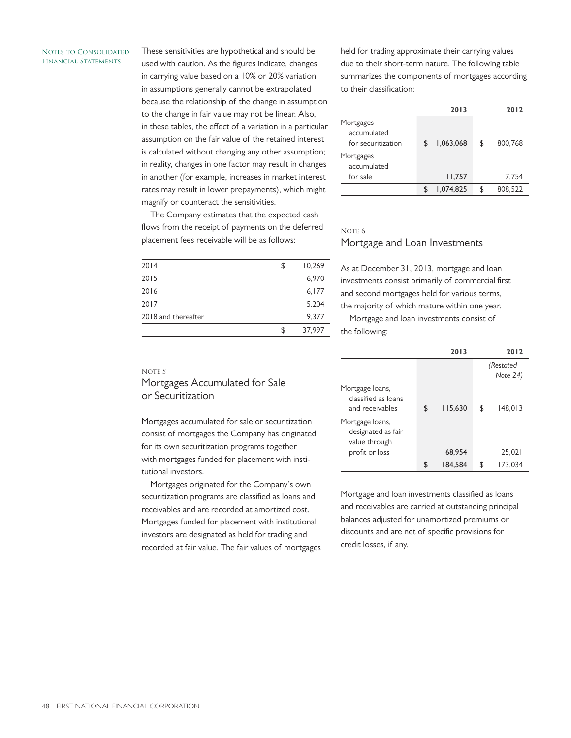These sensitivities are hypothetical and should be used with caution. As the figures indicate, changes in carrying value based on a 10% or 20% variation in assumptions generally cannot be extrapolated because the relationship of the change in assumption to the change in fair value may not be linear. Also, in these tables, the effect of a variation in a particular assumption on the fair value of the retained interest is calculated without changing any other assumption; in reality, changes in one factor may result in changes in another (for example, increases in market interest rates may result in lower prepayments), which might magnify or counteract the sensitivities.

The Company estimates that the expected cash flows from the receipt of payments on the deferred placement fees receivable will be as follows:

| | | |
|---|---|---|
| 2014 | $ | 10,269 |
| 2015 | | 6,970 |
| 2016 | | 6,177 |
| 2017 | | 5,204 |
| 2018 and thereafter | | 9,377 |
| | $ | 37,997 |

Note 5

## Mortgages Accumulated for Sale or Securitization

Mortgages accumulated for sale or securitization consist of mortgages the Company has originated for its own securitization programs together with mortgages funded for placement with institutional investors.

Mortgages originated for the Company's own securitization programs are classified as loans and receivables and are recorded at amortized cost. Mortgages funded for placement with institutional investors are designated as held for trading and recorded at fair value. The fair values of mortgages held for trading approximate their carrying values due to their short-term nature. The following table summarizes the components of mortgages according to their classification:

| | | 2013 | | 2012 |
|---|---|---|---|---|
| Mortgages accumulated for securitization | $ | 1,063,068 | $ | 800,768 |
| Mortgages accumulated for sale | | 11,757 | | 7,754 |
| | $ | 1,074,825 | $ | 808,522 |

Note 6

## Mortgage and Loan Investments

As at December 31, 2013, mortgage and loan investments consist primarily of commercial first and second mortgages held for various terms, the majority of which mature within one year.

Mortgage and loan investments consist of the following:

| | | 2013 | | 2012 |
|---|---|---|---|---|
| | | | | *(Restated – Note 24)* |
| Mortgage loans, classified as loans and receivables | $ | 115,630 | $ | 148,013 |
| Mortgage loans, designated as fair value through profit or loss | | 68,954 | | 25,021 |
| | $ | 184,584 | $ | 173,034 |

Mortgage and loan investments classified as loans and receivables are carried at outstanding principal balances adjusted for unamortized premiums or discounts and are net of specific provisions for credit losses, if any.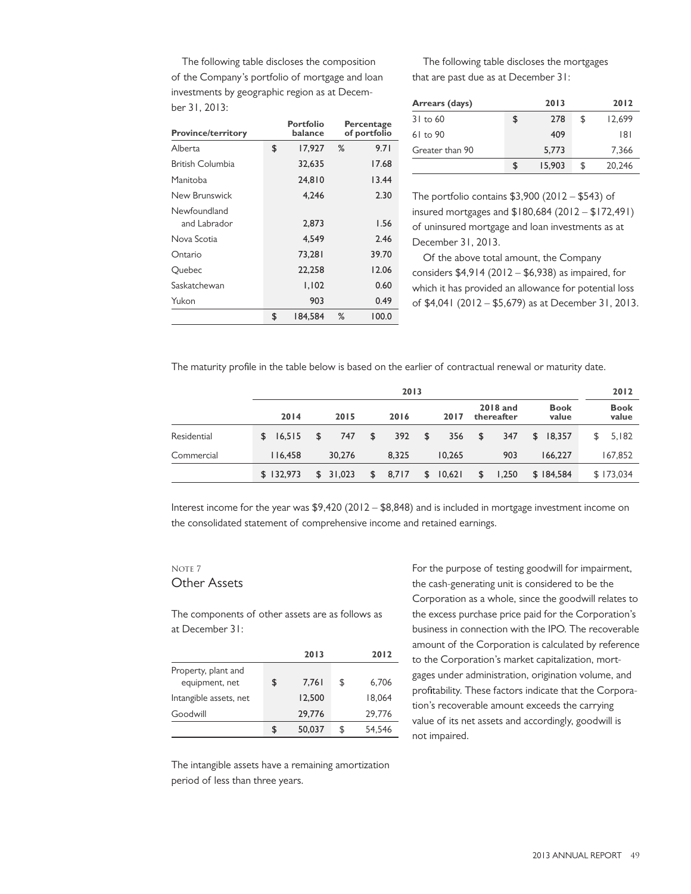The following table discloses the composition of the Company's portfolio of mortgage and loan investments by geographic region as at December 31, 2013:

| Province/territory | | Portfolio balance | | Percentage of portfolio |
|---|---|---|---|---|
| Alberta | $ | 17,927 | % | 9.71 |
| British Columbia | | 32,635 | | 17.68 |
| Manitoba | | 24,810 | | 13.44 |
| New Brunswick | | 4,246 | | 2.30 |
| Newfoundland and Labrador | | 2,873 | | 1.56 |
| Nova Scotia | | 4,549 | | 2.46 |
| Ontario | | 73,281 | | 39.70 |
| Quebec | | 22,258 | | 12.06 |
| Saskatchewan | | 1,102 | | 0.60 |
| Yukon | | 903 | | 0.49 |
| | $ | 184,584 | % | 100.0 |

The following table discloses the mortgages that are past due as at December 31:

| Arrears (days) | | 2013 | | 2012 |
|---|---|---|---|---|
| 31 to 60 | $ | 278 | $ | 12,699 |
| 61 to 90 | | 409 | | 181 |
| Greater than 90 | | 5,773 | | 7,366 |
| | $ | 15,903 | $ | 20,246 |

The portfolio contains $3,900 (2012 – $543) of insured mortgages and $180,684 (2012 – $172,491) of uninsured mortgage and loan investments as at December 31, 2013.

Of the above total amount, the Company considers $4,914 (2012 – $6,938) as impaired, for which it has provided an allowance for potential loss of $4,041 (2012 – $5,679) as at December 31, 2013.

The maturity profile in the table below is based on the earlier of contractual renewal or maturity date.

| | 2013 | | | | | | 2012 |
|---|---|---|---|---|---|---|---|
| | 2014 | 2015 | 2016 | 2017 | 2018 and thereafter | Book value | Book value |
| Residential | $ 16,515 | $ 747 | $ 392 | $ 356 | $ 347 | $ 18,357 | $ 5,182 |
| Commercial | 116,458 | 30,276 | 8,325 | 10,265 | 903 | 166,227 | 167,852 |
| | $ 132,973 | $ 31,023 | $ 8,717 | $ 10,621 | $ 1,250 | $ 184,584 | $ 173,034 |

Interest income for the year was $9,420 (2012 – $8,848) and is included in mortgage investment income on the consolidated statement of comprehensive income and retained earnings.

## Note 7
## Other Assets

The components of other assets are as follows as at December 31:

| | | 2013 | | 2012 |
|---|---|---|---|---|
| Property, plant and equipment, net | $ | 7,761 | $ | 6,706 |
| Intangible assets, net | | 12,500 | | 18,064 |
| Goodwill | | 29,776 | | 29,776 |
| | $ | 50,037 | $ | 54,546 |

The intangible assets have a remaining amortization period of less than three years.

For the purpose of testing goodwill for impairment, the cash-generating unit is considered to be the Corporation as a whole, since the goodwill relates to the excess purchase price paid for the Corporation's business in connection with the IPO. The recoverable amount of the Corporation is calculated by reference to the Corporation's market capitalization, mortgages under administration, origination volume, and profitability. These factors indicate that the Corporation's recoverable amount exceeds the carrying value of its net assets and accordingly, goodwill is not impaired.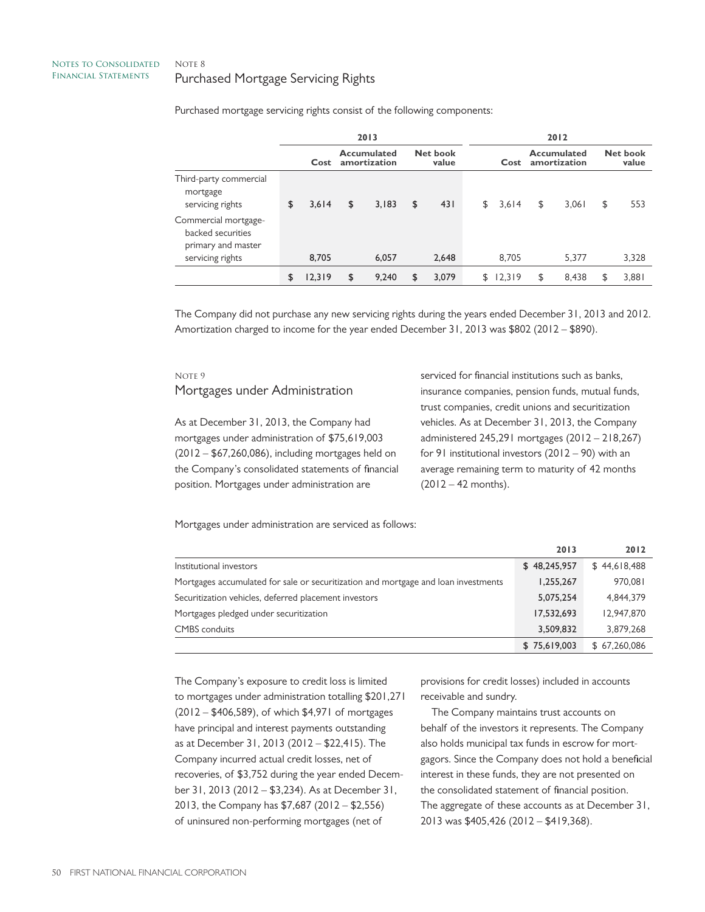## Note 8
## Purchased Mortgage Servicing Rights

Purchased mortgage servicing rights consist of the following components:

| | 2013 | | | 2012 | | |
|---|---|---|---|---|---|---|
| | Cost | Accumulated amortization | Net book value | Cost | Accumulated amortization | Net book value |
| Third-party commercial mortgage servicing rights | $ 3,614 | $ 3,183 | $ 431 | $ 3,614 | $ 3,061 | $ 553 |
| Commercial mortgage-backed securities primary and master servicing rights | 8,705 | 6,057 | 2,648 | 8,705 | 5,377 | 3,328 |
| | $ 12,319 | $ 9,240 | $ 3,079 | $ 12,319 | $ 8,438 | $ 3,881 |

The Company did not purchase any new servicing rights during the years ended December 31, 2013 and 2012. Amortization charged to income for the year ended December 31, 2013 was $802 (2012 – $890).

## Note 9
## Mortgages under Administration

As at December 31, 2013, the Company had mortgages under administration of $75,619,003 (2012 – $67,260,086), including mortgages held on the Company's consolidated statements of financial position. Mortgages under administration are serviced for financial institutions such as banks, insurance companies, pension funds, mutual funds, trust companies, credit unions and securitization vehicles. As at December 31, 2013, the Company administered 245,291 mortgages (2012 – 218,267) for 91 institutional investors (2012 – 90) with an average remaining term to maturity of 42 months (2012 – 42 months).

Mortgages under administration are serviced as follows:

| | 2013 | 2012 |
|---|---|---|
| Institutional investors | $ 48,245,957 | $ 44,618,488 |
| Mortgages accumulated for sale or securitization and mortgage and loan investments | 1,255,267 | 970,081 |
| Securitization vehicles, deferred placement investors | 5,075,254 | 4,844,379 |
| Mortgages pledged under securitization | 17,532,693 | 12,947,870 |
| CMBS conduits | 3,509,832 | 3,879,268 |
| | $ 75,619,003 | $ 67,260,086 |

The Company's exposure to credit loss is limited to mortgages under administration totalling $201,271 (2012 – $406,589), of which $4,971 of mortgages have principal and interest payments outstanding as at December 31, 2013 (2012 – $22,415). The Company incurred actual credit losses, net of recoveries, of $3,752 during the year ended December 31, 2013 (2012 – $3,234). As at December 31, 2013, the Company has $7,687 (2012 – $2,556) of uninsured non-performing mortgages (net of provisions for credit losses) included in accounts receivable and sundry.

The Company maintains trust accounts on behalf of the investors it represents. The Company also holds municipal tax funds in escrow for mortgagors. Since the Company does not hold a beneficial interest in these funds, they are not presented on the consolidated statement of financial position. The aggregate of these accounts as at December 31, 2013 was $405,426 (2012 – $419,368).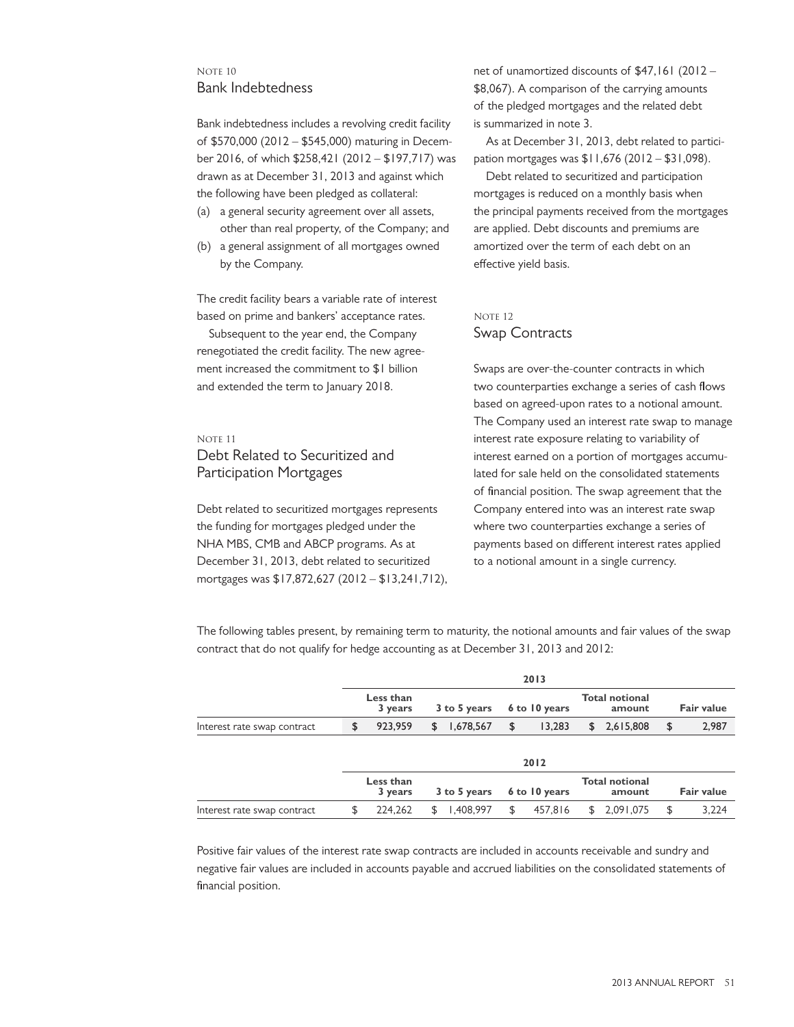## Note 10
## Bank Indebtedness

Bank indebtedness includes a revolving credit facility of $570,000 (2012 – $545,000) maturing in December 2016, of which $258,421 (2012 – $197,717) was drawn as at December 31, 2013 and against which the following have been pledged as collateral:

(a) a general security agreement over all assets, other than real property, of the Company; and
(b) a general assignment of all mortgages owned by the Company.

The credit facility bears a variable rate of interest based on prime and bankers' acceptance rates.

Subsequent to the year end, the Company renegotiated the credit facility. The new agreement increased the commitment to $1 billion and extended the term to January 2018.

## Note 11
## Debt Related to Securitized and Participation Mortgages

Debt related to securitized mortgages represents the funding for mortgages pledged under the NHA MBS, CMB and ABCP programs. As at December 31, 2013, debt related to securitized mortgages was $17,872,627 (2012 – $13,241,712), net of unamortized discounts of $47,161 (2012 – $8,067). A comparison of the carrying amounts of the pledged mortgages and the related debt is summarized in note 3.

As at December 31, 2013, debt related to participation mortgages was $11,676 (2012 – $31,098).

Debt related to securitized and participation mortgages is reduced on a monthly basis when the principal payments received from the mortgages are applied. Debt discounts and premiums are amortized over the term of each debt on an effective yield basis.

## Note 12
## Swap Contracts

Swaps are over-the-counter contracts in which two counterparties exchange a series of cash flows based on agreed-upon rates to a notional amount. The Company used an interest rate swap to manage interest rate exposure relating to variability of interest earned on a portion of mortgages accumulated for sale held on the consolidated statements of financial position. The swap agreement that the Company entered into was an interest rate swap where two counterparties exchange a series of payments based on different interest rates applied to a notional amount in a single currency.

The following tables present, by remaining term to maturity, the notional amounts and fair values of the swap contract that do not qualify for hedge accounting as at December 31, 2013 and 2012:

| | 2013 | | | | |
|---|---|---|---|---|---|
| | Less than 3 years | 3 to 5 years | 6 to 10 years | Total notional amount | Fair value |
| Interest rate swap contract | $ 923,959 | $ 1,678,567 | $ 13,283 | $ 2,615,808 | $ 2,987 |

| | 2012 | | | | |
|---|---|---|---|---|---|
| | Less than 3 years | 3 to 5 years | 6 to 10 years | Total notional amount | Fair value |
| Interest rate swap contract | $ 224,262 | $ 1,408,997 | $ 457,816 | $ 2,091,075 | $ 3,224 |

Positive fair values of the interest rate swap contracts are included in accounts receivable and sundry and negative fair values are included in accounts payable and accrued liabilities on the consolidated statements of financial position.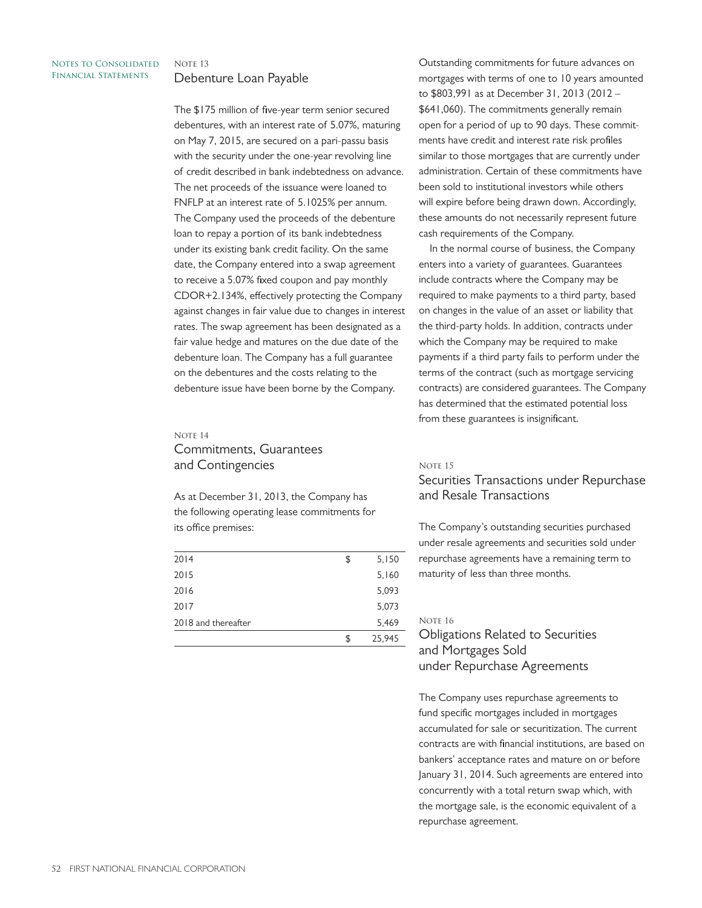## Note 13
## Debenture Loan Payable

The $175 million of five-year term senior secured debentures, with an interest rate of 5.07%, maturing on May 7, 2015, are secured on a pari-passu basis with the security under the one-year revolving line of credit described in bank indebtedness on advance. The net proceeds of the issuance were loaned to FNFLP at an interest rate of 5.1025% per annum. The Company used the proceeds of the debenture loan to repay a portion of its bank indebtedness under its existing bank credit facility. On the same date, the Company entered into a swap agreement to receive a 5.07% fixed coupon and pay monthly CDOR+2.134%, effectively protecting the Company against changes in fair value due to changes in interest rates. The swap agreement has been designated as a fair value hedge and matures on the due date of the debenture loan. The Company has a full guarantee on the debentures and the costs relating to the debenture issue have been borne by the Company.

## Note 14
## Commitments, Guarantees and Contingencies

As at December 31, 2013, the Company has the following operating lease commitments for its office premises:

| | | |
|---|---|---|
| 2014 | $ | 5,150 |
| 2015 | | 5,160 |
| 2016 | | 5,093 |
| 2017 | | 5,073 |
| 2018 and thereafter | | 5,469 |
| | $ | 25,945 |

Outstanding commitments for future advances on mortgages with terms of one to 10 years amounted to $803,991 as at December 31, 2013 (2012 – $641,060). The commitments generally remain open for a period of up to 90 days. These commitments have credit and interest rate risk profiles similar to those mortgages that are currently under administration. Certain of these commitments have been sold to institutional investors while others will expire before being drawn down. Accordingly, these amounts do not necessarily represent future cash requirements of the Company.

In the normal course of business, the Company enters into a variety of guarantees. Guarantees include contracts where the Company may be required to make payments to a third party, based on changes in the value of an asset or liability that the third-party holds. In addition, contracts under which the Company may be required to make payments if a third party fails to perform under the terms of the contract (such as mortgage servicing contracts) are considered guarantees. The Company has determined that the estimated potential loss from these guarantees is insignificant.

## Note 15
## Securities Transactions under Repurchase and Resale Transactions

The Company's outstanding securities purchased under resale agreements and securities sold under repurchase agreements have a remaining term to maturity of less than three months.

## Note 16
## Obligations Related to Securities and Mortgages Sold under Repurchase Agreements

The Company uses repurchase agreements to fund specific mortgages included in mortgages accumulated for sale or securitization. The current contracts are with financial institutions, are based on bankers' acceptance rates and mature on or before January 31, 2014. Such agreements are entered into concurrently with a total return swap which, with the mortgage sale, is the economic equivalent of a repurchase agreement.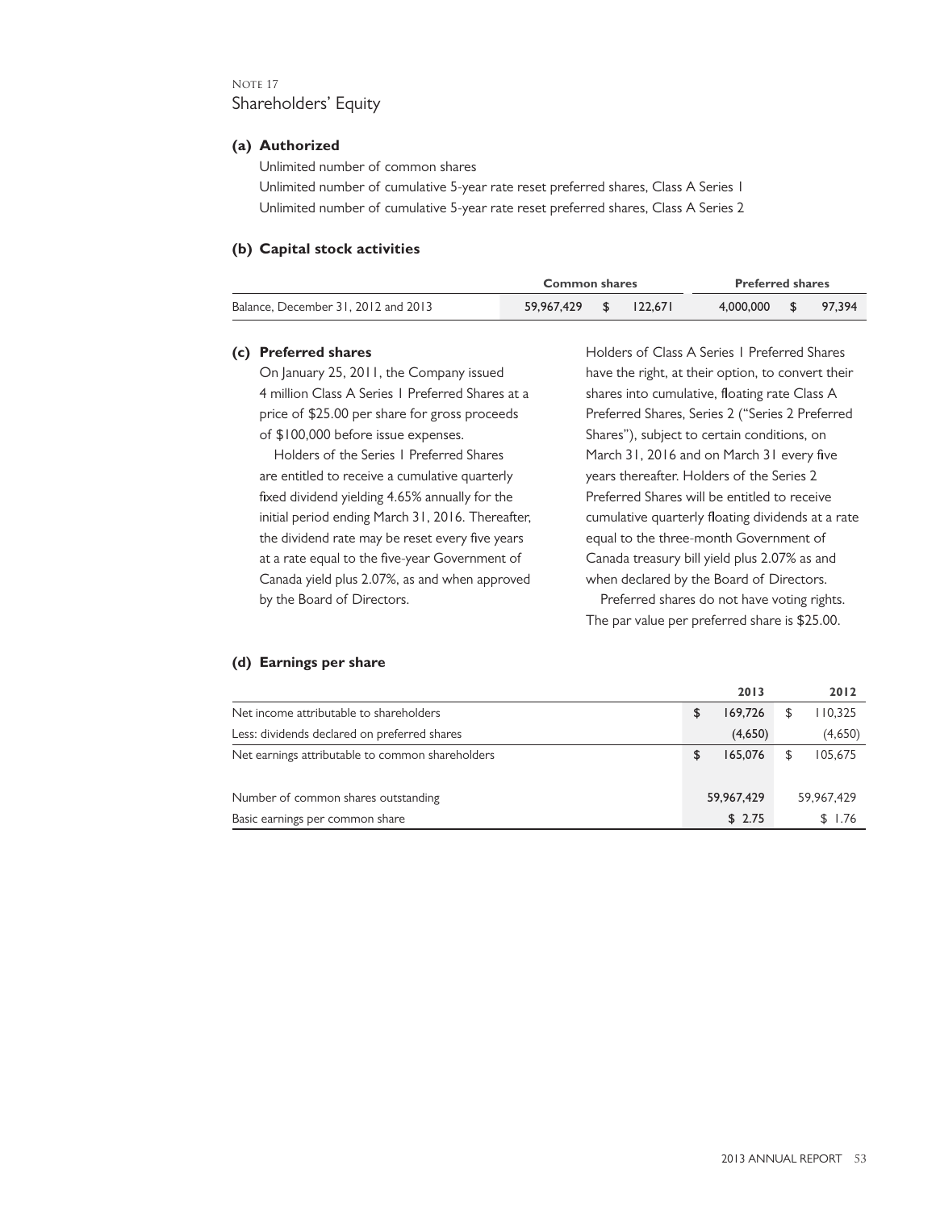Note 17

## Shareholders' Equity

### (a) Authorized

Unlimited number of common shares

Unlimited number of cumulative 5-year rate reset preferred shares, Class A Series 1

Unlimited number of cumulative 5-year rate reset preferred shares, Class A Series 2

### (b) Capital stock activities

| | Common shares | | Preferred shares | |
|---|---|---|---|---|
| Balance, December 31, 2012 and 2013 | 59,967,429 | $ 122,671 | 4,000,000 | $ 97,394 |

### (c) Preferred shares

On January 25, 2011, the Company issued 4 million Class A Series 1 Preferred Shares at a price of $25.00 per share for gross proceeds of $100,000 before issue expenses.

Holders of the Series 1 Preferred Shares are entitled to receive a cumulative quarterly fixed dividend yielding 4.65% annually for the initial period ending March 31, 2016. Thereafter, the dividend rate may be reset every five years at a rate equal to the five-year Government of Canada yield plus 2.07%, as and when approved by the Board of Directors.

Holders of Class A Series 1 Preferred Shares have the right, at their option, to convert their shares into cumulative, floating rate Class A Preferred Shares, Series 2 ("Series 2 Preferred Shares"), subject to certain conditions, on March 31, 2016 and on March 31 every five years thereafter. Holders of the Series 2 Preferred Shares will be entitled to receive cumulative quarterly floating dividends at a rate equal to the three-month Government of Canada treasury bill yield plus 2.07% as and when declared by the Board of Directors.

Preferred shares do not have voting rights. The par value per preferred share is $25.00.

### (d) Earnings per share

| | 2013 | 2012 |
|---|---|---|
| Net income attributable to shareholders | $ 169,726 | $ 110,325 |
| Less: dividends declared on preferred shares | (4,650) | (4,650) |
| Net earnings attributable to common shareholders | $ 165,076 | $ 105,675 |
| | | |
| Number of common shares outstanding | 59,967,429 | 59,967,429 |
| Basic earnings per common share | $ 2.75 | $ 1.76 |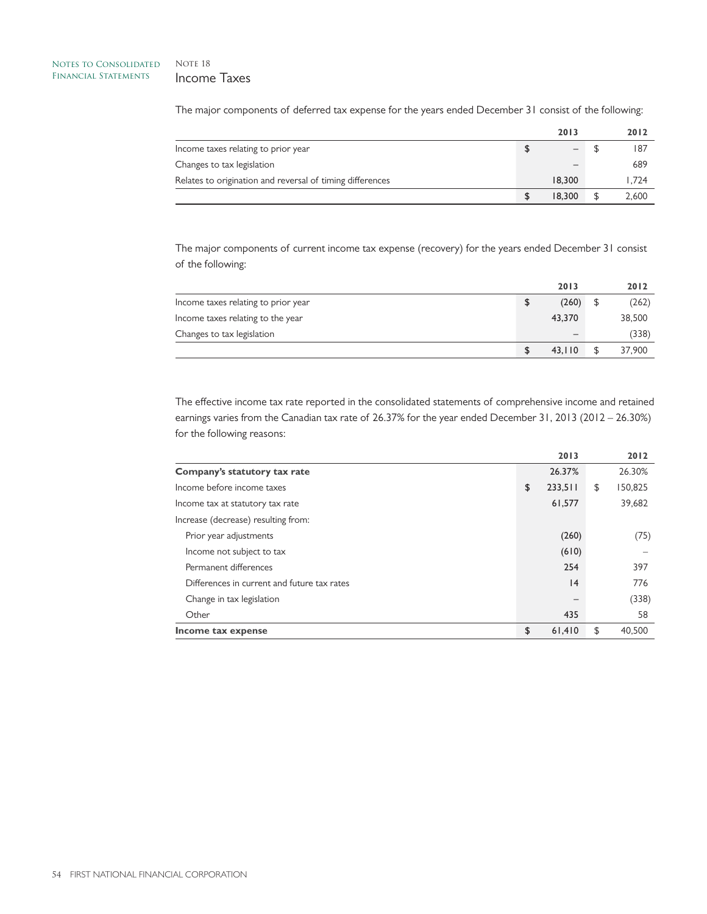## Note 18
## Income Taxes

The major components of deferred tax expense for the years ended December 31 consist of the following:

| | 2013 | 2012 |
|---|---|---|
| Income taxes relating to prior year | $ – | $ 187 |
| Changes to tax legislation | – | 689 |
| Relates to origination and reversal of timing differences | 18,300 | 1,724 |
| | $ 18,300 | $ 2,600 |

The major components of current income tax expense (recovery) for the years ended December 31 consist of the following:

| | 2013 | 2012 |
|---|---|---|
| Income taxes relating to prior year | $ (260) | $ (262) |
| Income taxes relating to the year | 43,370 | 38,500 |
| Changes to tax legislation | – | (338) |
| | $ 43,110 | $ 37,900 |

The effective income tax rate reported in the consolidated statements of comprehensive income and retained earnings varies from the Canadian tax rate of 26.37% for the year ended December 31, 2013 (2012 – 26.30%) for the following reasons:

| | 2013 | 2012 |
|---|---|---|
| **Company's statutory tax rate** | 26.37% | 26.30% |
| Income before income taxes | $ 233,511 | $ 150,825 |
| Income tax at statutory tax rate | 61,577 | 39,682 |
| Increase (decrease) resulting from: | | |
| Prior year adjustments | (260) | (75) |
| Income not subject to tax | (610) | – |
| Permanent differences | 254 | 397 |
| Differences in current and future tax rates | 14 | 776 |
| Change in tax legislation | – | (338) |
| Other | 435 | 58 |
| **Income tax expense** | $ 61,410 | $ 40,500 |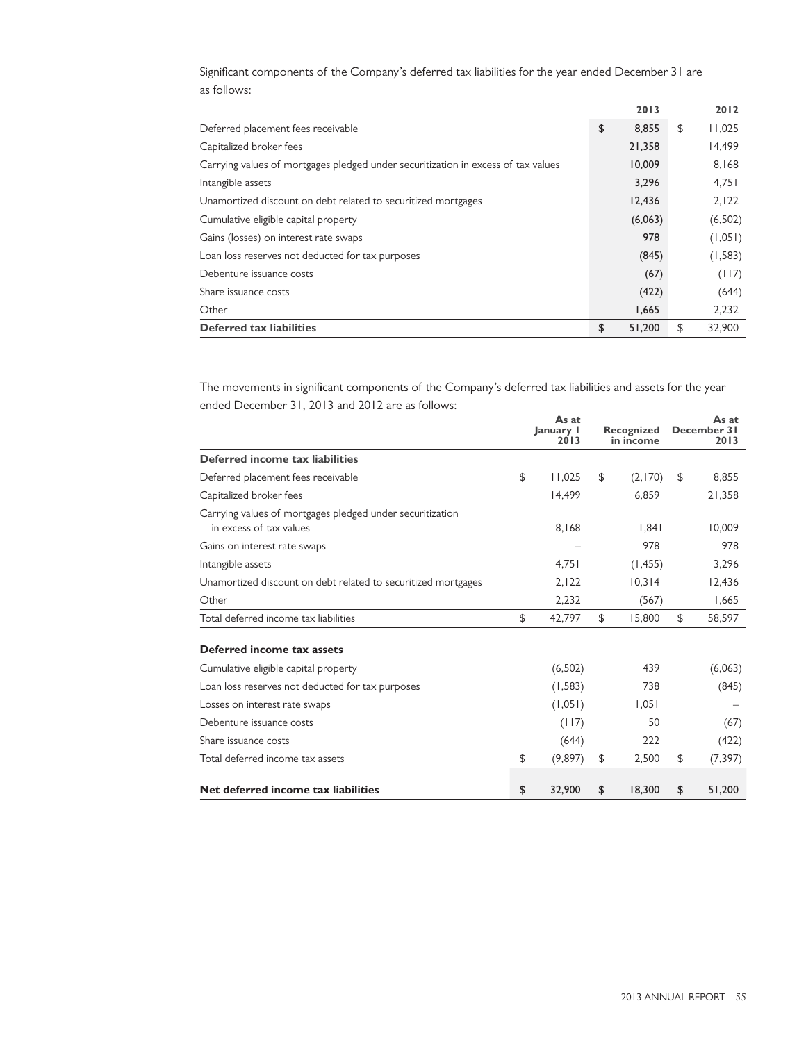Significant components of the Company's deferred tax liabilities for the year ended December 31 are as follows:

| | 2013 | 2012 |
|---|---|---|
| Deferred placement fees receivable | **$ 8,855** | $ 11,025 |
| Capitalized broker fees | **21,358** | 14,499 |
| Carrying values of mortgages pledged under securitization in excess of tax values | **10,009** | 8,168 |
| Intangible assets | **3,296** | 4,751 |
| Unamortized discount on debt related to securitized mortgages | **12,436** | 2,122 |
| Cumulative eligible capital property | **(6,063)** | (6,502) |
| Gains (losses) on interest rate swaps | **978** | (1,051) |
| Loan loss reserves not deducted for tax purposes | **(845)** | (1,583) |
| Debenture issuance costs | **(67)** | (117) |
| Share issuance costs | **(422)** | (644) |
| Other | **1,665** | 2,232 |
| **Deferred tax liabilities** | **$ 51,200** | $ 32,900 |

The movements in significant components of the Company's deferred tax liabilities and assets for the year ended December 31, 2013 and 2012 are as follows:

| | As at January 1 2013 | Recognized in income | As at December 31 2013 |
|---|---|---|---|
| **Deferred income tax liabilities** | | | |
| Deferred placement fees receivable | $ 11,025 | $ (2,170) | $ 8,855 |
| Capitalized broker fees | 14,499 | 6,859 | 21,358 |
| Carrying values of mortgages pledged under securitization in excess of tax values | 8,168 | 1,841 | 10,009 |
| Gains on interest rate swaps | – | 978 | 978 |
| Intangible assets | 4,751 | (1,455) | 3,296 |
| Unamortized discount on debt related to securitized mortgages | 2,122 | 10,314 | 12,436 |
| Other | 2,232 | (567) | 1,665 |
| Total deferred income tax liabilities | $ 42,797 | $ 15,800 | $ 58,597 |
| **Deferred income tax assets** | | | |
| Cumulative eligible capital property | (6,502) | 439 | (6,063) |
| Loan loss reserves not deducted for tax purposes | (1,583) | 738 | (845) |
| Losses on interest rate swaps | (1,051) | 1,051 | – |
| Debenture issuance costs | (117) | 50 | (67) |
| Share issuance costs | (644) | 222 | (422) |
| Total deferred income tax assets | $ (9,897) | $ 2,500 | $ (7,397) |
| **Net deferred income tax liabilities** | **$ 32,900** | **$ 18,300** | **$ 51,200** |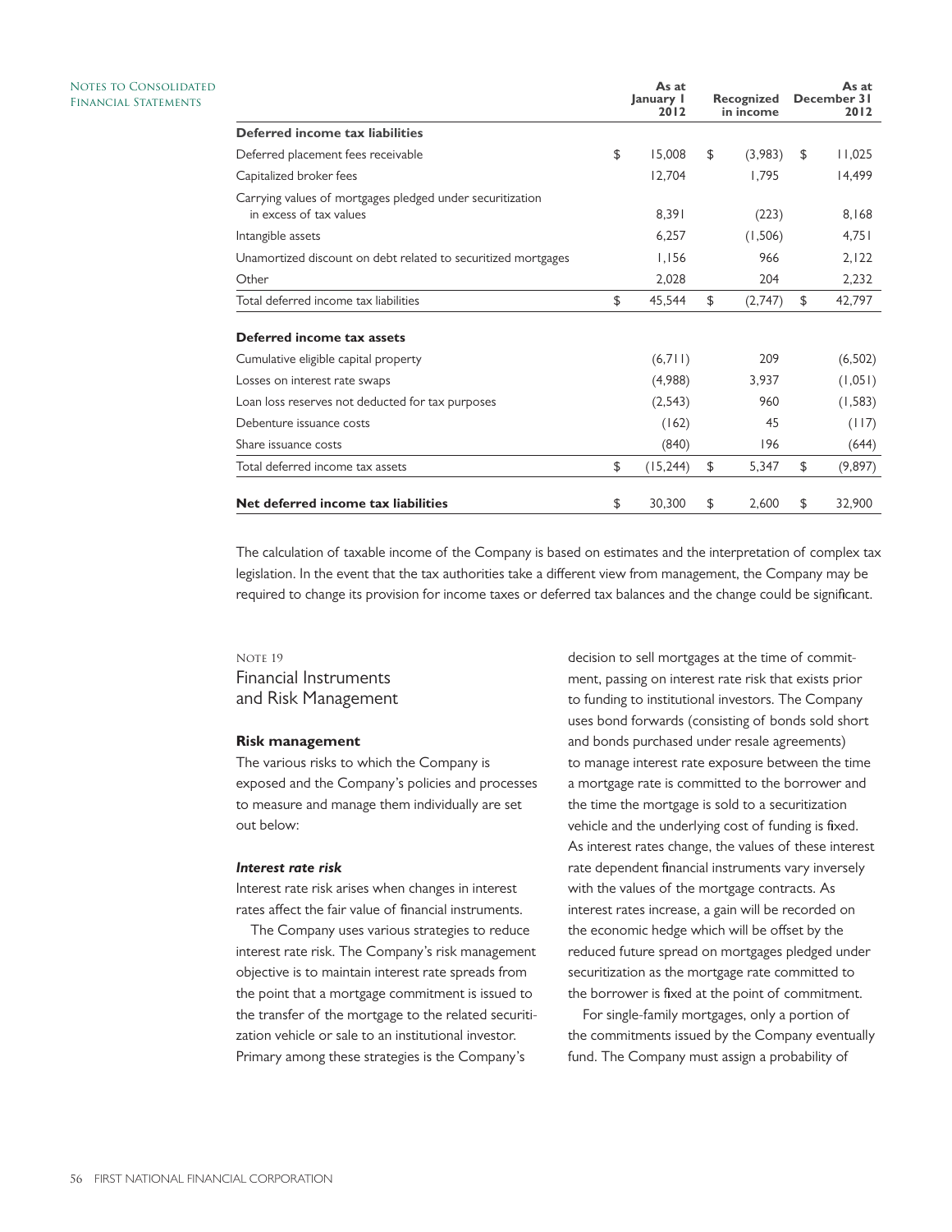| | As at January 1 2012 | Recognized in income | As at December 31 2012 |
|---|---|---|---|
| **Deferred income tax liabilities** | | | |
| Deferred placement fees receivable | $ 15,008 | $ (3,983) | $ 11,025 |
| Capitalized broker fees | 12,704 | 1,795 | 14,499 |
| Carrying values of mortgages pledged under securitization in excess of tax values | 8,391 | (223) | 8,168 |
| Intangible assets | 6,257 | (1,506) | 4,751 |
| Unamortized discount on debt related to securitized mortgages | 1,156 | 966 | 2,122 |
| Other | 2,028 | 204 | 2,232 |
| Total deferred income tax liabilities | $ 45,544 | $ (2,747) | $ 42,797 |
| **Deferred income tax assets** | | | |
| Cumulative eligible capital property | (6,711) | 209 | (6,502) |
| Losses on interest rate swaps | (4,988) | 3,937 | (1,051) |
| Loan loss reserves not deducted for tax purposes | (2,543) | 960 | (1,583) |
| Debenture issuance costs | (162) | 45 | (117) |
| Share issuance costs | (840) | 196 | (644) |
| Total deferred income tax assets | $ (15,244) | $ 5,347 | $ (9,897) |
| **Net deferred income tax liabilities** | $ 30,300 | $ 2,600 | $ 32,900 |

The calculation of taxable income of the Company is based on estimates and the interpretation of complex tax legislation. In the event that the tax authorities take a different view from management, the Company may be required to change its provision for income taxes or deferred tax balances and the change could be significant.

NOTE 19

## Financial Instruments and Risk Management

### Risk management

The various risks to which the Company is exposed and the Company's policies and processes to measure and manage them individually are set out below:

***Interest rate risk***

Interest rate risk arises when changes in interest rates affect the fair value of financial instruments.

The Company uses various strategies to reduce interest rate risk. The Company's risk management objective is to maintain interest rate spreads from the point that a mortgage commitment is issued to the transfer of the mortgage to the related securitization vehicle or sale to an institutional investor. Primary among these strategies is the Company's decision to sell mortgages at the time of commitment, passing on interest rate risk that exists prior to funding to institutional investors. The Company uses bond forwards (consisting of bonds sold short and bonds purchased under resale agreements) to manage interest rate exposure between the time a mortgage rate is committed to the borrower and the time the mortgage is sold to a securitization vehicle and the underlying cost of funding is fixed. As interest rates change, the values of these interest rate dependent financial instruments vary inversely with the values of the mortgage contracts. As interest rates increase, a gain will be recorded on the economic hedge which will be offset by the reduced future spread on mortgages pledged under securitization as the mortgage rate committed to the borrower is fixed at the point of commitment.

For single-family mortgages, only a portion of the commitments issued by the Company eventually fund. The Company must assign a probability of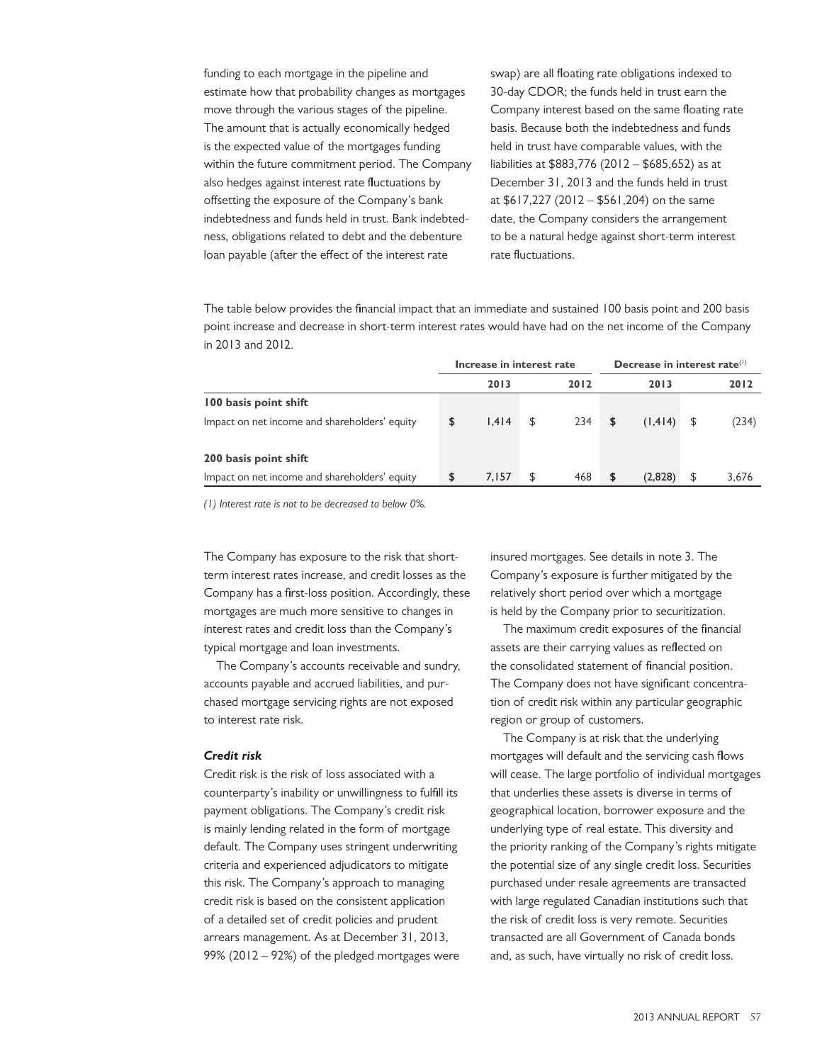funding to each mortgage in the pipeline and estimate how that probability changes as mortgages move through the various stages of the pipeline. The amount that is actually economically hedged is the expected value of the mortgages funding within the future commitment period. The Company also hedges against interest rate fluctuations by offsetting the exposure of the Company's bank indebtedness and funds held in trust. Bank indebtedness, obligations related to debt and the debenture loan payable (after the effect of the interest rate swap) are all floating rate obligations indexed to 30-day CDOR; the funds held in trust earn the Company interest based on the same floating rate basis. Because both the indebtedness and funds held in trust have comparable values, with the liabilities at $883,776 (2012 – $685,652) as at December 31, 2013 and the funds held in trust at $617,227 (2012 – $561,204) on the same date, the Company considers the arrangement to be a natural hedge against short-term interest rate fluctuations.

The table below provides the financial impact that an immediate and sustained 100 basis point and 200 basis point increase and decrease in short-term interest rates would have had on the net income of the Company in 2013 and 2012.

| | Increase in interest rate | | Decrease in interest rate[1] | |
|---|---|---|---|---|
| | 2013 | 2012 | 2013 | 2012 |
| **100 basis point shift** | | | | |
| Impact on net income and shareholders' equity | $ 1,414 | $ 234 | $ (1,414) | $ (234) |
| **200 basis point shift** | | | | |
| Impact on net income and shareholders' equity | $ 7,157 | $ 468 | $ (2,828) | $ 3,676 |

*(1) Interest rate is not to be decreased to below 0%.*

The Company has exposure to the risk that short-term interest rates increase, and credit losses as the Company has a first-loss position. Accordingly, these mortgages are much more sensitive to changes in interest rates and credit loss than the Company's typical mortgage and loan investments.

The Company's accounts receivable and sundry, accounts payable and accrued liabilities, and purchased mortgage servicing rights are not exposed to interest rate risk.

### *Credit risk*

Credit risk is the risk of loss associated with a counterparty's inability or unwillingness to fulfill its payment obligations. The Company's credit risk is mainly lending related in the form of mortgage default. The Company uses stringent underwriting criteria and experienced adjudicators to mitigate this risk. The Company's approach to managing credit risk is based on the consistent application of a detailed set of credit policies and prudent arrears management. As at December 31, 2013, 99% (2012 – 92%) of the pledged mortgages were insured mortgages. See details in note 3. The Company's exposure is further mitigated by the relatively short period over which a mortgage is held by the Company prior to securitization.

The maximum credit exposures of the financial assets are their carrying values as reflected on the consolidated statement of financial position. The Company does not have significant concentration of credit risk within any particular geographic region or group of customers.

The Company is at risk that the underlying mortgages will default and the servicing cash flows will cease. The large portfolio of individual mortgages that underlies these assets is diverse in terms of geographical location, borrower exposure and the underlying type of real estate. This diversity and the priority ranking of the Company's rights mitigate the potential size of any single credit loss. Securities purchased under resale agreements are transacted with large regulated Canadian institutions such that the risk of credit loss is very remote. Securities transacted are all Government of Canada bonds and, as such, have virtually no risk of credit loss.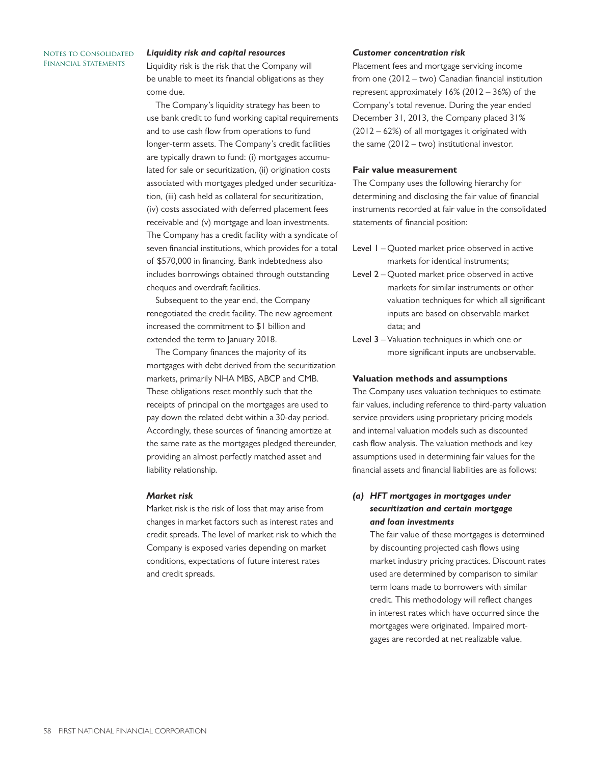### *Liquidity risk and capital resources*

Liquidity risk is the risk that the Company will be unable to meet its financial obligations as they come due.

The Company's liquidity strategy has been to use bank credit to fund working capital requirements and to use cash flow from operations to fund longer-term assets. The Company's credit facilities are typically drawn to fund: (i) mortgages accumulated for sale or securitization, (ii) origination costs associated with mortgages pledged under securitization, (iii) cash held as collateral for securitization, (iv) costs associated with deferred placement fees receivable and (v) mortgage and loan investments. The Company has a credit facility with a syndicate of seven financial institutions, which provides for a total of $570,000 in financing. Bank indebtedness also includes borrowings obtained through outstanding cheques and overdraft facilities.

Subsequent to the year end, the Company renegotiated the credit facility. The new agreement increased the commitment to $1 billion and extended the term to January 2018.

The Company finances the majority of its mortgages with debt derived from the securitization markets, primarily NHA MBS, ABCP and CMB. These obligations reset monthly such that the receipts of principal on the mortgages are used to pay down the related debt within a 30-day period. Accordingly, these sources of financing amortize at the same rate as the mortgages pledged thereunder, providing an almost perfectly matched asset and liability relationship.

### *Market risk*

Market risk is the risk of loss that may arise from changes in market factors such as interest rates and credit spreads. The level of market risk to which the Company is exposed varies depending on market conditions, expectations of future interest rates and credit spreads.

### *Customer concentration risk*

Placement fees and mortgage servicing income from one (2012 – two) Canadian financial institution represent approximately 16% (2012 – 36%) of the Company's total revenue. During the year ended December 31, 2013, the Company placed 31% (2012 – 62%) of all mortgages it originated with the same (2012 – two) institutional investor.

### Fair value measurement

The Company uses the following hierarchy for determining and disclosing the fair value of financial instruments recorded at fair value in the consolidated statements of financial position:

- Level 1 – Quoted market price observed in active markets for identical instruments;
- Level 2 – Quoted market price observed in active markets for similar instruments or other valuation techniques for which all significant inputs are based on observable market data; and
- Level 3 – Valuation techniques in which one or more significant inputs are unobservable.

### Valuation methods and assumptions

The Company uses valuation techniques to estimate fair values, including reference to third-party valuation service providers using proprietary pricing models and internal valuation models such as discounted cash flow analysis. The valuation methods and key assumptions used in determining fair values for the financial assets and financial liabilities are as follows:

***(a) HFT mortgages in mortgages under securitization and certain mortgage and loan investments***

The fair value of these mortgages is determined by discounting projected cash flows using market industry pricing practices. Discount rates used are determined by comparison to similar term loans made to borrowers with similar credit. This methodology will reflect changes in interest rates which have occurred since the mortgages were originated. Impaired mortgages are recorded at net realizable value.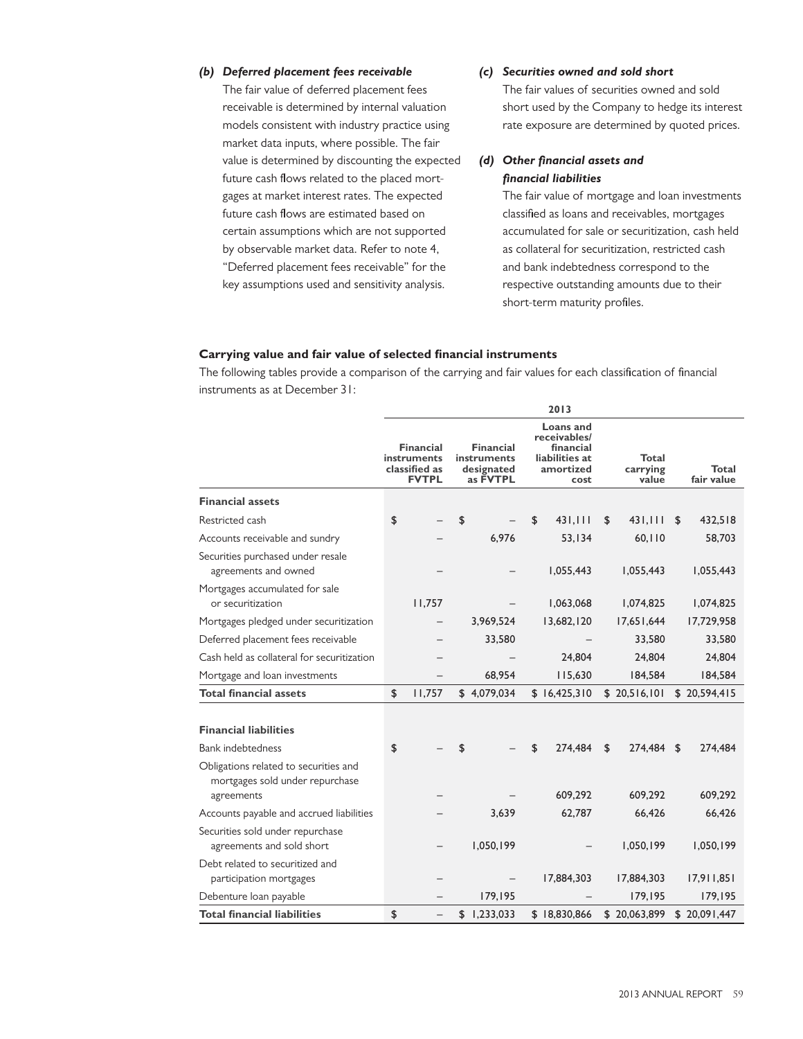*(b)* ***Deferred placement fees receivable***

The fair value of deferred placement fees receivable is determined by internal valuation models consistent with industry practice using market data inputs, where possible. The fair value is determined by discounting the expected future cash flows related to the placed mortgages at market interest rates. The expected future cash flows are estimated based on certain assumptions which are not supported by observable market data. Refer to note 4, "Deferred placement fees receivable" for the key assumptions used and sensitivity analysis.

*(c)* ***Securities owned and sold short***

The fair values of securities owned and sold short used by the Company to hedge its interest rate exposure are determined by quoted prices.

*(d)* ***Other financial assets and financial liabilities***

The fair value of mortgage and loan investments classified as loans and receivables, mortgages accumulated for sale or securitization, cash held as collateral for securitization, restricted cash and bank indebtedness correspond to the respective outstanding amounts due to their short-term maturity profiles.

**Carrying value and fair value of selected financial instruments**

The following tables provide a comparison of the carrying and fair values for each classification of financial instruments as at December 31:

| | 2013 | | | | |
|---|---|---|---|---|---|
| | Financial instruments classified as FVTPL | Financial instruments designated as FVTPL | Loans and receivables/ financial liabilities at amortized cost | Total carrying value | Total fair value |
| **Financial assets** | | | | | |
| Restricted cash | $ – | $ – | $ 431,111 | $ 431,111 | $ 432,518 |
| Accounts receivable and sundry | – | 6,976 | 53,134 | 60,110 | 58,703 |
| Securities purchased under resale agreements and owned | – | – | 1,055,443 | 1,055,443 | 1,055,443 |
| Mortgages accumulated for sale or securitization | 11,757 | – | 1,063,068 | 1,074,825 | 1,074,825 |
| Mortgages pledged under securitization | – | 3,969,524 | 13,682,120 | 17,651,644 | 17,729,958 |
| Deferred placement fees receivable | – | 33,580 | – | 33,580 | 33,580 |
| Cash held as collateral for securitization | – | – | 24,804 | 24,804 | 24,804 |
| Mortgage and loan investments | – | 68,954 | 115,630 | 184,584 | 184,584 |
| **Total financial assets** | $ 11,757 | $ 4,079,034 | $ 16,425,310 | $ 20,516,101 | $ 20,594,415 |
| **Financial liabilities** | | | | | |
| Bank indebtedness | $ – | $ – | $ 274,484 | $ 274,484 | $ 274,484 |
| Obligations related to securities and mortgages sold under repurchase agreements | – | – | 609,292 | 609,292 | 609,292 |
| Accounts payable and accrued liabilities | – | 3,639 | 62,787 | 66,426 | 66,426 |
| Securities sold under repurchase agreements and sold short | – | 1,050,199 | – | 1,050,199 | 1,050,199 |
| Debt related to securitized and participation mortgages | – | – | 17,884,303 | 17,884,303 | 17,911,851 |
| Debenture loan payable | – | 179,195 | – | 179,195 | 179,195 |
| **Total financial liabilities** | $ – | $ 1,233,033 | $ 18,830,866 | $ 20,063,899 | $ 20,091,447 |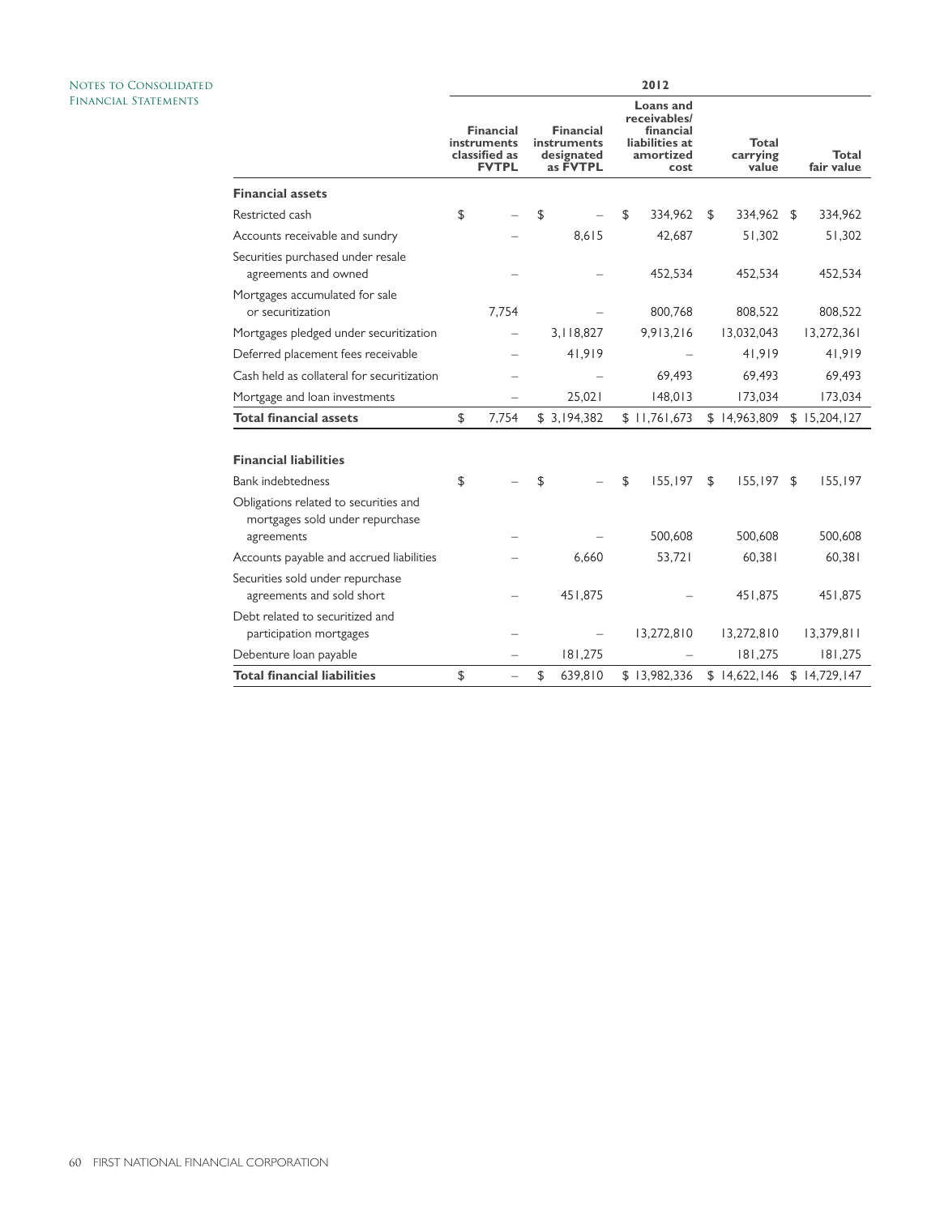| 2012 | | | | | |
|---|---|---|---|---|---|
| | Financial instruments classified as FVTPL | Financial instruments designated as FVTPL | Loans and receivables/ financial liabilities at amortized cost | Total carrying value | Total fair value |
| **Financial assets** | | | | | |
| Restricted cash | $ – | $ – | $ 334,962 | $ 334,962 | $ 334,962 |
| Accounts receivable and sundry | – | 8,615 | 42,687 | 51,302 | 51,302 |
| Securities purchased under resale agreements and owned | – | – | 452,534 | 452,534 | 452,534 |
| Mortgages accumulated for sale or securitization | 7,754 | – | 800,768 | 808,522 | 808,522 |
| Mortgages pledged under securitization | – | 3,118,827 | 9,913,216 | 13,032,043 | 13,272,361 |
| Deferred placement fees receivable | – | 41,919 | – | 41,919 | 41,919 |
| Cash held as collateral for securitization | – | – | 69,493 | 69,493 | 69,493 |
| Mortgage and loan investments | – | 25,021 | 148,013 | 173,034 | 173,034 |
| **Total financial assets** | $ 7,754 | $ 3,194,382 | $ 11,761,673 | $ 14,963,809 | $ 15,204,127 |
| | | | | | |
| **Financial liabilities** | | | | | |
| Bank indebtedness | $ – | $ – | $ 155,197 | $ 155,197 | $ 155,197 |
| Obligations related to securities and mortgages sold under repurchase agreements | – | – | 500,608 | 500,608 | 500,608 |
| Accounts payable and accrued liabilities | – | 6,660 | 53,721 | 60,381 | 60,381 |
| Securities sold under repurchase agreements and sold short | – | 451,875 | – | 451,875 | 451,875 |
| Debt related to securitized and participation mortgages | – | – | 13,272,810 | 13,272,810 | 13,379,811 |
| Debenture loan payable | – | 181,275 | – | 181,275 | 181,275 |
| **Total financial liabilities** | $ – | $ 639,810 | $ 13,982,336 | $ 14,622,146 | $ 14,729,147 |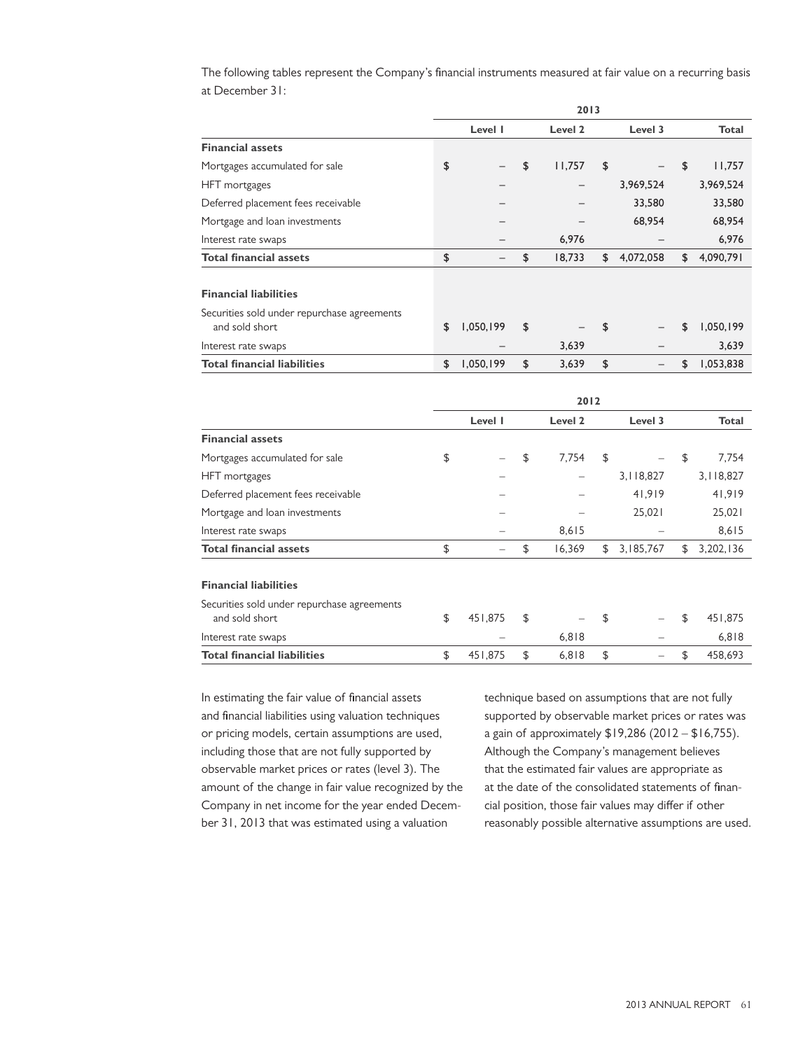The following tables represent the Company's financial instruments measured at fair value on a recurring basis at December 31:

| | 2013 | | | |
|---|---|---|---|---|
| | Level 1 | Level 2 | Level 3 | Total |
| **Financial assets** | | | | |
| Mortgages accumulated for sale | $ – | $ 11,757 | $ – | $ 11,757 |
| HFT mortgages | – | – | 3,969,524 | 3,969,524 |
| Deferred placement fees receivable | – | – | 33,580 | 33,580 |
| Mortgage and loan investments | – | – | 68,954 | 68,954 |
| Interest rate swaps | – | 6,976 | – | 6,976 |
| **Total financial assets** | $ – | $ 18,733 | $ 4,072,058 | $ 4,090,791 |
| **Financial liabilities** | | | | |
| Securities sold under repurchase agreements and sold short | $ 1,050,199 | $ – | $ – | $ 1,050,199 |
| Interest rate swaps | – | 3,639 | – | 3,639 |
| **Total financial liabilities** | $ 1,050,199 | $ 3,639 | $ – | $ 1,053,838 |

| | 2012 | | | |
|---|---|---|---|---|
| | Level 1 | Level 2 | Level 3 | Total |
| **Financial assets** | | | | |
| Mortgages accumulated for sale | $ – | $ 7,754 | $ – | $ 7,754 |
| HFT mortgages | – | – | 3,118,827 | 3,118,827 |
| Deferred placement fees receivable | – | – | 41,919 | 41,919 |
| Mortgage and loan investments | – | – | 25,021 | 25,021 |
| Interest rate swaps | – | 8,615 | – | 8,615 |
| **Total financial assets** | $ – | $ 16,369 | $ 3,185,767 | $ 3,202,136 |
| **Financial liabilities** | | | | |
| Securities sold under repurchase agreements and sold short | $ 451,875 | $ – | $ – | $ 451,875 |
| Interest rate swaps | – | 6,818 | – | 6,818 |
| **Total financial liabilities** | $ 451,875 | $ 6,818 | $ – | $ 458,693 |

In estimating the fair value of financial assets and financial liabilities using valuation techniques or pricing models, certain assumptions are used, including those that are not fully supported by observable market prices or rates (level 3). The amount of the change in fair value recognized by the Company in net income for the year ended December 31, 2013 that was estimated using a valuation technique based on assumptions that are not fully supported by observable market prices or rates was a gain of approximately $19,286 (2012 – $16,755). Although the Company's management believes that the estimated fair values are appropriate as at the date of the consolidated statements of financial position, those fair values may differ if other reasonably possible alternative assumptions are used.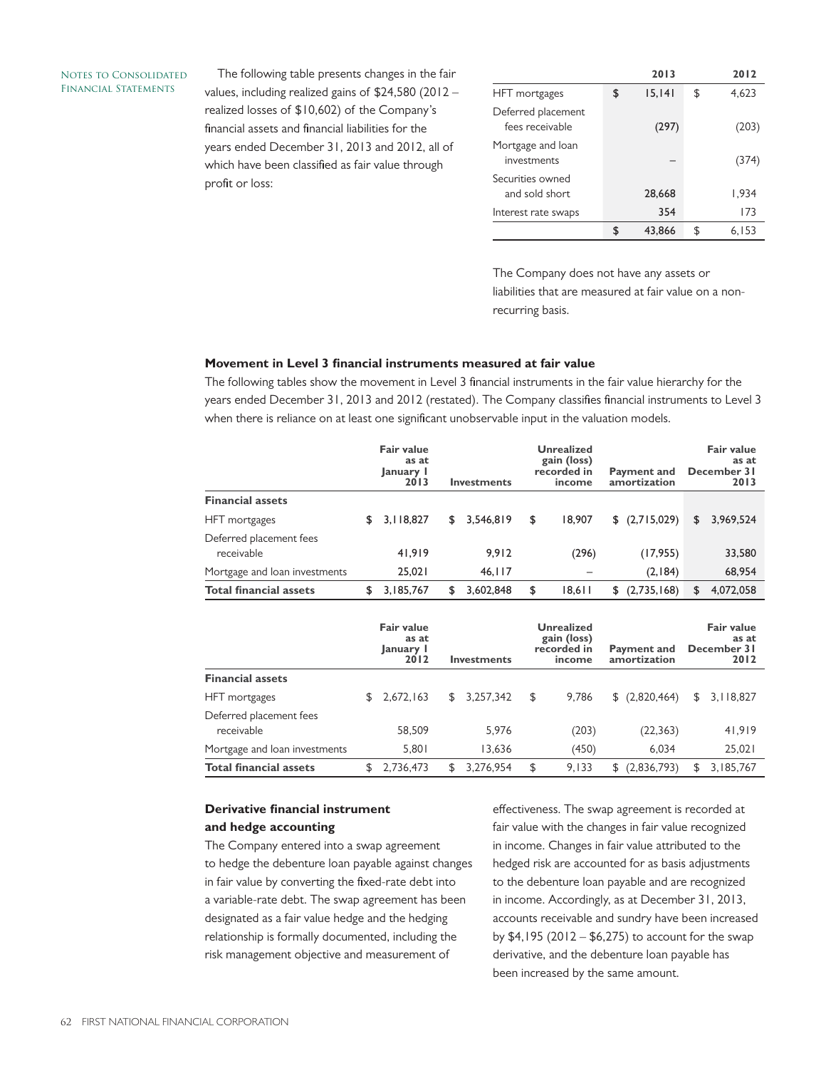The following table presents changes in the fair values, including realized gains of $24,580 (2012 – realized losses of $10,602) of the Company's financial assets and financial liabilities for the years ended December 31, 2013 and 2012, all of which have been classified as fair value through profit or loss:

| | 2013 | 2012 |
|---|---|---|
| HFT mortgages | $ 15,141 | $ 4,623 |
| Deferred placement fees receivable | (297) | (203) |
| Mortgage and loan investments | – | (374) |
| Securities owned and sold short | 28,668 | 1,934 |
| Interest rate swaps | 354 | 173 |
| | $ 43,866 | $ 6,153 |

The Company does not have any assets or liabilities that are measured at fair value on a non-recurring basis.

**Movement in Level 3 financial instruments measured at fair value**

The following tables show the movement in Level 3 financial instruments in the fair value hierarchy for the years ended December 31, 2013 and 2012 (restated). The Company classifies financial instruments to Level 3 when there is reliance on at least one significant unobservable input in the valuation models.

| | Fair value as at January 1 2013 | Investments | Unrealized gain (loss) recorded in income | Payment and amortization | Fair value as at December 31 2013 |
|---|---|---|---|---|---|
| **Financial assets** | | | | | |
| HFT mortgages | $ 3,118,827 | $ 3,546,819 | $ 18,907 | $ (2,715,029) | $ 3,969,524 |
| Deferred placement fees receivable | 41,919 | 9,912 | (296) | (17,955) | 33,580 |
| Mortgage and loan investments | 25,021 | 46,117 | – | (2,184) | 68,954 |
| **Total financial assets** | $ 3,185,767 | $ 3,602,848 | $ 18,611 | $ (2,735,168) | $ 4,072,058 |

| | Fair value as at January 1 2012 | Investments | Unrealized gain (loss) recorded in income | Payment and amortization | Fair value as at December 31 2012 |
|---|---|---|---|---|---|
| **Financial assets** | | | | | |
| HFT mortgages | $ 2,672,163 | $ 3,257,342 | $ 9,786 | $ (2,820,464) | $ 3,118,827 |
| Deferred placement fees receivable | 58,509 | 5,976 | (203) | (22,363) | 41,919 |
| Mortgage and loan investments | 5,801 | 13,636 | (450) | 6,034 | 25,021 |
| **Total financial assets** | $ 2,736,473 | $ 3,276,954 | $ 9,133 | $ (2,836,793) | $ 3,185,767 |

**Derivative financial instrument and hedge accounting**

The Company entered into a swap agreement to hedge the debenture loan payable against changes in fair value by converting the fixed-rate debt into a variable-rate debt. The swap agreement has been designated as a fair value hedge and the hedging relationship is formally documented, including the risk management objective and measurement of effectiveness. The swap agreement is recorded at fair value with the changes in fair value recognized in income. Changes in fair value attributed to the hedged risk are accounted for as basis adjustments to the debenture loan payable and are recognized in income. Accordingly, as at December 31, 2013, accounts receivable and sundry have been increased by $4,195 (2012 – $6,275) to account for the swap derivative, and the debenture loan payable has been increased by the same amount.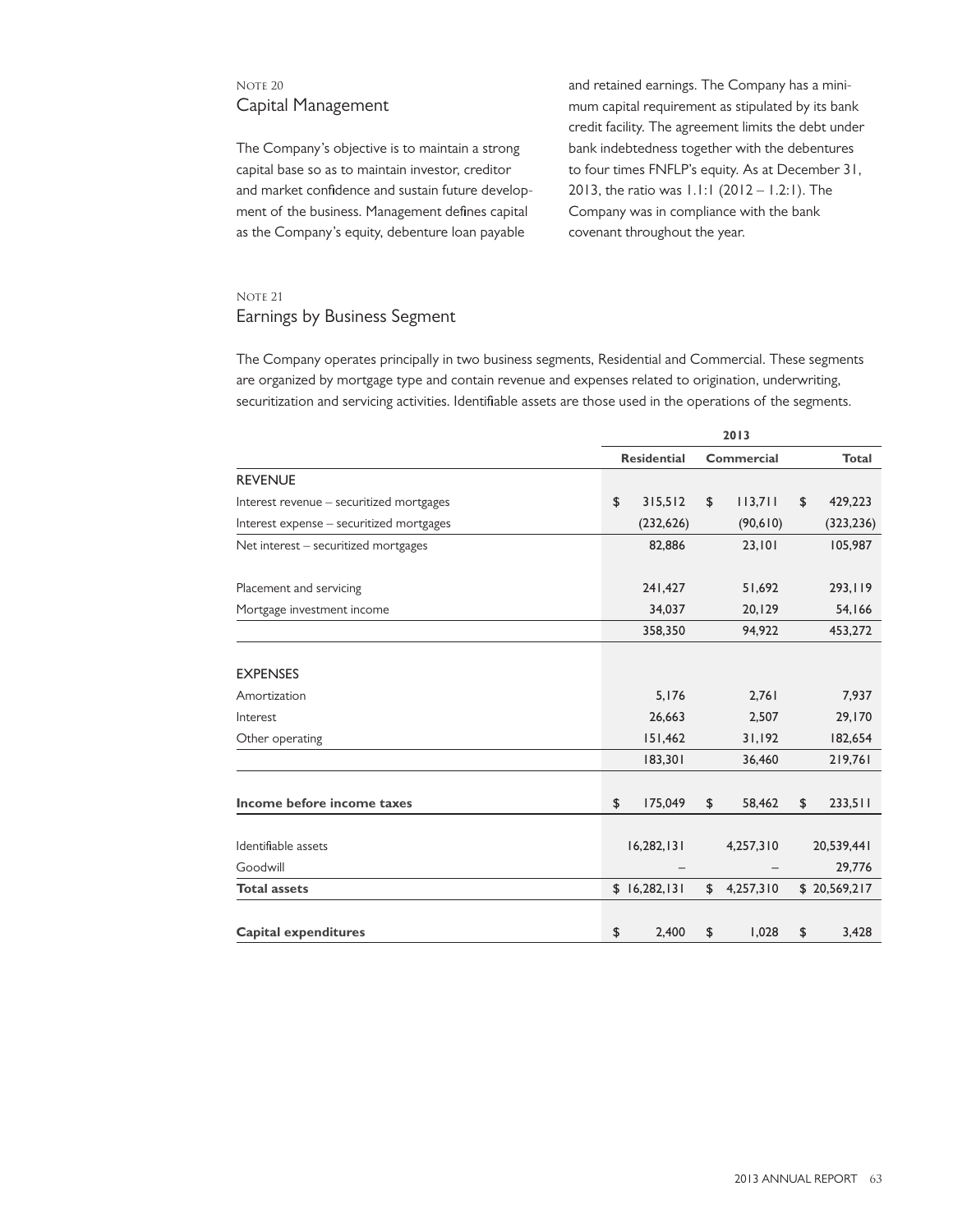## Note 20
## Capital Management

The Company's objective is to maintain a strong capital base so as to maintain investor, creditor and market confidence and sustain future development of the business. Management defines capital as the Company's equity, debenture loan payable and retained earnings. The Company has a minimum capital requirement as stipulated by its bank credit facility. The agreement limits the debt under bank indebtedness together with the debentures to four times FNFLP's equity. As at December 31, 2013, the ratio was 1.1:1 (2012 – 1.2:1). The Company was in compliance with the bank covenant throughout the year.

## Note 21
## Earnings by Business Segment

The Company operates principally in two business segments, Residential and Commercial. These segments are organized by mortgage type and contain revenue and expenses related to origination, underwriting, securitization and servicing activities. Identifiable assets are those used in the operations of the segments.

| | 2013 | | |
|---|---|---|---|
| | **Residential** | **Commercial** | **Total** |
| REVENUE | | | |
| Interest revenue – securitized mortgages | $ 315,512 | $ 113,711 | $ 429,223 |
| Interest expense – securitized mortgages | (232,626) | (90,610) | (323,236) |
| Net interest – securitized mortgages | 82,886 | 23,101 | 105,987 |
| Placement and servicing | 241,427 | 51,692 | 293,119 |
| Mortgage investment income | 34,037 | 20,129 | 54,166 |
| | 358,350 | 94,922 | 453,272 |
| EXPENSES | | | |
| Amortization | 5,176 | 2,761 | 7,937 |
| Interest | 26,663 | 2,507 | 29,170 |
| Other operating | 151,462 | 31,192 | 182,654 |
| | 183,301 | 36,460 | 219,761 |
| **Income before income taxes** | $ 175,049 | $ 58,462 | $ 233,511 |
| Identifiable assets | 16,282,131 | 4,257,310 | 20,539,441 |
| Goodwill | – | – | 29,776 |
| **Total assets** | $ 16,282,131 | $ 4,257,310 | $ 20,569,217 |
| **Capital expenditures** | $ 2,400 | $ 1,028 | $ 3,428 |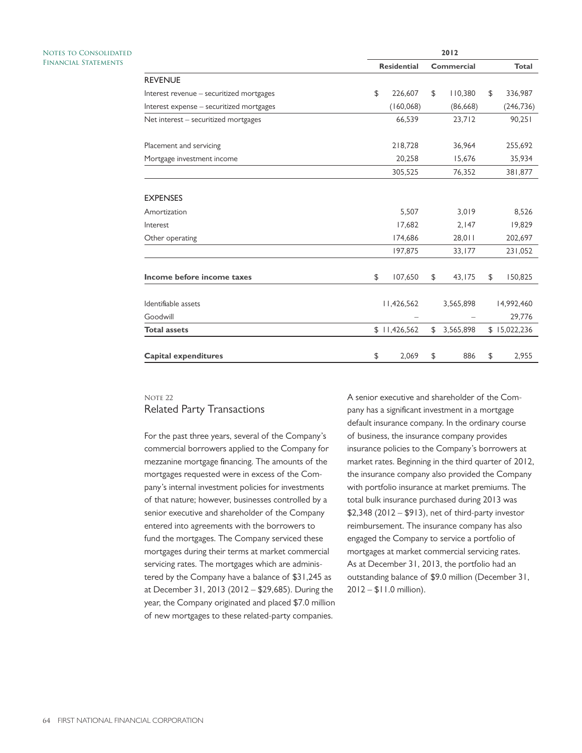| | 2012 | | |
|---|---|---|---|
| | **Residential** | **Commercial** | **Total** |
| REVENUE | | | |
| Interest revenue – securitized mortgages | $ 226,607 | $ 110,380 | $ 336,987 |
| Interest expense – securitized mortgages | (160,068) | (86,668) | (246,736) |
| Net interest – securitized mortgages | 66,539 | 23,712 | 90,251 |
| Placement and servicing | 218,728 | 36,964 | 255,692 |
| Mortgage investment income | 20,258 | 15,676 | 35,934 |
| | 305,525 | 76,352 | 381,877 |
| EXPENSES | | | |
| Amortization | 5,507 | 3,019 | 8,526 |
| Interest | 17,682 | 2,147 | 19,829 |
| Other operating | 174,686 | 28,011 | 202,697 |
| | 197,875 | 33,177 | 231,052 |
| **Income before income taxes** | $ 107,650 | $ 43,175 | $ 150,825 |
| Identifiable assets | 11,426,562 | 3,565,898 | 14,992,460 |
| Goodwill | – | – | 29,776 |
| **Total assets** | $ 11,426,562 | $ 3,565,898 | $ 15,022,236 |
| **Capital expenditures** | $ 2,069 | $ 886 | $ 2,955 |

Note 22

## Related Party Transactions

For the past three years, several of the Company's commercial borrowers applied to the Company for mezzanine mortgage financing. The amounts of the mortgages requested were in excess of the Company's internal investment policies for investments of that nature; however, businesses controlled by a senior executive and shareholder of the Company entered into agreements with the borrowers to fund the mortgages. The Company serviced these mortgages during their terms at market commercial servicing rates. The mortgages which are administered by the Company have a balance of $31,245 as at December 31, 2013 (2012 – $29,685). During the year, the Company originated and placed $7.0 million of new mortgages to these related-party companies.

A senior executive and shareholder of the Company has a significant investment in a mortgage default insurance company. In the ordinary course of business, the insurance company provides insurance policies to the Company's borrowers at market rates. Beginning in the third quarter of 2012, the insurance company also provided the Company with portfolio insurance at market premiums. The total bulk insurance purchased during 2013 was $2,348 (2012 – $913), net of third-party investor reimbursement. The insurance company has also engaged the Company to service a portfolio of mortgages at market commercial servicing rates. As at December 31, 2013, the portfolio had an outstanding balance of $9.0 million (December 31, 2012 – $11.0 million).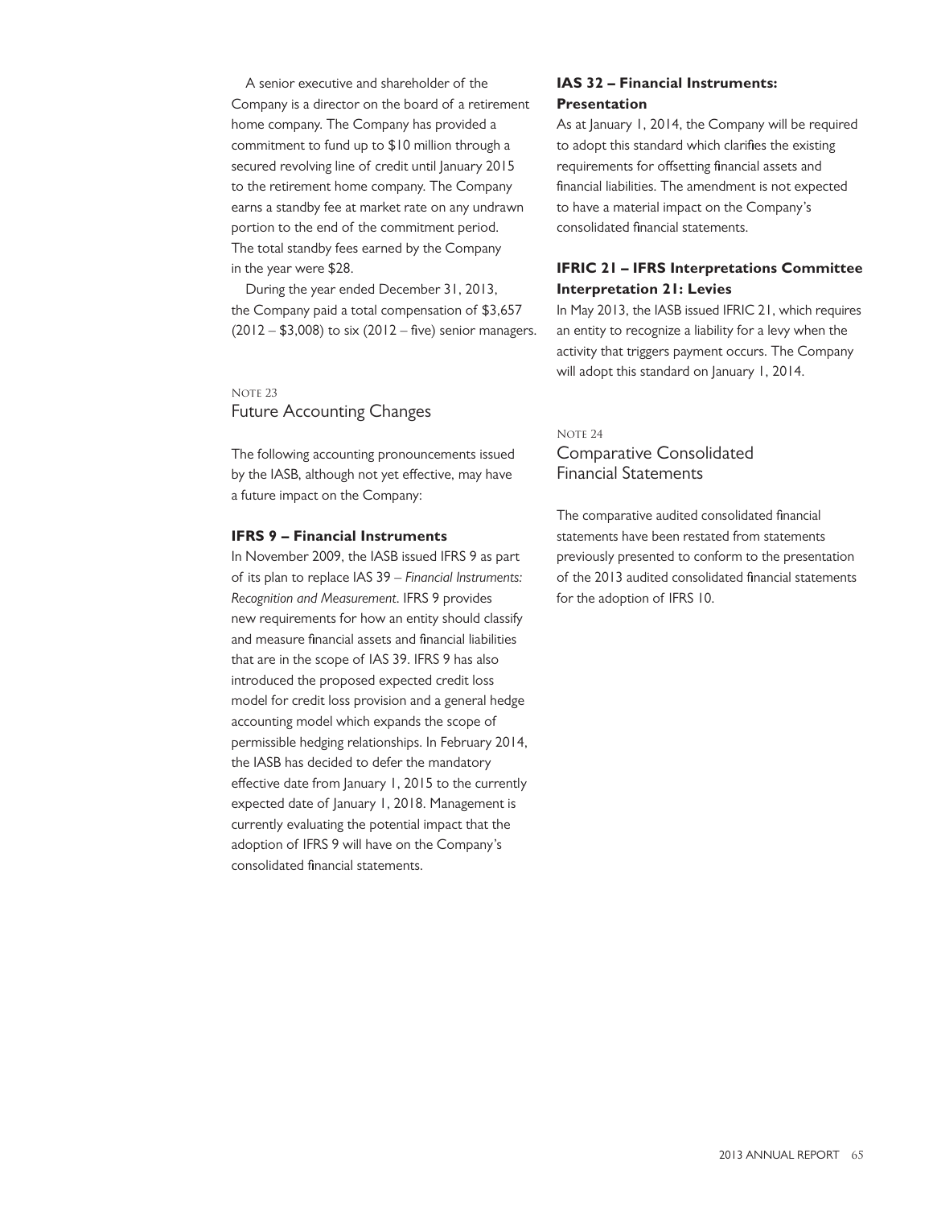A senior executive and shareholder of the Company is a director on the board of a retirement home company. The Company has provided a commitment to fund up to $10 million through a secured revolving line of credit until January 2015 to the retirement home company. The Company earns a standby fee at market rate on any undrawn portion to the end of the commitment period. The total standby fees earned by the Company in the year were $28.

During the year ended December 31, 2013, the Company paid a total compensation of $3,657 (2012 – $3,008) to six (2012 – five) senior managers.

## Note 23
## Future Accounting Changes

The following accounting pronouncements issued by the IASB, although not yet effective, may have a future impact on the Company:

### IFRS 9 – Financial Instruments

In November 2009, the IASB issued IFRS 9 as part of its plan to replace IAS 39 – *Financial Instruments: Recognition and Measurement*. IFRS 9 provides new requirements for how an entity should classify and measure financial assets and financial liabilities that are in the scope of IAS 39. IFRS 9 has also introduced the proposed expected credit loss model for credit loss provision and a general hedge accounting model which expands the scope of permissible hedging relationships. In February 2014, the IASB has decided to defer the mandatory effective date from January 1, 2015 to the currently expected date of January 1, 2018. Management is currently evaluating the potential impact that the adoption of IFRS 9 will have on the Company's consolidated financial statements.

### IAS 32 – Financial Instruments: Presentation

As at January 1, 2014, the Company will be required to adopt this standard which clarifies the existing requirements for offsetting financial assets and financial liabilities. The amendment is not expected to have a material impact on the Company's consolidated financial statements.

### IFRIC 21 – IFRS Interpretations Committee Interpretation 21: Levies

In May 2013, the IASB issued IFRIC 21, which requires an entity to recognize a liability for a levy when the activity that triggers payment occurs. The Company will adopt this standard on January 1, 2014.

## Note 24
## Comparative Consolidated Financial Statements

The comparative audited consolidated financial statements have been restated from statements previously presented to conform to the presentation of the 2013 audited consolidated financial statements for the adoption of IFRS 10.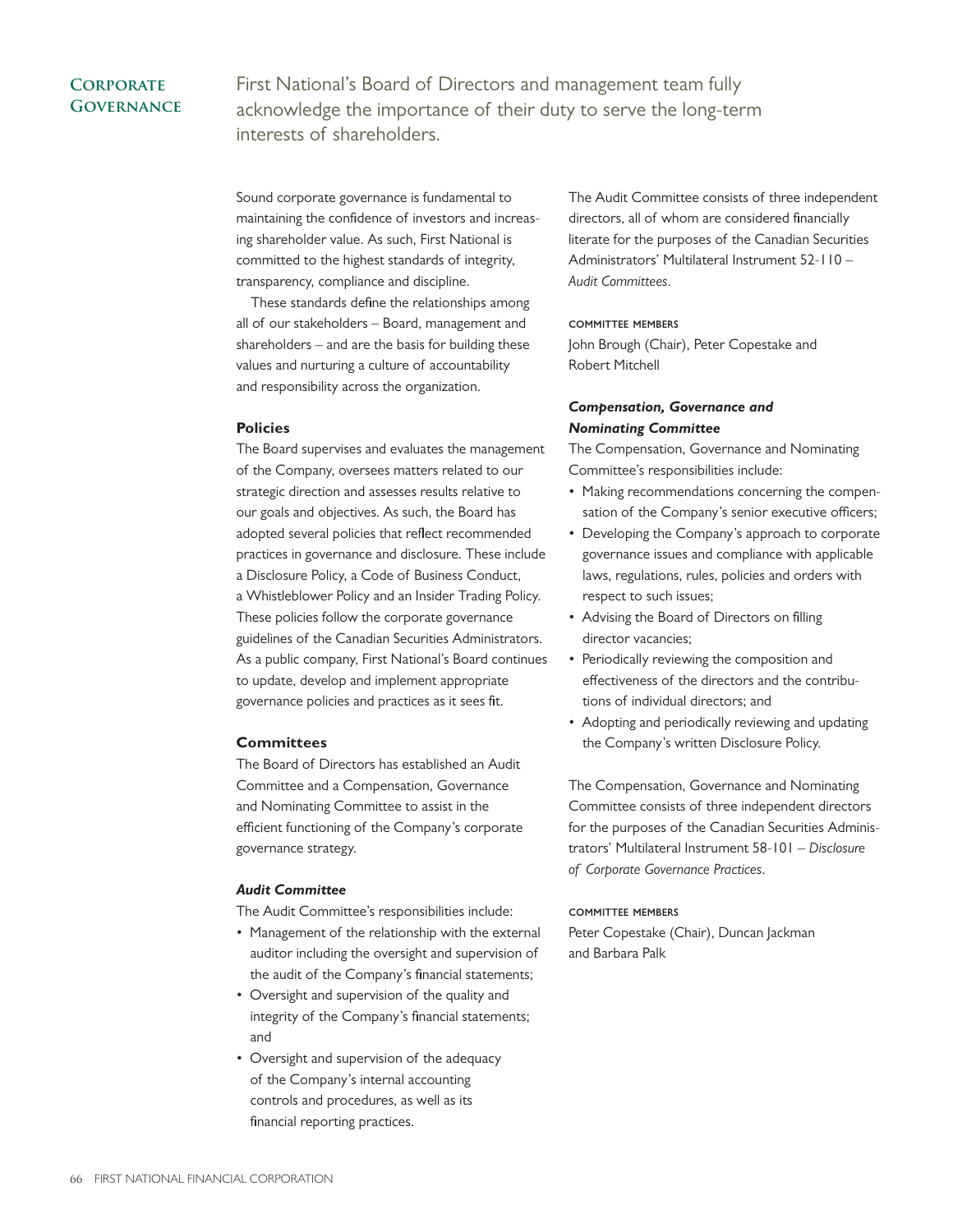# Corporate Governance

First National's Board of Directors and management team fully acknowledge the importance of their duty to serve the long-term interests of shareholders.

Sound corporate governance is fundamental to maintaining the confidence of investors and increasing shareholder value. As such, First National is committed to the highest standards of integrity, transparency, compliance and discipline.

These standards define the relationships among all of our stakeholders – Board, management and shareholders – and are the basis for building these values and nurturing a culture of accountability and responsibility across the organization.

## Policies

The Board supervises and evaluates the management of the Company, oversees matters related to our strategic direction and assesses results relative to our goals and objectives. As such, the Board has adopted several policies that reflect recommended practices in governance and disclosure. These include a Disclosure Policy, a Code of Business Conduct, a Whistleblower Policy and an Insider Trading Policy. These policies follow the corporate governance guidelines of the Canadian Securities Administrators. As a public company, First National's Board continues to update, develop and implement appropriate governance policies and practices as it sees fit.

## Committees

The Board of Directors has established an Audit Committee and a Compensation, Governance and Nominating Committee to assist in the efficient functioning of the Company's corporate governance strategy.

### *Audit Committee*

The Audit Committee's responsibilities include:

- Management of the relationship with the external auditor including the oversight and supervision of the audit of the Company's financial statements;
- Oversight and supervision of the quality and integrity of the Company's financial statements; and
- Oversight and supervision of the adequacy of the Company's internal accounting controls and procedures, as well as its financial reporting practices.

The Audit Committee consists of three independent directors, all of whom are considered financially literate for the purposes of the Canadian Securities Administrators' Multilateral Instrument 52-110 – *Audit Committees*.

**COMMITTEE MEMBERS**

John Brough (Chair), Peter Copestake and Robert Mitchell

### *Compensation, Governance and Nominating Committee*

The Compensation, Governance and Nominating Committee's responsibilities include:

- Making recommendations concerning the compensation of the Company's senior executive officers;
- Developing the Company's approach to corporate governance issues and compliance with applicable laws, regulations, rules, policies and orders with respect to such issues;
- Advising the Board of Directors on filling director vacancies;
- Periodically reviewing the composition and effectiveness of the directors and the contributions of individual directors; and
- Adopting and periodically reviewing and updating the Company's written Disclosure Policy.

The Compensation, Governance and Nominating Committee consists of three independent directors for the purposes of the Canadian Securities Administrators' Multilateral Instrument 58-101 – *Disclosure of Corporate Governance Practices*.

**COMMITTEE MEMBERS**

Peter Copestake (Chair), Duncan Jackman and Barbara Palk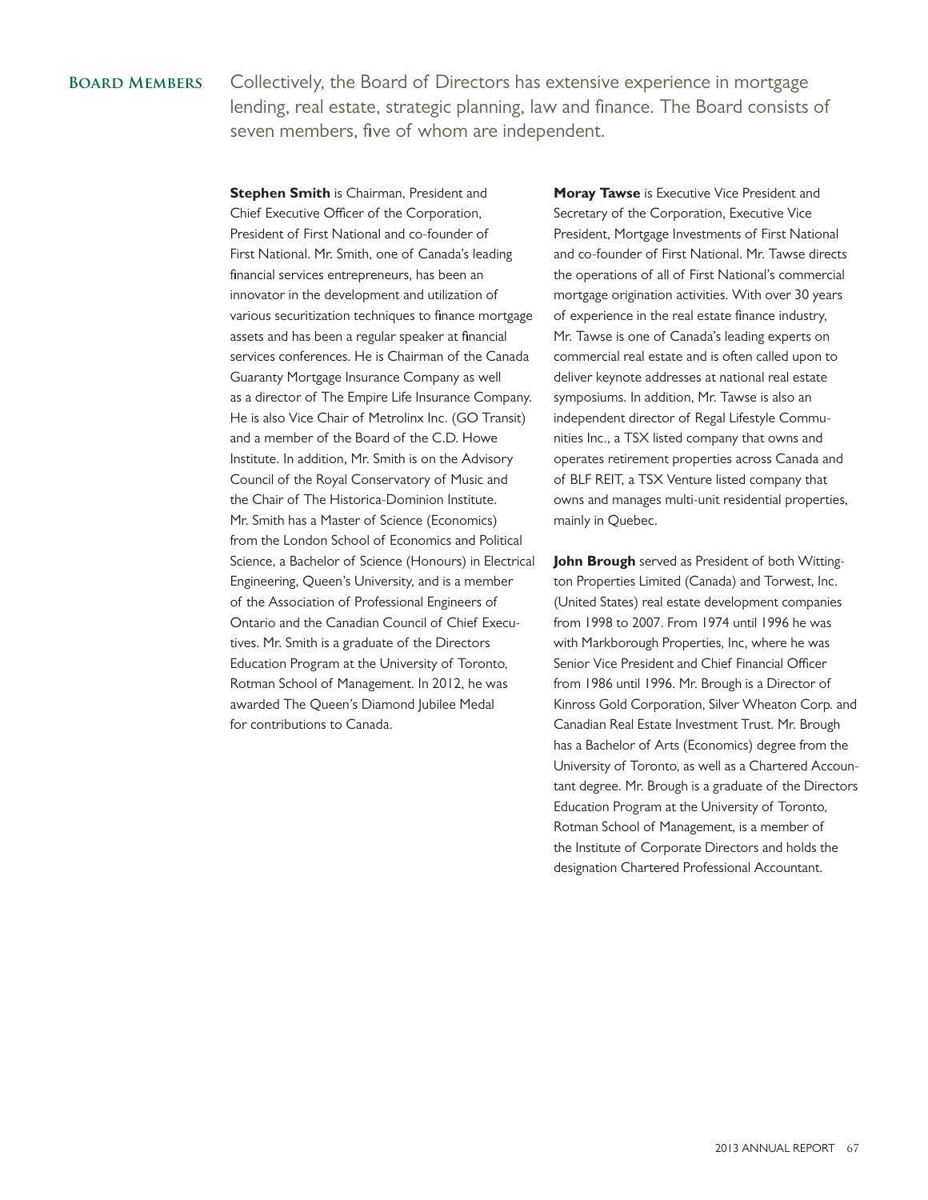## Board Members

Collectively, the Board of Directors has extensive experience in mortgage lending, real estate, strategic planning, law and finance. The Board consists of seven members, five of whom are independent.

**Stephen Smith** is Chairman, President and Chief Executive Officer of the Corporation, President of First National and co-founder of First National. Mr. Smith, one of Canada's leading financial services entrepreneurs, has been an innovator in the development and utilization of various securitization techniques to finance mortgage assets and has been a regular speaker at financial services conferences. He is Chairman of the Canada Guaranty Mortgage Insurance Company as well as a director of The Empire Life Insurance Company. He is also Vice Chair of Metrolinx Inc. (GO Transit) and a member of the Board of the C.D. Howe Institute. In addition, Mr. Smith is on the Advisory Council of the Royal Conservatory of Music and the Chair of The Historica-Dominion Institute. Mr. Smith has a Master of Science (Economics) from the London School of Economics and Political Science, a Bachelor of Science (Honours) in Electrical Engineering, Queen's University, and is a member of the Association of Professional Engineers of Ontario and the Canadian Council of Chief Executives. Mr. Smith is a graduate of the Directors Education Program at the University of Toronto, Rotman School of Management. In 2012, he was awarded The Queen's Diamond Jubilee Medal for contributions to Canada.

**Moray Tawse** is Executive Vice President and Secretary of the Corporation, Executive Vice President, Mortgage Investments of First National and co-founder of First National. Mr. Tawse directs the operations of all of First National's commercial mortgage origination activities. With over 30 years of experience in the real estate finance industry, Mr. Tawse is one of Canada's leading experts on commercial real estate and is often called upon to deliver keynote addresses at national real estate symposiums. In addition, Mr. Tawse is also an independent director of Regal Lifestyle Communities Inc., a TSX listed company that owns and operates retirement properties across Canada and of BLF REIT, a TSX Venture listed company that owns and manages multi-unit residential properties, mainly in Quebec.

**John Brough** served as President of both Wittington Properties Limited (Canada) and Torwest, Inc. (United States) real estate development companies from 1998 to 2007. From 1974 until 1996 he was with Markborough Properties, Inc, where he was Senior Vice President and Chief Financial Officer from 1986 until 1996. Mr. Brough is a Director of Kinross Gold Corporation, Silver Wheaton Corp. and Canadian Real Estate Investment Trust. Mr. Brough has a Bachelor of Arts (Economics) degree from the University of Toronto, as well as a Chartered Accountant degree. Mr. Brough is a graduate of the Directors Education Program at the University of Toronto, Rotman School of Management, is a member of the Institute of Corporate Directors and holds the designation Chartered Professional Accountant.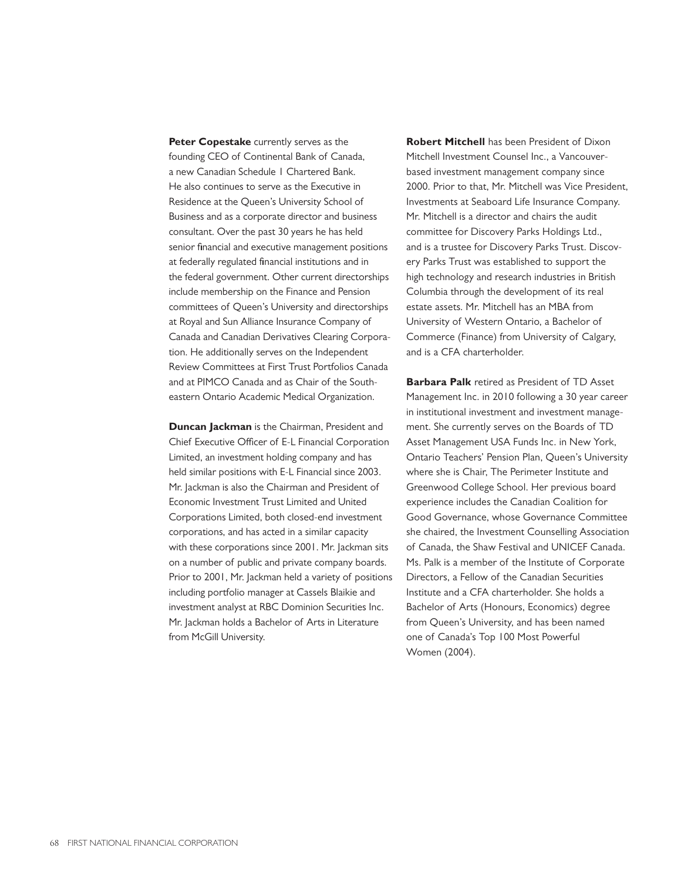**Peter Copestake** currently serves as the founding CEO of Continental Bank of Canada, a new Canadian Schedule I Chartered Bank. He also continues to serve as the Executive in Residence at the Queen's University School of Business and as a corporate director and business consultant. Over the past 30 years he has held senior financial and executive management positions at federally regulated financial institutions and in the federal government. Other current directorships include membership on the Finance and Pension committees of Queen's University and directorships at Royal and Sun Alliance Insurance Company of Canada and Canadian Derivatives Clearing Corporation. He additionally serves on the Independent Review Committees at First Trust Portfolios Canada and at PIMCO Canada and as Chair of the Southeastern Ontario Academic Medical Organization.

**Duncan Jackman** is the Chairman, President and Chief Executive Officer of E-L Financial Corporation Limited, an investment holding company and has held similar positions with E-L Financial since 2003. Mr. Jackman is also the Chairman and President of Economic Investment Trust Limited and United Corporations Limited, both closed-end investment corporations, and has acted in a similar capacity with these corporations since 2001. Mr. Jackman sits on a number of public and private company boards. Prior to 2001, Mr. Jackman held a variety of positions including portfolio manager at Cassels Blaikie and investment analyst at RBC Dominion Securities Inc. Mr. Jackman holds a Bachelor of Arts in Literature from McGill University.

**Robert Mitchell** has been President of Dixon Mitchell Investment Counsel Inc., a Vancouver-based investment management company since 2000. Prior to that, Mr. Mitchell was Vice President, Investments at Seaboard Life Insurance Company. Mr. Mitchell is a director and chairs the audit committee for Discovery Parks Holdings Ltd., and is a trustee for Discovery Parks Trust. Discovery Parks Trust was established to support the high technology and research industries in British Columbia through the development of its real estate assets. Mr. Mitchell has an MBA from University of Western Ontario, a Bachelor of Commerce (Finance) from University of Calgary, and is a CFA charterholder.

**Barbara Palk** retired as President of TD Asset Management Inc. in 2010 following a 30 year career in institutional investment and investment management. She currently serves on the Boards of TD Asset Management USA Funds Inc. in New York, Ontario Teachers' Pension Plan, Queen's University where she is Chair, The Perimeter Institute and Greenwood College School. Her previous board experience includes the Canadian Coalition for Good Governance, whose Governance Committee she chaired, the Investment Counselling Association of Canada, the Shaw Festival and UNICEF Canada. Ms. Palk is a member of the Institute of Corporate Directors, a Fellow of the Canadian Securities Institute and a CFA charterholder. She holds a Bachelor of Arts (Honours, Economics) degree from Queen's University, and has been named one of Canada's Top 100 Most Powerful Women (2004).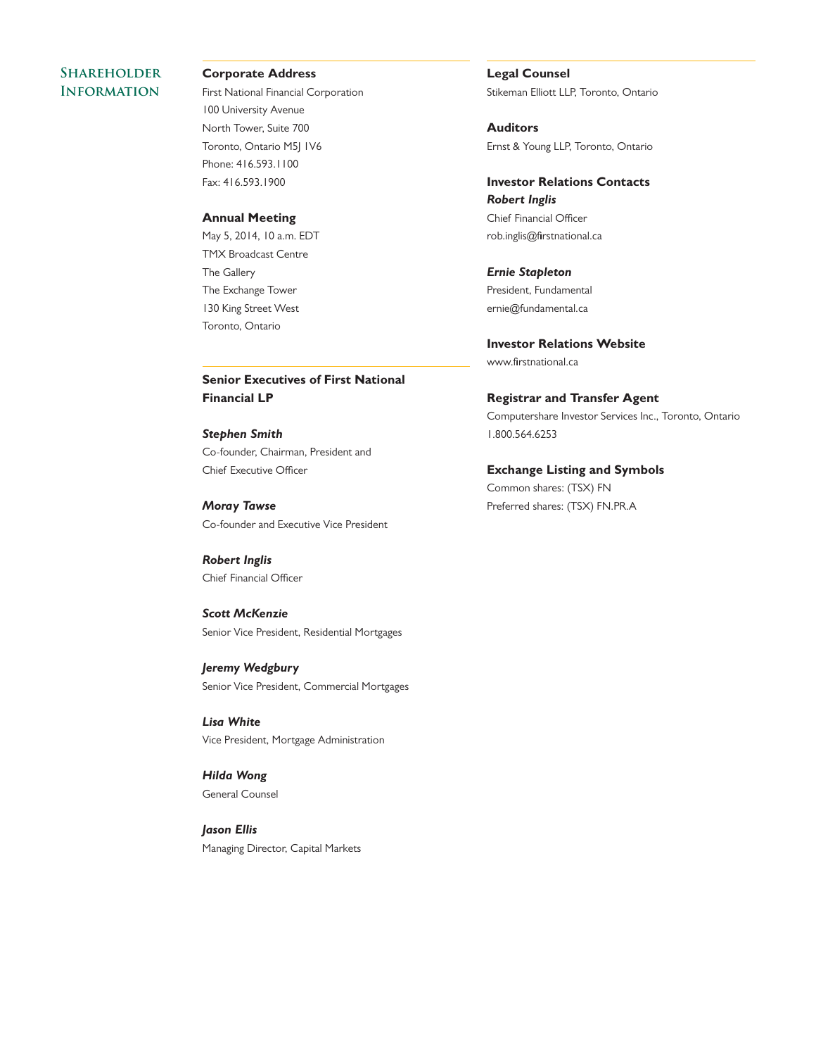# Shareholder Information

## Corporate Address

First National Financial Corporation
100 University Avenue
North Tower, Suite 700
Toronto, Ontario M5J 1V6
Phone: 416.593.1100
Fax: 416.593.1900

## Annual Meeting

May 5, 2014, 10 a.m. EDT
TMX Broadcast Centre
The Gallery
The Exchange Tower
130 King Street West
Toronto, Ontario

## Senior Executives of First National Financial LP

***Stephen Smith***
Co-founder, Chairman, President and Chief Executive Officer

***Moray Tawse***
Co-founder and Executive Vice President

***Robert Inglis***
Chief Financial Officer

***Scott McKenzie***
Senior Vice President, Residential Mortgages

***Jeremy Wedgbury***
Senior Vice President, Commercial Mortgages

***Lisa White***
Vice President, Mortgage Administration

***Hilda Wong***
General Counsel

***Jason Ellis***
Managing Director, Capital Markets

## Legal Counsel

Stikeman Elliott LLP, Toronto, Ontario

## Auditors

Ernst & Young LLP, Toronto, Ontario

## Investor Relations Contacts

***Robert Inglis***
Chief Financial Officer
rob.inglis@firstnational.ca

***Ernie Stapleton***
President, Fundamental
ernie@fundamental.ca

## Investor Relations Website

www.firstnational.ca

## Registrar and Transfer Agent

Computershare Investor Services Inc., Toronto, Ontario
1.800.564.6253

## Exchange Listing and Symbols

Common shares: (TSX) FN
Preferred shares: (TSX) FN.PR.A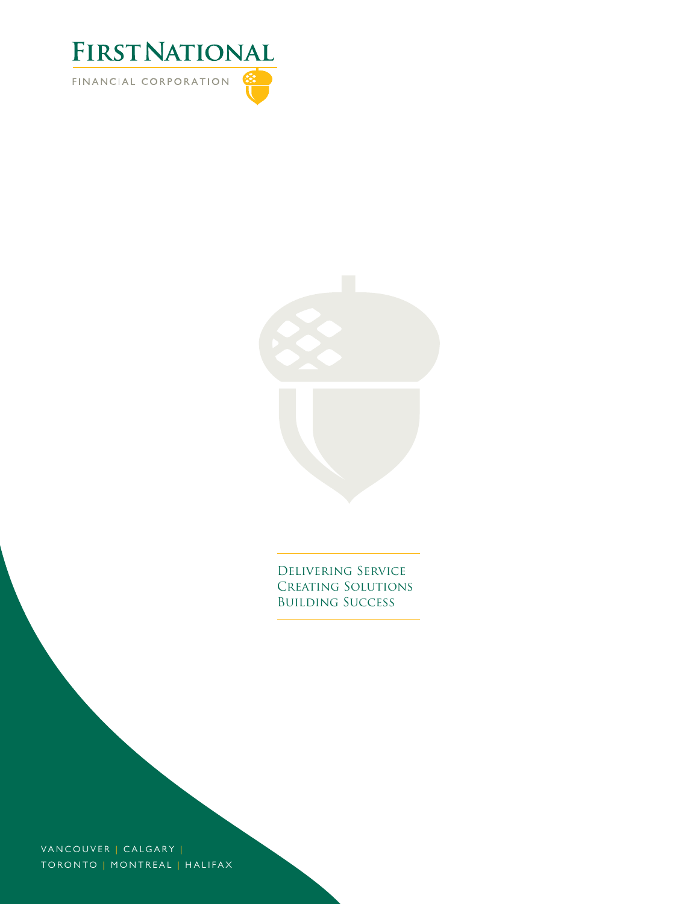FIRST NATIONAL

FINANCIAL CORPORATION

Delivering Service
Creating Solutions
Building Success

VANCOUVER | CALGARY |
TORONTO | MONTREAL | HALIFAX